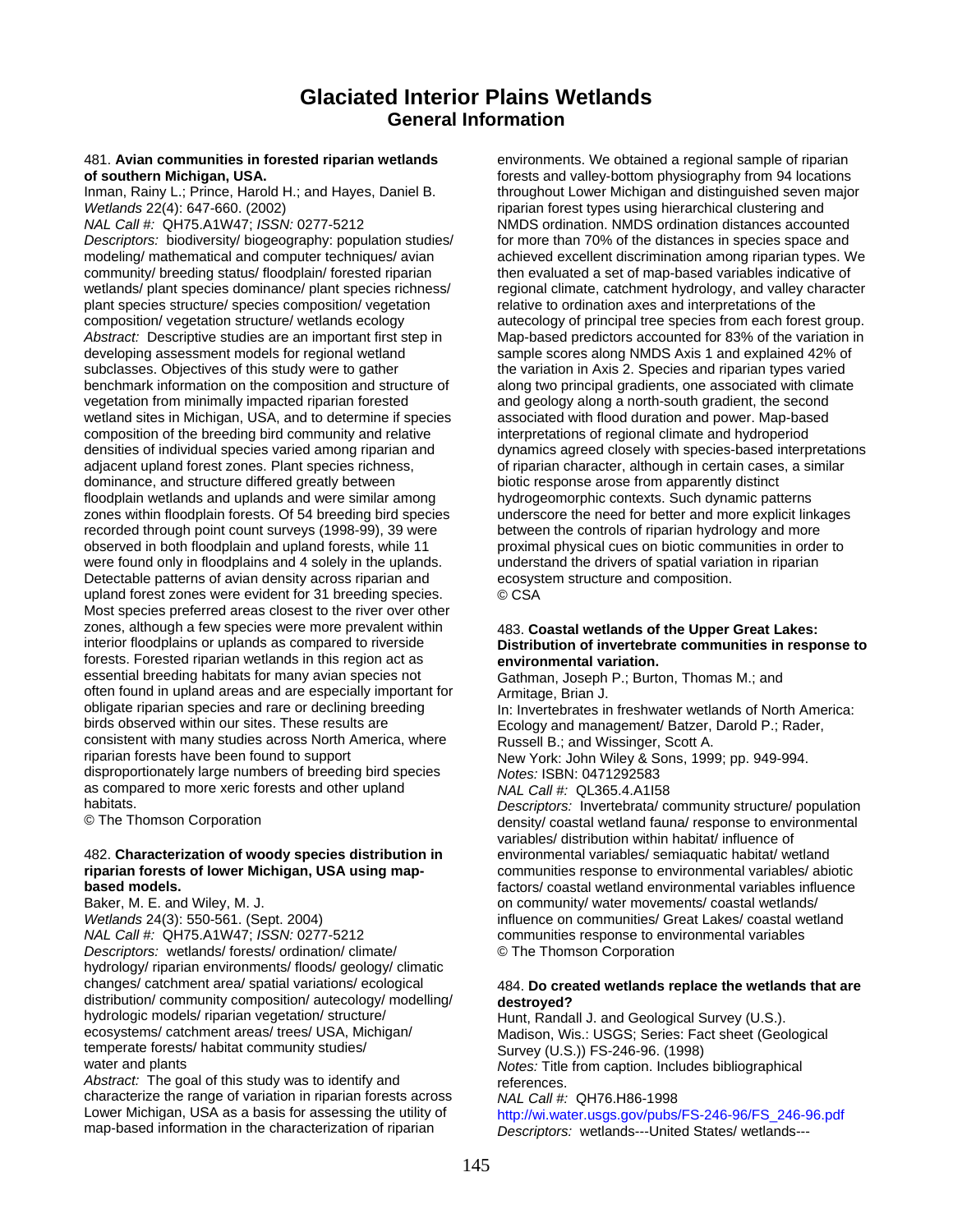# Glaciated Interior Plains Wetlands

## General Information

481. **Avian communities in forested riparian wetlands of southern Michigan, USA.**
Inman, Rainy L.; Prince, Harold H.; and Hayes, Daniel B.
*Wetlands* 22(4): 647-660. (2002)
*NAL Call #:* QH75.A1W47; *ISSN:* 0277-5212
*Descriptors:* biodiversity/ biogeography: population studies/ modeling/ mathematical and computer techniques/ avian community/ breeding status/ floodplain/ forested riparian wetlands/ plant species dominance/ plant species richness/ plant species structure/ species composition/ vegetation composition/ vegetation structure/ wetlands ecology
*Abstract:* Descriptive studies are an important first step in developing assessment models for regional wetland subclasses. Objectives of this study were to gather benchmark information on the composition and structure of vegetation from minimally impacted riparian forested wetland sites in Michigan, USA, and to determine if species composition of the breeding bird community and relative densities of individual species varied among riparian and adjacent upland forest zones. Plant species richness, dominance, and structure differed greatly between floodplain wetlands and uplands and were similar among zones within floodplain forests. Of 54 breeding bird species recorded through point count surveys (1998-99), 39 were observed in both floodplain and upland forests, while 11 were found only in floodplains and 4 solely in the uplands. Detectable patterns of avian density across riparian and upland forest zones were evident for 31 breeding species. Most species preferred areas closest to the river over other zones, although a few species were more prevalent within interior floodplains or uplands as compared to riverside forests. Forested riparian wetlands in this region act as essential breeding habitats for many avian species not often found in upland areas and are especially important for obligate riparian species and rare or declining breeding birds observed within our sites. These results are consistent with many studies across North America, where riparian forests have been found to support disproportionately large numbers of breeding bird species as compared to more xeric forests and other upland habitats.
© The Thomson Corporation

482. **Characterization of woody species distribution in riparian forests of lower Michigan, USA using map-based models.**
Baker, M. E. and Wiley, M. J.
*Wetlands* 24(3): 550-561. (Sept. 2004)
*NAL Call #:* QH75.A1W47; *ISSN:* 0277-5212
*Descriptors:* wetlands/ forests/ ordination/ climate/ hydrology/ riparian environments/ floods/ geology/ climatic changes/ catchment area/ spatial variations/ ecological distribution/ community composition/ autecology/ modelling/ hydrologic models/ riparian vegetation/ structure/ ecosystems/ catchment areas/ trees/ USA, Michigan/ temperate forests/ habitat community studies/ water and plants
*Abstract:* The goal of this study was to identify and characterize the range of variation in riparian forests across Lower Michigan, USA as a basis for assessing the utility of map-based information in the characterization of riparian environments. We obtained a regional sample of riparian forests and valley-bottom physiography from 94 locations throughout Lower Michigan and distinguished seven major riparian forest types using hierarchical clustering and NMDS ordination. NMDS ordination distances accounted for more than 70% of the distances in species space and achieved excellent discrimination among riparian types. We then evaluated a set of map-based variables indicative of regional climate, catchment hydrology, and valley character relative to ordination axes and interpretations of the autecology of principal tree species from each forest group. Map-based predictors accounted for 83% of the variation in sample scores along NMDS Axis 1 and explained 42% of the variation in Axis 2. Species and riparian types varied along two principal gradients, one associated with climate and geology along a north-south gradient, the second associated with flood duration and power. Map-based interpretations of regional climate and hydroperiod dynamics agreed closely with species-based interpretations of riparian character, although in certain cases, a similar biotic response arose from apparently distinct hydrogeomorphic contexts. Such dynamic patterns underscore the need for better and more explicit linkages between the controls of riparian hydrology and more proximal physical cues on biotic communities in order to understand the drivers of spatial variation in riparian ecosystem structure and composition.
© CSA

483. **Coastal wetlands of the Upper Great Lakes: Distribution of invertebrate communities in response to environmental variation.**
Gathman, Joseph P.; Burton, Thomas M.; and Armitage, Brian J.
In: Invertebrates in freshwater wetlands of North America: Ecology and management/ Batzer, Darold P.; Rader, Russell B.; and Wissinger, Scott A.
New York: John Wiley & Sons, 1999; pp. 949-994.
*Notes:* ISBN: 0471292583
*NAL Call #:* QL365.4.A1I58
*Descriptors:* Invertebrata/ community structure/ population density/ coastal wetland fauna/ response to environmental variables/ distribution within habitat/ influence of environmental variables/ semiaquatic habitat/ wetland communities response to environmental variables/ abiotic factors/ coastal wetland environmental variables influence on community/ water movements/ coastal wetlands/ influence on communities/ Great Lakes/ coastal wetland communities response to environmental variables
© The Thomson Corporation

484. **Do created wetlands replace the wetlands that are destroyed?**
Hunt, Randall J. and Geological Survey (U.S.).
Madison, Wis.: USGS; Series: Fact sheet (Geological Survey (U.S.)) FS-246-96. (1998)
*Notes:* Title from caption. Includes bibliographical references.
*NAL Call #:* QH76.H86-1998
http://wi.water.usgs.gov/pubs/FS-246-96/FS_246-96.pdf
*Descriptors:* wetlands---United States/ wetlands---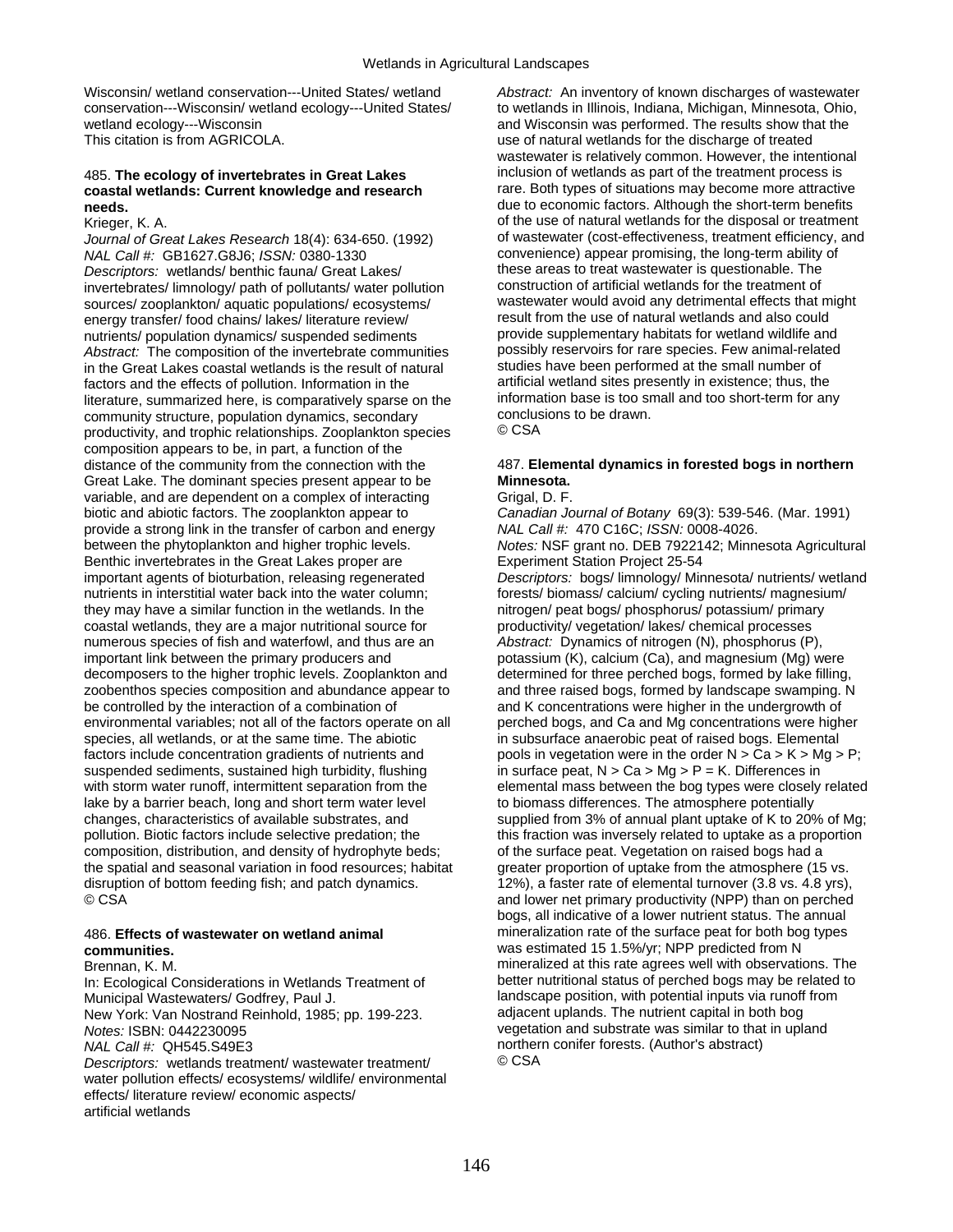Wisconsin/ wetland conservation---United States/ wetland conservation---Wisconsin/ wetland ecology---United States/ wetland ecology---Wisconsin
This citation is from AGRICOLA.

485. **The ecology of invertebrates in Great Lakes coastal wetlands: Current knowledge and research needs.**
Krieger, K. A.
*Journal of Great Lakes Research* 18(4): 634-650. (1992)
*NAL Call #:* GB1627.G8J6; *ISSN:* 0380-1330
*Descriptors:* wetlands/ benthic fauna/ Great Lakes/ invertebrates/ limnology/ path of pollutants/ water pollution sources/ zooplankton/ aquatic populations/ ecosystems/ energy transfer/ food chains/ lakes/ literature review/ nutrients/ population dynamics/ suspended sediments
*Abstract:* The composition of the invertebrate communities in the Great Lakes coastal wetlands is the result of natural factors and the effects of pollution. Information in the literature, summarized here, is comparatively sparse on the community structure, population dynamics, secondary productivity, and trophic relationships. Zooplankton species composition appears to be, in part, a function of the distance of the community from the connection with the Great Lake. The dominant species present appear to be variable, and are dependent on a complex of interacting biotic and abiotic factors. The zooplankton appear to provide a strong link in the transfer of carbon and energy between the phytoplankton and higher trophic levels. Benthic invertebrates in the Great Lakes proper are important agents of bioturbation, releasing regenerated nutrients in interstitial water back into the water column; they may have a similar function in the wetlands. In the coastal wetlands, they are a major nutritional source for numerous species of fish and waterfowl, and thus are an important link between the primary producers and decomposers to the higher trophic levels. Zooplankton and zoobenthos species composition and abundance appear to be controlled by the interaction of a combination of environmental variables; not all of the factors operate on all species, all wetlands, or at the same time. The abiotic factors include concentration gradients of nutrients and suspended sediments, sustained high turbidity, flushing with storm water runoff, intermittent separation from the lake by a barrier beach, long and short term water level changes, characteristics of available substrates, and pollution. Biotic factors include selective predation; the composition, distribution, and density of hydrophyte beds; the spatial and seasonal variation in food resources; habitat disruption of bottom feeding fish; and patch dynamics.
© CSA

486. **Effects of wastewater on wetland animal communities.**
Brennan, K. M.
In: Ecological Considerations in Wetlands Treatment of Municipal Wastewaters/ Godfrey, Paul J.
New York: Van Nostrand Reinhold, 1985; pp. 199-223.
*Notes:* ISBN: 0442230095
*NAL Call #:* QH545.S49E3
*Descriptors:* wetlands treatment/ wastewater treatment/ water pollution effects/ ecosystems/ wildlife/ environmental effects/ literature review/ economic aspects/ artificial wetlands
*Abstract:* An inventory of known discharges of wastewater to wetlands in Illinois, Indiana, Michigan, Minnesota, Ohio, and Wisconsin was performed. The results show that the use of natural wetlands for the discharge of treated wastewater is relatively common. However, the intentional inclusion of wetlands as part of the treatment process is rare. Both types of situations may become more attractive due to economic factors. Although the short-term benefits of the use of natural wetlands for the disposal or treatment of wastewater (cost-effectiveness, treatment efficiency, and convenience) appear promising, the long-term ability of these areas to treat wastewater is questionable. The construction of artificial wetlands for the treatment of wastewater would avoid any detrimental effects that might result from the use of natural wetlands and also could provide supplementary habitats for wetland wildlife and possibly reservoirs for rare species. Few animal-related studies have been performed at the small number of artificial wetland sites presently in existence; thus, the information base is too small and too short-term for any conclusions to be drawn.
© CSA

487. **Elemental dynamics in forested bogs in northern Minnesota.**
Grigal, D. F.
*Canadian Journal of Botany* 69(3): 539-546. (Mar. 1991)
*NAL Call #:* 470 C16C; *ISSN:* 0008-4026.
*Notes:* NSF grant no. DEB 7922142; Minnesota Agricultural Experiment Station Project 25-54
*Descriptors:* bogs/ limnology/ Minnesota/ nutrients/ wetland forests/ biomass/ calcium/ cycling nutrients/ magnesium/ nitrogen/ peat bogs/ phosphorus/ potassium/ primary productivity/ vegetation/ lakes/ chemical processes
*Abstract:* Dynamics of nitrogen (N), phosphorus (P), potassium (K), calcium (Ca), and magnesium (Mg) were determined for three perched bogs, formed by lake filling, and three raised bogs, formed by landscape swamping. N and K concentrations were higher in the undergrowth of perched bogs, and Ca and Mg concentrations were higher in subsurface anaerobic peat of raised bogs. Elemental pools in vegetation were in the order N > Ca > K > Mg > P; in surface peat, N > Ca > Mg > P = K. Differences in elemental mass between the bog types were closely related to biomass differences. The atmosphere potentially supplied from 3% of annual plant uptake of K to 20% of Mg; this fraction was inversely related to uptake as a proportion of the surface peat. Vegetation on raised bogs had a greater proportion of uptake from the atmosphere (15 vs. 12%), a faster rate of elemental turnover (3.8 vs. 4.8 yrs), and lower net primary productivity (NPP) than on perched bogs, all indicative of a lower nutrient status. The annual mineralization rate of the surface peat for both bog types was estimated 15 1.5%/yr; NPP predicted from N mineralized at this rate agrees well with observations. The better nutritional status of perched bogs may be related to landscape position, with potential inputs via runoff from adjacent uplands. The nutrient capital in both bog vegetation and substrate was similar to that in upland northern conifer forests. (Author's abstract)
© CSA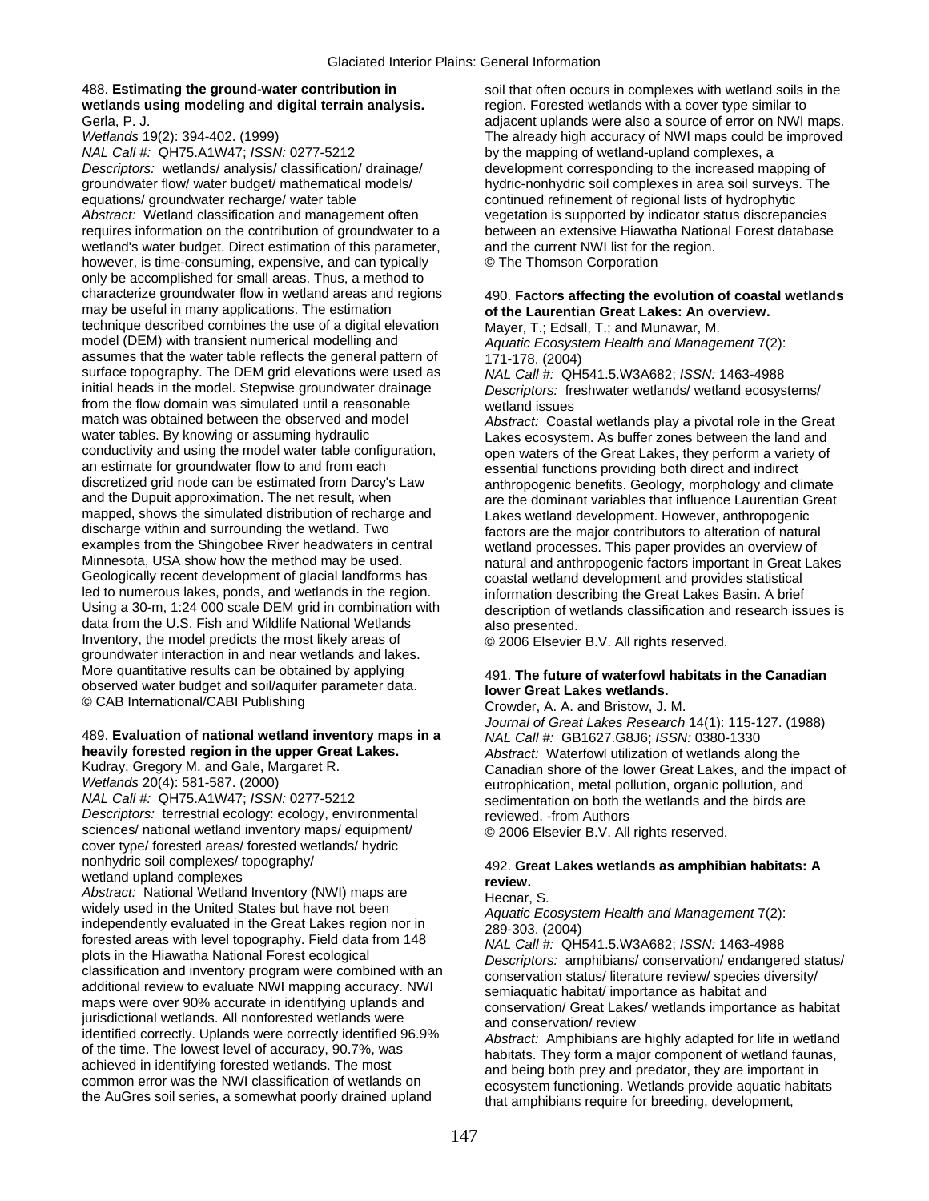488. **Estimating the ground-water contribution in wetlands using modeling and digital terrain analysis.**
Gerla, P. J.
*Wetlands* 19(2): 394-402. (1999)
*NAL Call #:* QH75.A1W47; *ISSN:* 0277-5212
*Descriptors:* wetlands/ analysis/ classification/ drainage/ groundwater flow/ water budget/ mathematical models/ equations/ groundwater recharge/ water table
*Abstract:* Wetland classification and management often requires information on the contribution of groundwater to a wetland's water budget. Direct estimation of this parameter, however, is time-consuming, expensive, and can typically only be accomplished for small areas. Thus, a method to characterize groundwater flow in wetland areas and regions may be useful in many applications. The estimation technique described combines the use of a digital elevation model (DEM) with transient numerical modelling and assumes that the water table reflects the general pattern of surface topography. The DEM grid elevations were used as initial heads in the model. Stepwise groundwater drainage from the flow domain was simulated until a reasonable match was obtained between the observed and model water tables. By knowing or assuming hydraulic conductivity and using the model water table configuration, an estimate for groundwater flow to and from each discretized grid node can be estimated from Darcy's Law and the Dupuit approximation. The net result, when mapped, shows the simulated distribution of recharge and discharge within and surrounding the wetland. Two examples from the Shingobee River headwaters in central Minnesota, USA show how the method may be used. Geologically recent development of glacial landforms has led to numerous lakes, ponds, and wetlands in the region. Using a 30-m, 1:24 000 scale DEM grid in combination with data from the U.S. Fish and Wildlife National Wetlands Inventory, the model predicts the most likely areas of groundwater interaction in and near wetlands and lakes. More quantitative results can be obtained by applying observed water budget and soil/aquifer parameter data.
© CAB International/CABI Publishing

489. **Evaluation of national wetland inventory maps in a heavily forested region in the upper Great Lakes.**
Kudray, Gregory M. and Gale, Margaret R.
*Wetlands* 20(4): 581-587. (2000)
*NAL Call #:* QH75.A1W47; *ISSN:* 0277-5212
*Descriptors:* terrestrial ecology: ecology, environmental sciences/ national wetland inventory maps/ equipment/ cover type/ forested areas/ forested wetlands/ hydric nonhydric soil complexes/ topography/ wetland upland complexes
*Abstract:* National Wetland Inventory (NWI) maps are widely used in the United States but have not been independently evaluated in the Great Lakes region nor in forested areas with level topography. Field data from 148 plots in the Hiawatha National Forest ecological classification and inventory program were combined with an additional review to evaluate NWI mapping accuracy. NWI maps were over 90% accurate in identifying uplands and jurisdictional wetlands. All nonforested wetlands were identified correctly. Uplands were correctly identified 96.9% of the time. The lowest level of accuracy, 90.7%, was achieved in identifying forested wetlands. The most common error was the NWI classification of wetlands on the AuGres soil series, a somewhat poorly drained upland soil that often occurs in complexes with wetland soils in the region. Forested wetlands with a cover type similar to adjacent uplands were also a source of error on NWI maps. The already high accuracy of NWI maps could be improved by the mapping of wetland-upland complexes, a development corresponding to the increased mapping of hydric-nonhydric soil complexes in area soil surveys. The continued refinement of regional lists of hydrophytic vegetation is supported by indicator status discrepancies between an extensive Hiawatha National Forest database and the current NWI list for the region.
© The Thomson Corporation

490. **Factors affecting the evolution of coastal wetlands of the Laurentian Great Lakes: An overview.**
Mayer, T.; Edsall, T.; and Munawar, M.
*Aquatic Ecosystem Health and Management* 7(2): 171-178. (2004)
*NAL Call #:* QH541.5.W3A682; *ISSN:* 1463-4988
*Descriptors:* freshwater wetlands/ wetland ecosystems/ wetland issues
*Abstract:* Coastal wetlands play a pivotal role in the Great Lakes ecosystem. As buffer zones between the land and open waters of the Great Lakes, they perform a variety of essential functions providing both direct and indirect anthropogenic benefits. Geology, morphology and climate are the dominant variables that influence Laurentian Great Lakes wetland development. However, anthropogenic factors are the major contributors to alteration of natural wetland processes. This paper provides an overview of natural and anthropogenic factors important in Great Lakes coastal wetland development and provides statistical information describing the Great Lakes Basin. A brief description of wetlands classification and research issues is also presented.
© 2006 Elsevier B.V. All rights reserved.

491. **The future of waterfowl habitats in the Canadian lower Great Lakes wetlands.**
Crowder, A. A. and Bristow, J. M.
*Journal of Great Lakes Research* 14(1): 115-127. (1988)
*NAL Call #:* GB1627.G8J6; *ISSN:* 0380-1330
*Abstract:* Waterfowl utilization of wetlands along the Canadian shore of the lower Great Lakes, and the impact of eutrophication, metal pollution, organic pollution, and sedimentation on both the wetlands and the birds are reviewed. -from Authors
© 2006 Elsevier B.V. All rights reserved.

492. **Great Lakes wetlands as amphibian habitats: A review.**
Hecnar, S.
*Aquatic Ecosystem Health and Management* 7(2): 289-303. (2004)
*NAL Call #:* QH541.5.W3A682; *ISSN:* 1463-4988
*Descriptors:* amphibians/ conservation/ endangered status/ conservation status/ literature review/ species diversity/ semiaquatic habitat/ importance as habitat and conservation/ Great Lakes/ wetlands importance as habitat and conservation/ review
*Abstract:* Amphibians are highly adapted for life in wetland habitats. They form a major component of wetland faunas, and being both prey and predator, they are important in ecosystem functioning. Wetlands provide aquatic habitats that amphibians require for breeding, development,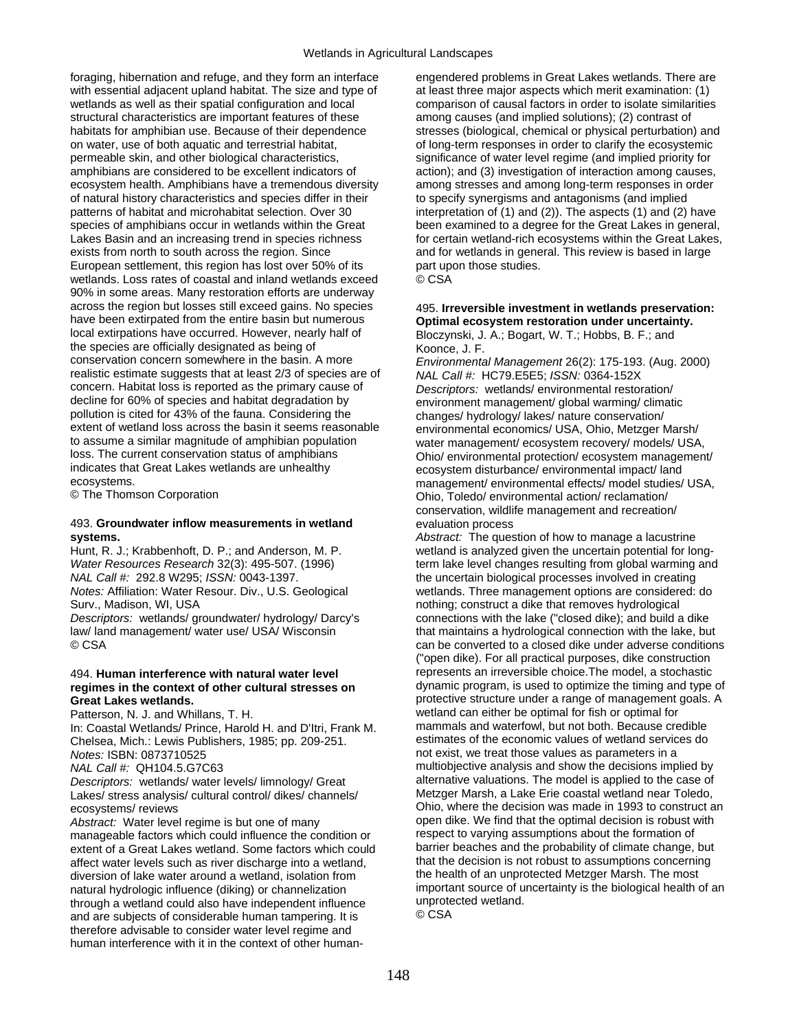foraging, hibernation and refuge, and they form an interface with essential adjacent upland habitat. The size and type of wetlands as well as their spatial configuration and local structural characteristics are important features of these habitats for amphibian use. Because of their dependence on water, use of both aquatic and terrestrial habitat, permeable skin, and other biological characteristics, amphibians are considered to be excellent indicators of ecosystem health. Amphibians have a tremendous diversity of natural history characteristics and species differ in their patterns of habitat and microhabitat selection. Over 30 species of amphibians occur in wetlands within the Great Lakes Basin and an increasing trend in species richness exists from north to south across the region. Since European settlement, this region has lost over 50% of its wetlands. Loss rates of coastal and inland wetlands exceed 90% in some areas. Many restoration efforts are underway across the region but losses still exceed gains. No species have been extirpated from the entire basin but numerous local extirpations have occurred. However, nearly half of the species are officially designated as being of conservation concern somewhere in the basin. A more realistic estimate suggests that at least 2/3 of species are of concern. Habitat loss is reported as the primary cause of decline for 60% of species and habitat degradation by pollution is cited for 43% of the fauna. Considering the extent of wetland loss across the basin it seems reasonable to assume a similar magnitude of amphibian population loss. The current conservation status of amphibians indicates that Great Lakes wetlands are unhealthy ecosystems.
© The Thomson Corporation

493. **Groundwater inflow measurements in wetland systems.**
Hunt, R. J.; Krabbenhoft, D. P.; and Anderson, M. P.
*Water Resources Research* 32(3): 495-507. (1996)
*NAL Call #:* 292.8 W295; *ISSN:* 0043-1397.
*Notes:* Affiliation: Water Resour. Div., U.S. Geological Surv., Madison, WI, USA
*Descriptors:* wetlands/ groundwater/ hydrology/ Darcy's law/ land management/ water use/ USA/ Wisconsin
© CSA

494. **Human interference with natural water level regimes in the context of other cultural stresses on Great Lakes wetlands.**
Patterson, N. J. and Whillans, T. H.
In: Coastal Wetlands/ Prince, Harold H. and D'Itri, Frank M. Chelsea, Mich.: Lewis Publishers, 1985; pp. 209-251.
*Notes:* ISBN: 0873710525
*NAL Call #:* QH104.5.G7C63
*Descriptors:* wetlands/ water levels/ limnology/ Great Lakes/ stress analysis/ cultural control/ dikes/ channels/ ecosystems/ reviews
*Abstract:* Water level regime is but one of many manageable factors which could influence the condition or extent of a Great Lakes wetland. Some factors which could affect water levels such as river discharge into a wetland, diversion of lake water around a wetland, isolation from natural hydrologic influence (diking) or channelization through a wetland could also have independent influence and are subjects of considerable human tampering. It is therefore advisable to consider water level regime and human interference with it in the context of other human-engendered problems in Great Lakes wetlands. There are at least three major aspects which merit examination: (1) comparison of causal factors in order to isolate similarities among causes (and implied solutions); (2) contrast of stresses (biological, chemical or physical perturbation) and of long-term responses in order to clarify the ecosystemic significance of water level regime (and implied priority for action); and (3) investigation of interaction among causes, among stresses and among long-term responses in order to specify synergisms and antagonisms (and implied interpretation of (1) and (2)). The aspects (1) and (2) have been examined to a degree for the Great Lakes in general, for certain wetland-rich ecosystems within the Great Lakes, and for wetlands in general. This review is based in large part upon those studies.
© CSA

495. **Irreversible investment in wetlands preservation: Optimal ecosystem restoration under uncertainty.**
Bloczynski, J. A.; Bogart, W. T.; Hobbs, B. F.; and Koonce, J. F.
*Environmental Management* 26(2): 175-193. (Aug. 2000)
*NAL Call #:* HC79.E5E5; *ISSN:* 0364-152X
*Descriptors:* wetlands/ environmental restoration/ environment management/ global warming/ climatic changes/ hydrology/ lakes/ nature conservation/ environmental economics/ USA, Ohio, Metzger Marsh/ water management/ ecosystem recovery/ models/ USA, Ohio/ environmental protection/ ecosystem management/ ecosystem disturbance/ environmental impact/ land management/ environmental effects/ model studies/ USA, Ohio, Toledo/ environmental action/ reclamation/ conservation, wildlife management and recreation/ evaluation process
*Abstract:* The question of how to manage a lacustrine wetland is analyzed given the uncertain potential for long-term lake level changes resulting from global warming and the uncertain biological processes involved in creating wetlands. Three management options are considered: do nothing; construct a dike that removes hydrological connections with the lake ("closed dike); and build a dike that maintains a hydrological connection with the lake, but can be converted to a closed dike under adverse conditions ("open dike). For all practical purposes, dike construction represents an irreversible choice.The model, a stochastic dynamic program, is used to optimize the timing and type of protective structure under a range of management goals. A wetland can either be optimal for fish or optimal for mammals and waterfowl, but not both. Because credible estimates of the economic values of wetland services do not exist, we treat those values as parameters in a multiobjective analysis and show the decisions implied by alternative valuations. The model is applied to the case of Metzger Marsh, a Lake Erie coastal wetland near Toledo, Ohio, where the decision was made in 1993 to construct an open dike. We find that the optimal decision is robust with respect to varying assumptions about the formation of barrier beaches and the probability of climate change, but that the decision is not robust to assumptions concerning the health of an unprotected Metzger Marsh. The most important source of uncertainty is the biological health of an unprotected wetland.
© CSA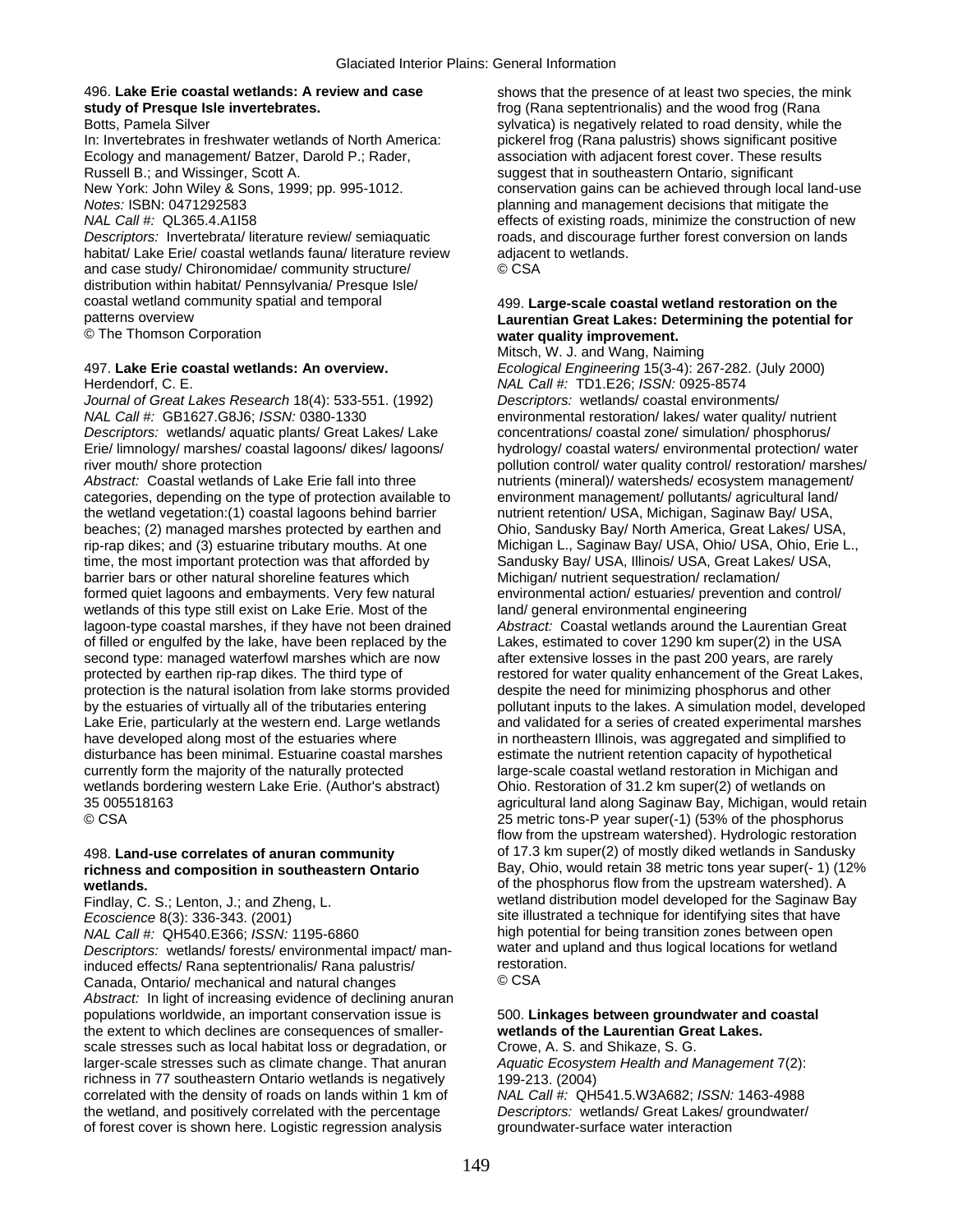496. **Lake Erie coastal wetlands: A review and case study of Presque Isle invertebrates.**
Botts, Pamela Silver
In: Invertebrates in freshwater wetlands of North America: Ecology and management/ Batzer, Darold P.; Rader, Russell B.; and Wissinger, Scott A.
New York: John Wiley & Sons, 1999; pp. 995-1012.
*Notes:* ISBN: 0471292583
*NAL Call #:* QL365.4.A1I58
*Descriptors:* Invertebrata/ literature review/ semiaquatic habitat/ Lake Erie/ coastal wetlands fauna/ literature review and case study/ Chironomidae/ community structure/ distribution within habitat/ Pennsylvania/ Presque Isle/ coastal wetland community spatial and temporal patterns overview
© The Thomson Corporation

497. **Lake Erie coastal wetlands: An overview.**
Herdendorf, C. E.
*Journal of Great Lakes Research* 18(4): 533-551. (1992)
*NAL Call #:* GB1627.G8J6; *ISSN:* 0380-1330
*Descriptors:* wetlands/ aquatic plants/ Great Lakes/ Lake Erie/ limnology/ marshes/ coastal lagoons/ dikes/ lagoons/ river mouth/ shore protection
*Abstract:* Coastal wetlands of Lake Erie fall into three categories, depending on the type of protection available to the wetland vegetation:(1) coastal lagoons behind barrier beaches; (2) managed marshes protected by earthen and rip-rap dikes; and (3) estuarine tributary mouths. At one time, the most important protection was that afforded by barrier bars or other natural shoreline features which formed quiet lagoons and embayments. Very few natural wetlands of this type still exist on Lake Erie. Most of the lagoon-type coastal marshes, if they have not been drained of filled or engulfed by the lake, have been replaced by the second type: managed waterfowl marshes which are now protected by earthen rip-rap dikes. The third type of protection is the natural isolation from lake storms provided by the estuaries of virtually all of the tributaries entering Lake Erie, particularly at the western end. Large wetlands have developed along most of the estuaries where disturbance has been minimal. Estuarine coastal marshes currently form the majority of the naturally protected wetlands bordering western Lake Erie. (Author's abstract) 35 005518163
© CSA

498. **Land-use correlates of anuran community richness and composition in southeastern Ontario wetlands.**
Findlay, C. S.; Lenton, J.; and Zheng, L.
*Ecoscience* 8(3): 336-343. (2001)
*NAL Call #:* QH540.E366; *ISSN:* 1195-6860
*Descriptors:* wetlands/ forests/ environmental impact/ man-induced effects/ Rana septentrionalis/ Rana palustris/ Canada, Ontario/ mechanical and natural changes
*Abstract:* In light of increasing evidence of declining anuran populations worldwide, an important conservation issue is the extent to which declines are consequences of smaller-scale stresses such as local habitat loss or degradation, or larger-scale stresses such as climate change. That anuran richness in 77 southeastern Ontario wetlands is negatively correlated with the density of roads on lands within 1 km of the wetland, and positively correlated with the percentage of forest cover is shown here. Logistic regression analysis shows that the presence of at least two species, the mink frog (Rana septentrionalis) and the wood frog (Rana sylvatica) is negatively related to road density, while the pickerel frog (Rana palustris) shows significant positive association with adjacent forest cover. These results suggest that in southeastern Ontario, significant conservation gains can be achieved through local land-use planning and management decisions that mitigate the effects of existing roads, minimize the construction of new roads, and discourage further forest conversion on lands adjacent to wetlands.
© CSA

499. **Large-scale coastal wetland restoration on the Laurentian Great Lakes: Determining the potential for water quality improvement.**
Mitsch, W. J. and Wang, Naiming
*Ecological Engineering* 15(3-4): 267-282. (July 2000)
*NAL Call #:* TD1.E26; *ISSN:* 0925-8574
*Descriptors:* wetlands/ coastal environments/ environmental restoration/ lakes/ water quality/ nutrient concentrations/ coastal zone/ simulation/ phosphorus/ hydrology/ coastal waters/ environmental protection/ water pollution control/ water quality control/ restoration/ marshes/ nutrients (mineral)/ watersheds/ ecosystem management/ environment management/ pollutants/ agricultural land/ nutrient retention/ USA, Michigan, Saginaw Bay/ USA, Ohio, Sandusky Bay/ North America, Great Lakes/ USA, Michigan L., Saginaw Bay/ USA, Ohio/ USA, Ohio, Erie L., Sandusky Bay/ USA, Illinois/ USA, Great Lakes/ USA, Michigan/ nutrient sequestration/ reclamation/ environmental action/ estuaries/ prevention and control/ land/ general environmental engineering
*Abstract:* Coastal wetlands around the Laurentian Great Lakes, estimated to cover 1290 km super(2) in the USA after extensive losses in the past 200 years, are rarely restored for water quality enhancement of the Great Lakes, despite the need for minimizing phosphorus and other pollutant inputs to the lakes. A simulation model, developed and validated for a series of created experimental marshes in northeastern Illinois, was aggregated and simplified to estimate the nutrient retention capacity of hypothetical large-scale coastal wetland restoration in Michigan and Ohio. Restoration of 31.2 km super(2) of wetlands on agricultural land along Saginaw Bay, Michigan, would retain 25 metric tons-P year super(-1) (53% of the phosphorus flow from the upstream watershed). Hydrologic restoration of 17.3 km super(2) of mostly diked wetlands in Sandusky Bay, Ohio, would retain 38 metric tons year super(- 1) (12% of the phosphorus flow from the upstream watershed). A wetland distribution model developed for the Saginaw Bay site illustrated a technique for identifying sites that have high potential for being transition zones between open water and upland and thus logical locations for wetland restoration.
© CSA

500. **Linkages between groundwater and coastal wetlands of the Laurentian Great Lakes.**
Crowe, A. S. and Shikaze, S. G.
*Aquatic Ecosystem Health and Management* 7(2): 199-213. (2004)
*NAL Call #:* QH541.5.W3A682; *ISSN:* 1463-4988
*Descriptors:* wetlands/ Great Lakes/ groundwater/ groundwater-surface water interaction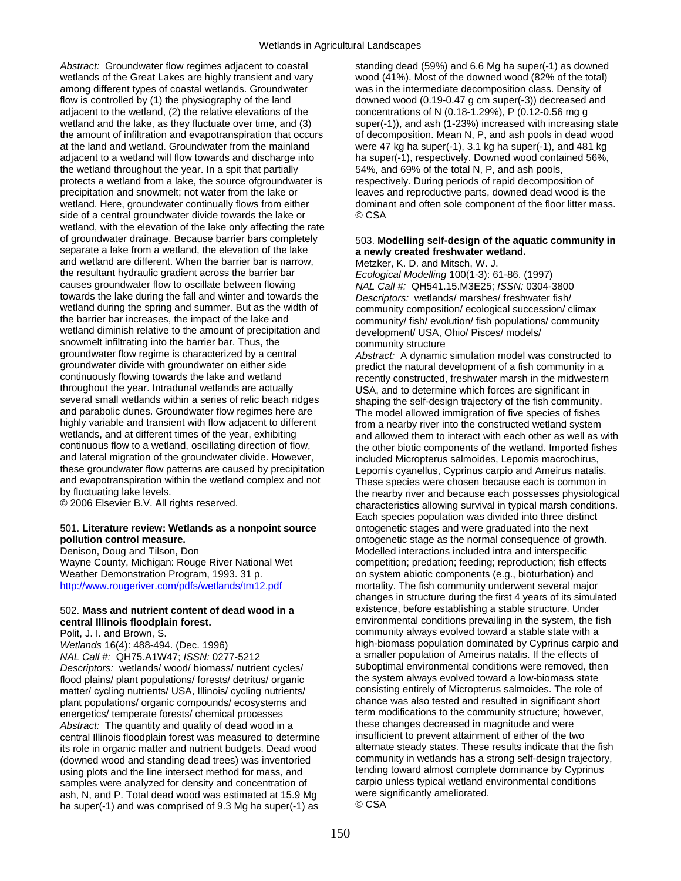*Abstract:* Groundwater flow regimes adjacent to coastal wetlands of the Great Lakes are highly transient and vary among different types of coastal wetlands. Groundwater flow is controlled by (1) the physiography of the land adjacent to the wetland, (2) the relative elevations of the wetland and the lake, as they fluctuate over time, and (3) the amount of infiltration and evapotranspiration that occurs at the land and wetland. Groundwater from the mainland adjacent to a wetland will flow towards and discharge into the wetland throughout the year. In a spit that partially protects a wetland from a lake, the source ofgroundwater is precipitation and snowmelt; not water from the lake or wetland. Here, groundwater continually flows from either side of a central groundwater divide towards the lake or wetland, with the elevation of the lake only affecting the rate of groundwater drainage. Because barrier bars completely separate a lake from a wetland, the elevation of the lake and wetland are different. When the barrier bar is narrow, the resultant hydraulic gradient across the barrier bar causes groundwater flow to oscillate between flowing towards the lake during the fall and winter and towards the wetland during the spring and summer. But as the width of the barrier bar increases, the impact of the lake and wetland diminish relative to the amount of precipitation and snowmelt infiltrating into the barrier bar. Thus, the groundwater flow regime is characterized by a central groundwater divide with groundwater on either side continuously flowing towards the lake and wetland throughout the year. Intradunal wetlands are actually several small wetlands within a series of relic beach ridges and parabolic dunes. Groundwater flow regimes here are highly variable and transient with flow adjacent to different wetlands, and at different times of the year, exhibiting continuous flow to a wetland, oscillating direction of flow, and lateral migration of the groundwater divide. However, these groundwater flow patterns are caused by precipitation and evapotranspiration within the wetland complex and not by fluctuating lake levels.
© 2006 Elsevier B.V. All rights reserved.

501. **Literature review: Wetlands as a nonpoint source pollution control measure.**
Denison, Doug and Tilson, Don
Wayne County, Michigan: Rouge River National Wet Weather Demonstration Program, 1993. 31 p.
http://www.rougeriver.com/pdfs/wetlands/tm12.pdf

502. **Mass and nutrient content of dead wood in a central Illinois floodplain forest.**
Polit, J. I. and Brown, S.
*Wetlands* 16(4): 488-494. (Dec. 1996)
*NAL Call #:* QH75.A1W47; *ISSN:* 0277-5212
*Descriptors:* wetlands/ wood/ biomass/ nutrient cycles/ flood plains/ plant populations/ forests/ detritus/ organic matter/ cycling nutrients/ USA, Illinois/ cycling nutrients/ plant populations/ organic compounds/ ecosystems and energetics/ temperate forests/ chemical processes
*Abstract:* The quantity and quality of dead wood in a central Illinois floodplain forest was measured to determine its role in organic matter and nutrient budgets. Dead wood (downed wood and standing dead trees) was inventoried using plots and the line intersect method for mass, and samples were analyzed for density and concentration of ash, N, and P. Total dead wood was estimated at 15.9 Mg ha super(-1) and was comprised of 9.3 Mg ha super(-1) as standing dead (59%) and 6.6 Mg ha super(-1) as downed wood (41%). Most of the downed wood (82% of the total) was in the intermediate decomposition class. Density of downed wood (0.19-0.47 g cm super(-3)) decreased and concentrations of N (0.18-1.29%), P (0.12-0.56 mg g super(-1)), and ash (1-23%) increased with increasing state of decomposition. Mean N, P, and ash pools in dead wood were 47 kg ha super(-1), 3.1 kg ha super(-1), and 481 kg ha super(-1), respectively. Downed wood contained 56%, 54%, and 69% of the total N, P, and ash pools, respectively. During periods of rapid decomposition of leaves and reproductive parts, downed dead wood is the dominant and often sole component of the floor litter mass.
© CSA

503. **Modelling self-design of the aquatic community in a newly created freshwater wetland.**
Metzker, K. D. and Mitsch, W. J.
*Ecological Modelling* 100(1-3): 61-86. (1997)
*NAL Call #:* QH541.15.M3E25; *ISSN:* 0304-3800
*Descriptors:* wetlands/ marshes/ freshwater fish/ community composition/ ecological succession/ climax community/ fish/ evolution/ fish populations/ community development/ USA, Ohio/ Pisces/ models/ community structure
*Abstract:* A dynamic simulation model was constructed to predict the natural development of a fish community in a recently constructed, freshwater marsh in the midwestern USA, and to determine which forces are significant in shaping the self-design trajectory of the fish community. The model allowed immigration of five species of fishes from a nearby river into the constructed wetland system and allowed them to interact with each other as well as with the other biotic components of the wetland. Imported fishes included Micropterus salmoides, Lepomis macrochirus, Lepomis cyanellus, Cyprinus carpio and Ameirus natalis. These species were chosen because each is common in the nearby river and because each possesses physiological characteristics allowing survival in typical marsh conditions. Each species population was divided into three distinct ontogenetic stages and were graduated into the next ontogenetic stage as the normal consequence of growth. Modelled interactions included intra and interspecific competition; predation; feeding; reproduction; fish effects on system abiotic components (e.g., bioturbation) and mortality. The fish community underwent several major changes in structure during the first 4 years of its simulated existence, before establishing a stable structure. Under environmental conditions prevailing in the system, the fish community always evolved toward a stable state with a high-biomass population dominated by Cyprinus carpio and a smaller population of Ameirus natalis. If the effects of suboptimal environmental conditions were removed, then the system always evolved toward a low-biomass state consisting entirely of Micropterus salmoides. The role of chance was also tested and resulted in significant short term modifications to the community structure; however, these changes decreased in magnitude and were insufficient to prevent attainment of either of the two alternate steady states. These results indicate that the fish community in wetlands has a strong self-design trajectory, tending toward almost complete dominance by Cyprinus carpio unless typical wetland environmental conditions were significantly ameliorated.
© CSA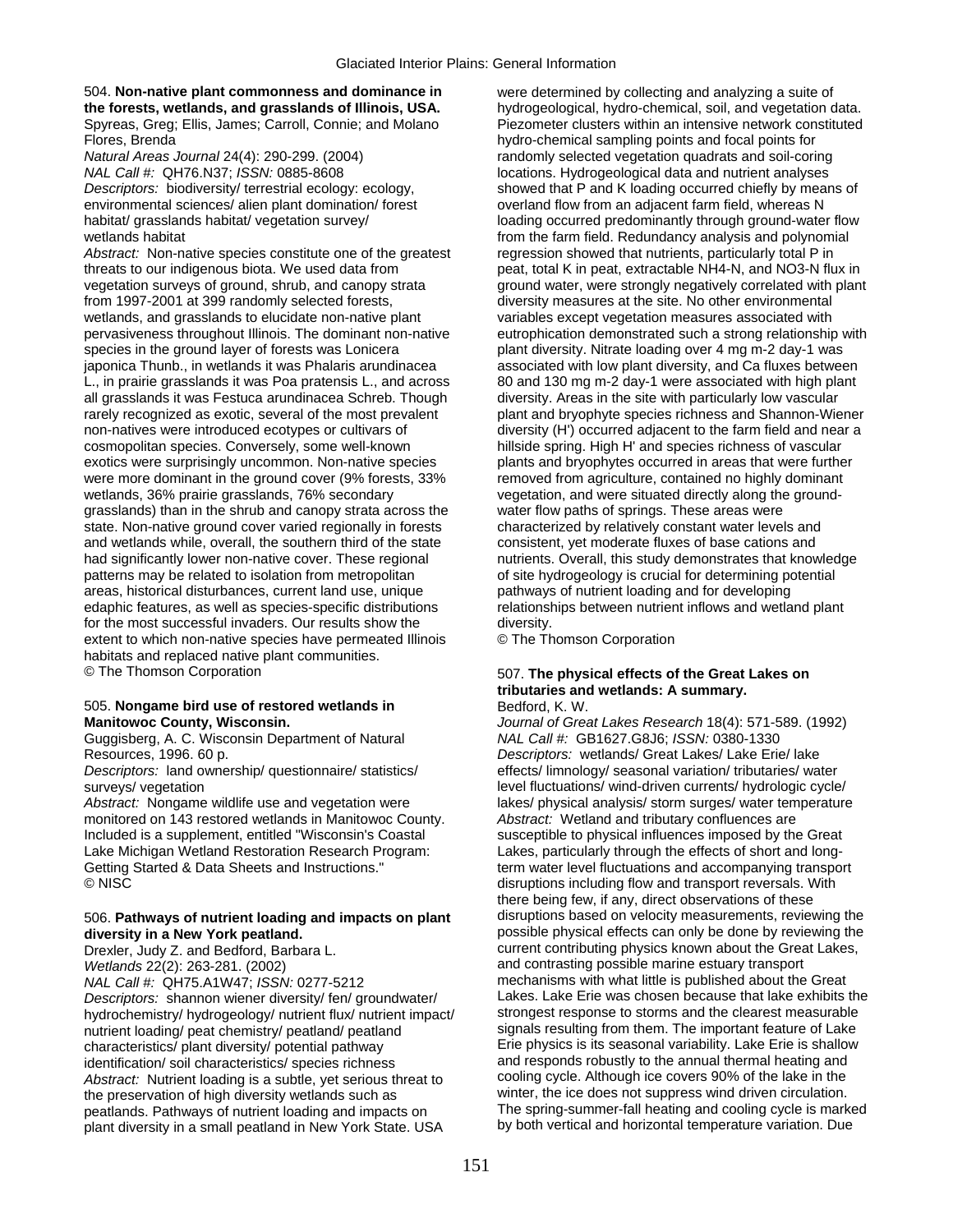504. **Non-native plant commonness and dominance in the forests, wetlands, and grasslands of Illinois, USA.**
Spyreas, Greg; Ellis, James; Carroll, Connie; and Molano Flores, Brenda
*Natural Areas Journal* 24(4): 290-299. (2004)
*NAL Call #:* QH76.N37; *ISSN:* 0885-8608
*Descriptors:* biodiversity/ terrestrial ecology: ecology, environmental sciences/ alien plant domination/ forest habitat/ grasslands habitat/ vegetation survey/ wetlands habitat
*Abstract:* Non-native species constitute one of the greatest threats to our indigenous biota. We used data from vegetation surveys of ground, shrub, and canopy strata from 1997-2001 at 399 randomly selected forests, wetlands, and grasslands to elucidate non-native plant pervasiveness throughout Illinois. The dominant non-native species in the ground layer of forests was Lonicera japonica Thunb., in wetlands it was Phalaris arundinacea L., in prairie grasslands it was Poa pratensis L., and across all grasslands it was Festuca arundinacea Schreb. Though rarely recognized as exotic, several of the most prevalent non-natives were introduced ecotypes or cultivars of cosmopolitan species. Conversely, some well-known exotics were surprisingly uncommon. Non-native species were more dominant in the ground cover (9% forests, 33% wetlands, 36% prairie grasslands, 76% secondary grasslands) than in the shrub and canopy strata across the state. Non-native ground cover varied regionally in forests and wetlands while, overall, the southern third of the state had significantly lower non-native cover. These regional patterns may be related to isolation from metropolitan areas, historical disturbances, current land use, unique edaphic features, as well as species-specific distributions for the most successful invaders. Our results show the extent to which non-native species have permeated Illinois habitats and replaced native plant communities.
© The Thomson Corporation

505. **Nongame bird use of restored wetlands in Manitowoc County, Wisconsin.**
Guggisberg, A. C. Wisconsin Department of Natural Resources, 1996. 60 p.
*Descriptors:* land ownership/ questionnaire/ statistics/ surveys/ vegetation
*Abstract:* Nongame wildlife use and vegetation were monitored on 143 restored wetlands in Manitowoc County. Included is a supplement, entitled "Wisconsin's Coastal Lake Michigan Wetland Restoration Research Program: Getting Started & Data Sheets and Instructions."
© NISC

506. **Pathways of nutrient loading and impacts on plant diversity in a New York peatland.**
Drexler, Judy Z. and Bedford, Barbara L.
*Wetlands* 22(2): 263-281. (2002)
*NAL Call #:* QH75.A1W47; *ISSN:* 0277-5212
*Descriptors:* shannon wiener diversity/ fen/ groundwater/ hydrochemistry/ hydrogeology/ nutrient flux/ nutrient impact/ nutrient loading/ peat chemistry/ peatland/ peatland characteristics/ plant diversity/ potential pathway identification/ soil characteristics/ species richness
*Abstract:* Nutrient loading is a subtle, yet serious threat to the preservation of high diversity wetlands such as peatlands. Pathways of nutrient loading and impacts on plant diversity in a small peatland in New York State. USA were determined by collecting and analyzing a suite of hydrogeological, hydro-chemical, soil, and vegetation data. Piezometer clusters within an intensive network constituted hydro-chemical sampling points and focal points for randomly selected vegetation quadrats and soil-coring locations. Hydrogeological data and nutrient analyses showed that P and K loading occurred chiefly by means of overland flow from an adjacent farm field, whereas N loading occurred predominantly through ground-water flow from the farm field. Redundancy analysis and polynomial regression showed that nutrients, particularly total P in peat, total K in peat, extractable $NH_4$-N, and $NO_3$-N flux in ground water, were strongly negatively correlated with plant diversity measures at the site. No other environmental variables except vegetation measures associated with eutrophication demonstrated such a strong relationship with plant diversity. Nitrate loading over 4 mg $m^{-2}$ $day^{-1}$ was associated with low plant diversity, and Ca fluxes between 80 and 130 mg $m^{-2}$ $day^{-1}$ were associated with high plant diversity. Areas in the site with particularly low vascular plant and bryophyte species richness and Shannon-Wiener diversity (H') occurred adjacent to the farm field and near a hillside spring. High H' and species richness of vascular plants and bryophytes occurred in areas that were further removed from agriculture, contained no highly dominant vegetation, and were situated directly along the ground-water flow paths of springs. These areas were characterized by relatively constant water levels and consistent, yet moderate fluxes of base cations and nutrients. Overall, this study demonstrates that knowledge of site hydrogeology is crucial for determining potential pathways of nutrient loading and for developing relationships between nutrient inflows and wetland plant diversity.
© The Thomson Corporation

507. **The physical effects of the Great Lakes on tributaries and wetlands: A summary.**
Bedford, K. W.
*Journal of Great Lakes Research* 18(4): 571-589. (1992)
*NAL Call #:* GB1627.G8J6; *ISSN:* 0380-1330
*Descriptors:* wetlands/ Great Lakes/ Lake Erie/ lake effects/ limnology/ seasonal variation/ tributaries/ water level fluctuations/ wind-driven currents/ hydrologic cycle/ lakes/ physical analysis/ storm surges/ water temperature
*Abstract:* Wetland and tributary confluences are susceptible to physical influences imposed by the Great Lakes, particularly through the effects of short and long-term water level fluctuations and accompanying transport disruptions including flow and transport reversals. With there being few, if any, direct observations of these disruptions based on velocity measurements, reviewing the possible physical effects can only be done by reviewing the current contributing physics known about the Great Lakes, and contrasting possible marine estuary transport mechanisms with what little is published about the Great Lakes. Lake Erie was chosen because that lake exhibits the strongest response to storms and the clearest measurable signals resulting from them. The important feature of Lake Erie physics is its seasonal variability. Lake Erie is shallow and responds robustly to the annual thermal heating and cooling cycle. Although ice covers 90% of the lake in the winter, the ice does not suppress wind driven circulation. The spring-summer-fall heating and cooling cycle is marked by both vertical and horizontal temperature variation. Due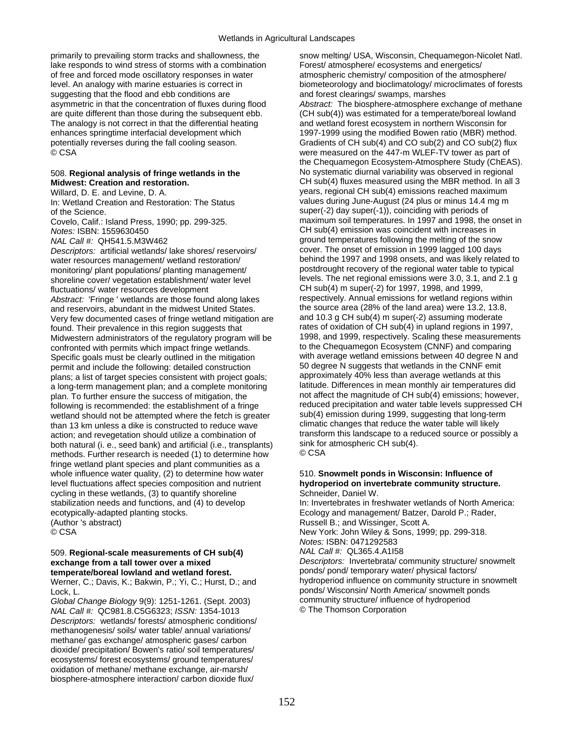primarily to prevailing storm tracks and shallowness, the lake responds to wind stress of storms with a combination of free and forced mode oscillatory responses in water level. An analogy with marine estuaries is correct in suggesting that the flood and ebb conditions are asymmetric in that the concentration of fluxes during flood are quite different than those during the subsequent ebb. The analogy is not correct in that the differential heating enhances springtime interfacial development which potentially reverses during the fall cooling season.
© CSA

508. **Regional analysis of fringe wetlands in the Midwest: Creation and restoration.**
Willard, D. E. and Levine, D. A.
In: Wetland Creation and Restoration: The Status of the Science.
Covelo, Calif.: Island Press, 1990; pp. 299-325.
*Notes:* ISBN: 1559630450
*NAL Call #:* QH541.5.M3W462
*Descriptors:* artificial wetlands/ lake shores/ reservoirs/ water resources management/ wetland restoration/ monitoring/ plant populations/ planting management/ shoreline cover/ vegetation establishment/ water level fluctuations/ water resources development
*Abstract:* 'Fringe ' wetlands are those found along lakes and reservoirs, abundant in the midwest United States. Very few documented cases of fringe wetland mitigation are found. Their prevalence in this region suggests that Midwestern administrators of the regulatory program will be confronted with permits which impact fringe wetlands. Specific goals must be clearly outlined in the mitigation permit and include the following: detailed construction plans; a list of target species consistent with project goals; a long-term management plan; and a complete monitoring plan. To further ensure the success of mitigation, the following is recommended: the establishment of a fringe wetland should not be attempted where the fetch is greater than 13 km unless a dike is constructed to reduce wave action; and revegetation should utilize a combination of both natural (i. e., seed bank) and artificial (i.e., transplants) methods. Further research is needed (1) to determine how fringe wetland plant species and plant communities as a whole influence water quality, (2) to determine how water level fluctuations affect species composition and nutrient cycling in these wetlands, (3) to quantify shoreline stabilization needs and functions, and (4) to develop ecotypically-adapted planting stocks.
(Author 's abstract)
© CSA

509. **Regional-scale measurements of CH sub(4) exchange from a tall tower over a mixed temperate/boreal lowland and wetland forest.**
Werner, C.; Davis, K.; Bakwin, P.; Yi, C.; Hurst, D.; and Lock, L.
*Global Change Biology* 9(9): 1251-1261. (Sept. 2003)
*NAL Call #:* QC981.8.C5G6323; *ISSN:* 1354-1013
*Descriptors:* wetlands/ forests/ atmospheric conditions/ methanogenesis/ soils/ water table/ annual variations/ methane/ gas exchange/ atmospheric gases/ carbon dioxide/ precipitation/ Bowen's ratio/ soil temperatures/ ecosystems/ forest ecosystems/ ground temperatures/ oxidation of methane/ methane exchange, air-marsh/ biosphere-atmosphere interaction/ carbon dioxide flux/ snow melting/ USA, Wisconsin, Chequamegon-Nicolet Natl. Forest/ atmosphere/ ecosystems and energetics/ atmospheric chemistry/ composition of the atmosphere/ biometeorology and bioclimatology/ microclimates of forests and forest clearings/ swamps, marshes
*Abstract:* The biosphere-atmosphere exchange of methane (CH sub(4)) was estimated for a temperate/boreal lowland and wetland forest ecosystem in northern Wisconsin for 1997-1999 using the modified Bowen ratio (MBR) method. Gradients of CH sub(4) and CO sub(2) and CO sub(2) flux were measured on the 447-m WLEF-TV tower as part of the Chequamegon Ecosystem-Atmosphere Study (ChEAS). No systematic diurnal variability was observed in regional CH sub(4) fluxes measured using the MBR method. In all 3 years, regional CH sub(4) emissions reached maximum values during June-August (24 plus or minus 14.4 mg m super(-2) day super(-1)), coinciding with periods of maximum soil temperatures. In 1997 and 1998, the onset in CH sub(4) emission was coincident with increases in ground temperatures following the melting of the snow cover. The onset of emission in 1999 lagged 100 days behind the 1997 and 1998 onsets, and was likely related to postdrought recovery of the regional water table to typical levels. The net regional emissions were 3.0, 3.1, and 2.1 g CH sub(4) m super(-2) for 1997, 1998, and 1999, respectively. Annual emissions for wetland regions within the source area (28% of the land area) were 13.2, 13.8, and 10.3 g CH sub(4) m super(-2) assuming moderate rates of oxidation of CH sub(4) in upland regions in 1997, 1998, and 1999, respectively. Scaling these measurements to the Chequamegon Ecosystem (CNNF) and comparing with average wetland emissions between 40 degree N and 50 degree N suggests that wetlands in the CNNF emit approximately 40% less than average wetlands at this latitude. Differences in mean monthly air temperatures did not affect the magnitude of CH sub(4) emissions; however, reduced precipitation and water table levels suppressed CH sub(4) emission during 1999, suggesting that long-term climatic changes that reduce the water table will likely transform this landscape to a reduced source or possibly a sink for atmospheric CH sub(4).
© CSA

510. **Snowmelt ponds in Wisconsin: Influence of hydroperiod on invertebrate community structure.**
Schneider, Daniel W.
In: Invertebrates in freshwater wetlands of North America: Ecology and management/ Batzer, Darold P.; Rader, Russell B.; and Wissinger, Scott A.
New York: John Wiley & Sons, 1999; pp. 299-318.
*Notes:* ISBN: 0471292583
*NAL Call #:* QL365.4.A1I58
*Descriptors:* Invertebrata/ community structure/ snowmelt ponds/ pond/ temporary water/ physical factors/ hydroperiod influence on community structure in snowmelt ponds/ Wisconsin/ North America/ snowmelt ponds community structure/ influence of hydroperiod
© The Thomson Corporation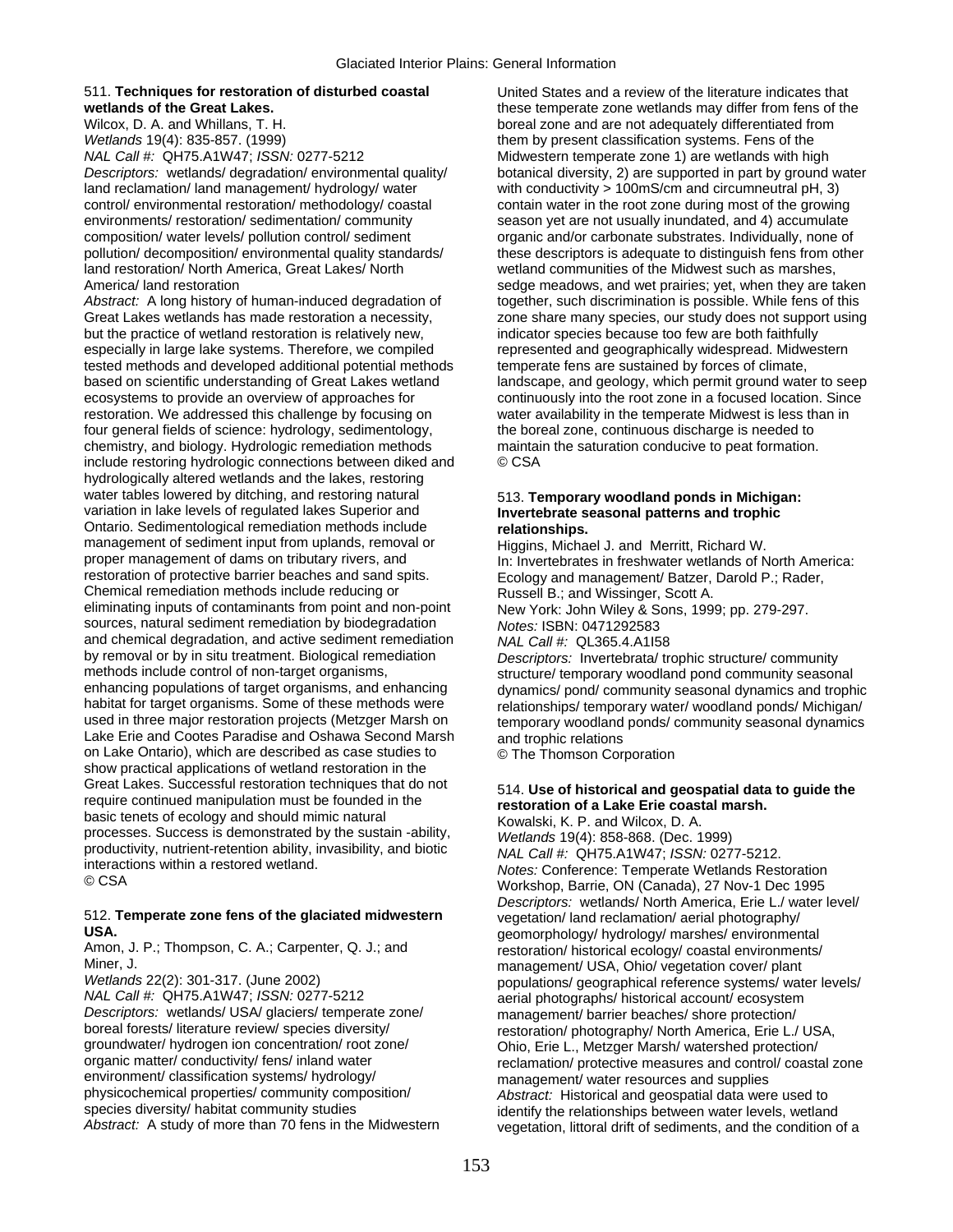511. **Techniques for restoration of disturbed coastal wetlands of the Great Lakes.**
Wilcox, D. A. and Whillans, T. H.
*Wetlands* 19(4): 835-857. (1999)
*NAL Call #:* QH75.A1W47; *ISSN:* 0277-5212
*Descriptors:* wetlands/ degradation/ environmental quality/ land reclamation/ land management/ hydrology/ water control/ environmental restoration/ methodology/ coastal environments/ restoration/ sedimentation/ community composition/ water levels/ pollution control/ sediment pollution/ decomposition/ environmental quality standards/ land restoration/ North America, Great Lakes/ North America/ land restoration
*Abstract:* A long history of human-induced degradation of Great Lakes wetlands has made restoration a necessity, but the practice of wetland restoration is relatively new, especially in large lake systems. Therefore, we compiled tested methods and developed additional potential methods based on scientific understanding of Great Lakes wetland ecosystems to provide an overview of approaches for restoration. We addressed this challenge by focusing on four general fields of science: hydrology, sedimentology, chemistry, and biology. Hydrologic remediation methods include restoring hydrologic connections between diked and hydrologically altered wetlands and the lakes, restoring water tables lowered by ditching, and restoring natural variation in lake levels of regulated lakes Superior and Ontario. Sedimentological remediation methods include management of sediment input from uplands, removal or proper management of dams on tributary rivers, and restoration of protective barrier beaches and sand spits. Chemical remediation methods include reducing or eliminating inputs of contaminants from point and non-point sources, natural sediment remediation by biodegradation and chemical degradation, and active sediment remediation by removal or by in situ treatment. Biological remediation methods include control of non-target organisms, enhancing populations of target organisms, and enhancing habitat for target organisms. Some of these methods were used in three major restoration projects (Metzger Marsh on Lake Erie and Cootes Paradise and Oshawa Second Marsh on Lake Ontario), which are described as case studies to show practical applications of wetland restoration in the Great Lakes. Successful restoration techniques that do not require continued manipulation must be founded in the basic tenets of ecology and should mimic natural processes. Success is demonstrated by the sustain -ability, productivity, nutrient-retention ability, invasibility, and biotic interactions within a restored wetland.
© CSA

512. **Temperate zone fens of the glaciated midwestern USA.**
Amon, J. P.; Thompson, C. A.; Carpenter, Q. J.; and Miner, J.
*Wetlands* 22(2): 301-317. (June 2002)
*NAL Call #:* QH75.A1W47; *ISSN:* 0277-5212
*Descriptors:* wetlands/ USA/ glaciers/ temperate zone/ boreal forests/ literature review/ species diversity/ groundwater/ hydrogen ion concentration/ root zone/ organic matter/ conductivity/ fens/ inland water environment/ classification systems/ hydrology/ physicochemical properties/ community composition/ species diversity/ habitat community studies
*Abstract:* A study of more than 70 fens in the Midwestern United States and a review of the literature indicates that these temperate zone wetlands may differ from fens of the boreal zone and are not adequately differentiated from them by present classification systems. Fens of the Midwestern temperate zone 1) are wetlands with high botanical diversity, 2) are supported in part by ground water with conductivity > 100mS/cm and circumneutral pH, 3) contain water in the root zone during most of the growing season yet are not usually inundated, and 4) accumulate organic and/or carbonate substrates. Individually, none of these descriptors is adequate to distinguish fens from other wetland communities of the Midwest such as marshes, sedge meadows, and wet prairies; yet, when they are taken together, such discrimination is possible. While fens of this zone share many species, our study does not support using indicator species because too few are both faithfully represented and geographically widespread. Midwestern temperate fens are sustained by forces of climate, landscape, and geology, which permit ground water to seep continuously into the root zone in a focused location. Since water availability in the temperate Midwest is less than in the boreal zone, continuous discharge is needed to maintain the saturation conducive to peat formation.
© CSA

513. **Temporary woodland ponds in Michigan: Invertebrate seasonal patterns and trophic relationships.**
Higgins, Michael J. and Merritt, Richard W.
In: Invertebrates in freshwater wetlands of North America: Ecology and management/ Batzer, Darold P.; Rader, Russell B.; and Wissinger, Scott A.
New York: John Wiley & Sons, 1999; pp. 279-297.
*Notes:* ISBN: 0471292583
*NAL Call #:* QL365.4.A1I58
*Descriptors:* Invertebrata/ trophic structure/ community structure/ temporary woodland pond community seasonal dynamics/ pond/ community seasonal dynamics and trophic relationships/ temporary water/ woodland ponds/ Michigan/ temporary woodland ponds/ community seasonal dynamics and trophic relations
© The Thomson Corporation

514. **Use of historical and geospatial data to guide the restoration of a Lake Erie coastal marsh.**
Kowalski, K. P. and Wilcox, D. A.
*Wetlands* 19(4): 858-868. (Dec. 1999)
*NAL Call #:* QH75.A1W47; *ISSN:* 0277-5212.
*Notes:* Conference: Temperate Wetlands Restoration Workshop, Barrie, ON (Canada), 27 Nov-1 Dec 1995
*Descriptors:* wetlands/ North America, Erie L./ water level/ vegetation/ land reclamation/ aerial photography/ geomorphology/ hydrology/ marshes/ environmental restoration/ historical ecology/ coastal environments/ management/ USA, Ohio/ vegetation cover/ plant populations/ geographical reference systems/ water levels/ aerial photographs/ historical account/ ecosystem management/ barrier beaches/ shore protection/ restoration/ photography/ North America, Erie L./ USA, Ohio, Erie L., Metzger Marsh/ watershed protection/ reclamation/ protective measures and control/ coastal zone management/ water resources and supplies
*Abstract:* Historical and geospatial data were used to identify the relationships between water levels, wetland vegetation, littoral drift of sediments, and the condition of a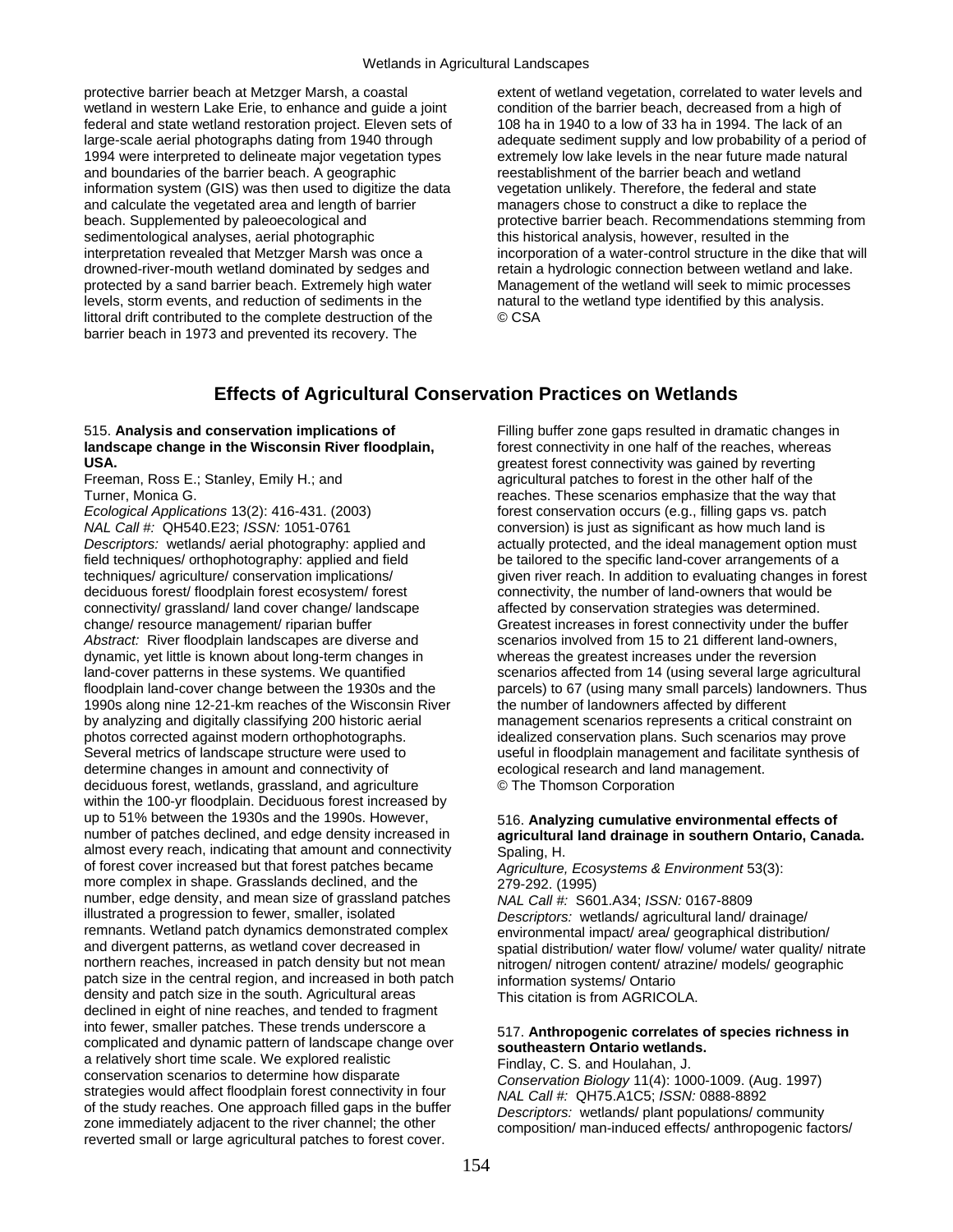protective barrier beach at Metzger Marsh, a coastal wetland in western Lake Erie, to enhance and guide a joint federal and state wetland restoration project. Eleven sets of large-scale aerial photographs dating from 1940 through 1994 were interpreted to delineate major vegetation types and boundaries of the barrier beach. A geographic information system (GIS) was then used to digitize the data and calculate the vegetated area and length of barrier beach. Supplemented by paleoecological and sedimentological analyses, aerial photographic interpretation revealed that Metzger Marsh was once a drowned-river-mouth wetland dominated by sedges and protected by a sand barrier beach. Extremely high water levels, storm events, and reduction of sediments in the littoral drift contributed to the complete destruction of the barrier beach in 1973 and prevented its recovery. The extent of wetland vegetation, correlated to water levels and condition of the barrier beach, decreased from a high of 108 ha in 1940 to a low of 33 ha in 1994. The lack of an adequate sediment supply and low probability of a period of extremely low lake levels in the near future made natural reestablishment of the barrier beach and wetland vegetation unlikely. Therefore, the federal and state managers chose to construct a dike to replace the protective barrier beach. Recommendations stemming from this historical analysis, however, resulted in the incorporation of a water-control structure in the dike that will retain a hydrologic connection between wetland and lake. Management of the wetland will seek to mimic processes natural to the wetland type identified by this analysis.
© CSA

## Effects of Agricultural Conservation Practices on Wetlands

515. **Analysis and conservation implications of landscape change in the Wisconsin River floodplain, USA.**
Freeman, Ross E.; Stanley, Emily H.; and Turner, Monica G.
*Ecological Applications* 13(2): 416-431. (2003)
*NAL Call #:* QH540.E23; *ISSN:* 1051-0761
*Descriptors:* wetlands/ aerial photography: applied and field techniques/ orthophotography: applied and field techniques/ agriculture/ conservation implications/ deciduous forest/ floodplain forest ecosystem/ forest connectivity/ grassland/ land cover change/ landscape change/ resource management/ riparian buffer
*Abstract:* River floodplain landscapes are diverse and dynamic, yet little is known about long-term changes in land-cover patterns in these systems. We quantified floodplain land-cover change between the 1930s and the 1990s along nine 12-21-km reaches of the Wisconsin River by analyzing and digitally classifying 200 historic aerial photos corrected against modern orthophotographs. Several metrics of landscape structure were used to determine changes in amount and connectivity of deciduous forest, wetlands, grassland, and agriculture within the 100-yr floodplain. Deciduous forest increased by up to 51% between the 1930s and the 1990s. However, number of patches declined, and edge density increased in almost every reach, indicating that amount and connectivity of forest cover increased but that forest patches became more complex in shape. Grasslands declined, and the number, edge density, and mean size of grassland patches illustrated a progression to fewer, smaller, isolated remnants. Wetland patch dynamics demonstrated complex and divergent patterns, as wetland cover decreased in northern reaches, increased in patch density but not mean patch size in the central region, and increased in both patch density and patch size in the south. Agricultural areas declined in eight of nine reaches, and tended to fragment into fewer, smaller patches. These trends underscore a complicated and dynamic pattern of landscape change over a relatively short time scale. We explored realistic conservation scenarios to determine how disparate strategies would affect floodplain forest connectivity in four of the study reaches. One approach filled gaps in the buffer zone immediately adjacent to the river channel; the other reverted small or large agricultural patches to forest cover. Filling buffer zone gaps resulted in dramatic changes in forest connectivity in one half of the reaches, whereas greatest forest connectivity was gained by reverting agricultural patches to forest in the other half of the reaches. These scenarios emphasize that the way that forest conservation occurs (e.g., filling gaps vs. patch conversion) is just as significant as how much land is actually protected, and the ideal management option must be tailored to the specific land-cover arrangements of a given river reach. In addition to evaluating changes in forest connectivity, the number of land-owners that would be affected by conservation strategies was determined. Greatest increases in forest connectivity under the buffer scenarios involved from 15 to 21 different land-owners, whereas the greatest increases under the reversion scenarios affected from 14 (using several large agricultural parcels) to 67 (using many small parcels) landowners. Thus the number of landowners affected by different management scenarios represents a critical constraint on idealized conservation plans. Such scenarios may prove useful in floodplain management and facilitate synthesis of ecological research and land management.
© The Thomson Corporation

516. **Analyzing cumulative environmental effects of agricultural land drainage in southern Ontario, Canada.**
Spaling, H.
*Agriculture, Ecosystems & Environment* 53(3): 279-292. (1995)
*NAL Call #:* S601.A34; *ISSN:* 0167-8809
*Descriptors:* wetlands/ agricultural land/ drainage/ environmental impact/ area/ geographical distribution/ spatial distribution/ water flow/ volume/ water quality/ nitrate nitrogen/ nitrogen content/ atrazine/ models/ geographic information systems/ Ontario
This citation is from AGRICOLA.

517. **Anthropogenic correlates of species richness in southeastern Ontario wetlands.**
Findlay, C. S. and Houlahan, J.
*Conservation Biology* 11(4): 1000-1009. (Aug. 1997)
*NAL Call #:* QH75.A1C5; *ISSN:* 0888-8892
*Descriptors:* wetlands/ plant populations/ community composition/ man-induced effects/ anthropogenic factors/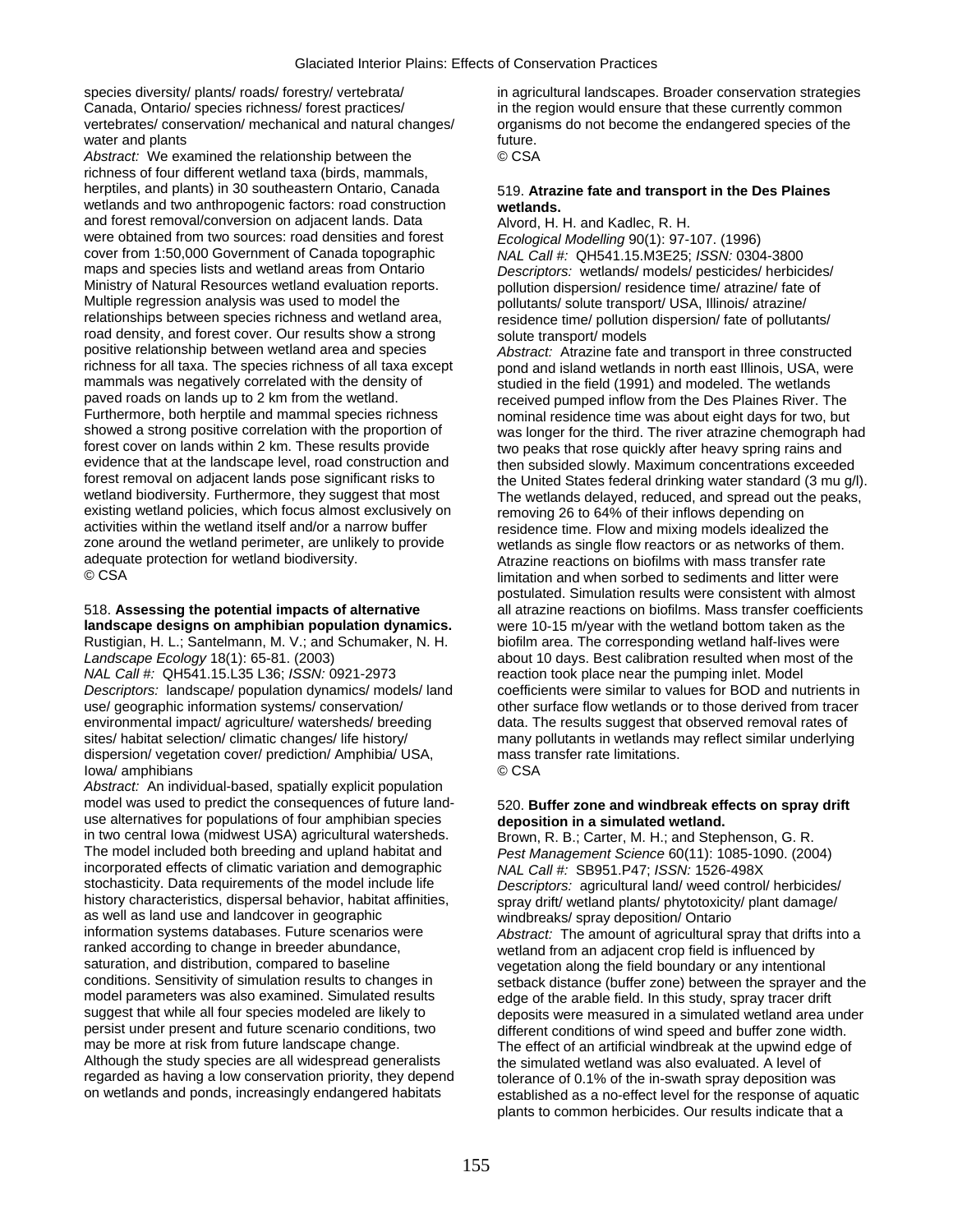species diversity/ plants/ roads/ forestry/ vertebrata/ Canada, Ontario/ species richness/ forest practices/ vertebrates/ conservation/ mechanical and natural changes/ water and plants

*Abstract:* We examined the relationship between the richness of four different wetland taxa (birds, mammals, herptiles, and plants) in 30 southeastern Ontario, Canada wetlands and two anthropogenic factors: road construction and forest removal/conversion on adjacent lands. Data were obtained from two sources: road densities and forest cover from 1:50,000 Government of Canada topographic maps and species lists and wetland areas from Ontario Ministry of Natural Resources wetland evaluation reports. Multiple regression analysis was used to model the relationships between species richness and wetland area, road density, and forest cover. Our results show a strong positive relationship between wetland area and species richness for all taxa. The species richness of all taxa except mammals was negatively correlated with the density of paved roads on lands up to 2 km from the wetland. Furthermore, both herptile and mammal species richness showed a strong positive correlation with the proportion of forest cover on lands within 2 km. These results provide evidence that at the landscape level, road construction and forest removal on adjacent lands pose significant risks to wetland biodiversity. Furthermore, they suggest that most existing wetland policies, which focus almost exclusively on activities within the wetland itself and/or a narrow buffer zone around the wetland perimeter, are unlikely to provide adequate protection for wetland biodiversity.

© CSA

518. **Assessing the potential impacts of alternative landscape designs on amphibian population dynamics.**

Rustigian, H. L.; Santelmann, M. V.; and Schumaker, N. H.

*Landscape Ecology* 18(1): 65-81. (2003)

*NAL Call #:* QH541.15.L35 L36; *ISSN:* 0921-2973

*Descriptors:* landscape/ population dynamics/ models/ land use/ geographic information systems/ conservation/ environmental impact/ agriculture/ watersheds/ breeding sites/ habitat selection/ climatic changes/ life history/ dispersion/ vegetation cover/ prediction/ Amphibia/ USA, Iowa/ amphibians

*Abstract:* An individual-based, spatially explicit population model was used to predict the consequences of future land-use alternatives for populations of four amphibian species in two central Iowa (midwest USA) agricultural watersheds. The model included both breeding and upland habitat and incorporated effects of climatic variation and demographic stochasticity. Data requirements of the model include life history characteristics, dispersal behavior, habitat affinities, as well as land use and landcover in geographic information systems databases. Future scenarios were ranked according to change in breeder abundance, saturation, and distribution, compared to baseline conditions. Sensitivity of simulation results to changes in model parameters was also examined. Simulated results suggest that while all four species modeled are likely to persist under present and future scenario conditions, two may be more at risk from future landscape change. Although the study species are all widespread generalists regarded as having a low conservation priority, they depend on wetlands and ponds, increasingly endangered habitats in agricultural landscapes. Broader conservation strategies in the region would ensure that these currently common organisms do not become the endangered species of the future.

© CSA

519. **Atrazine fate and transport in the Des Plaines wetlands.**

Alvord, H. H. and Kadlec, R. H.

*Ecological Modelling* 90(1): 97-107. (1996)

*NAL Call #:* QH541.15.M3E25; *ISSN:* 0304-3800

*Descriptors:* wetlands/ models/ pesticides/ herbicides/ pollution dispersion/ residence time/ atrazine/ fate of pollutants/ solute transport/ USA, Illinois/ atrazine/ residence time/ pollution dispersion/ fate of pollutants/ solute transport/ models

*Abstract:* Atrazine fate and transport in three constructed pond and island wetlands in north east Illinois, USA, were studied in the field (1991) and modeled. The wetlands received pumped inflow from the Des Plaines River. The nominal residence time was about eight days for two, but was longer for the third. The river atrazine chemograph had two peaks that rose quickly after heavy spring rains and then subsided slowly. Maximum concentrations exceeded the United States federal drinking water standard (3 mu g/l). The wetlands delayed, reduced, and spread out the peaks, removing 26 to 64% of their inflows depending on residence time. Flow and mixing models idealized the wetlands as single flow reactors or as networks of them. Atrazine reactions on biofilms with mass transfer rate limitation and when sorbed to sediments and litter were postulated. Simulation results were consistent with almost all atrazine reactions on biofilms. Mass transfer coefficients were 10-15 m/year with the wetland bottom taken as the biofilm area. The corresponding wetland half-lives were about 10 days. Best calibration resulted when most of the reaction took place near the pumping inlet. Model coefficients were similar to values for BOD and nutrients in other surface flow wetlands or to those derived from tracer data. The results suggest that observed removal rates of many pollutants in wetlands may reflect similar underlying mass transfer rate limitations.

© CSA

520. **Buffer zone and windbreak effects on spray drift deposition in a simulated wetland.**

Brown, R. B.; Carter, M. H.; and Stephenson, G. R.

*Pest Management Science* 60(11): 1085-1090. (2004)

*NAL Call #:* SB951.P47; *ISSN:* 1526-498X

*Descriptors:* agricultural land/ weed control/ herbicides/ spray drift/ wetland plants/ phytotoxicity/ plant damage/ windbreaks/ spray deposition/ Ontario

*Abstract:* The amount of agricultural spray that drifts into a wetland from an adjacent crop field is influenced by vegetation along the field boundary or any intentional setback distance (buffer zone) between the sprayer and the edge of the arable field. In this study, spray tracer drift deposits were measured in a simulated wetland area under different conditions of wind speed and buffer zone width. The effect of an artificial windbreak at the upwind edge of the simulated wetland was also evaluated. A level of tolerance of 0.1% of the in-swath spray deposition was established as a no-effect level for the response of aquatic plants to common herbicides. Our results indicate that a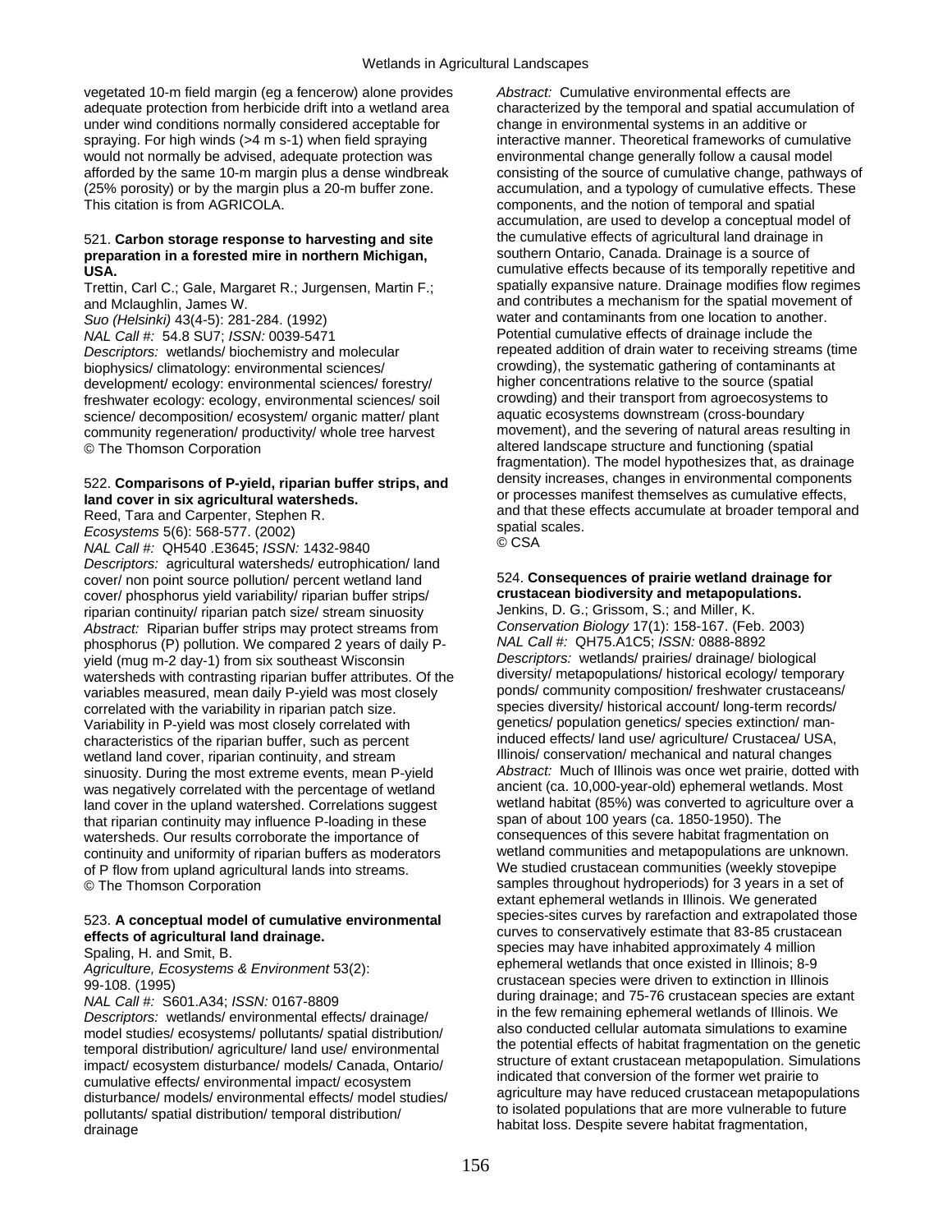vegetated 10-m field margin (eg a fencerow) alone provides adequate protection from herbicide drift into a wetland area under wind conditions normally considered acceptable for spraying. For high winds (>4 m s-1) when field spraying would not normally be advised, adequate protection was afforded by the same 10-m margin plus a dense windbreak (25% porosity) or by the margin plus a 20-m buffer zone. This citation is from AGRICOLA.

521. **Carbon storage response to harvesting and site preparation in a forested mire in northern Michigan, USA.**

Trettin, Carl C.; Gale, Margaret R.; Jurgensen, Martin F.; and Mclaughlin, James W.

*Suo (Helsinki)* 43(4-5): 281-284. (1992)

*NAL Call #:* 54.8 SU7; *ISSN:* 0039-5471

*Descriptors:* wetlands/ biochemistry and molecular biophysics/ climatology: environmental sciences/ development/ ecology: environmental sciences/ forestry/ freshwater ecology: ecology, environmental sciences/ soil science/ decomposition/ ecosystem/ organic matter/ plant community regeneration/ productivity/ whole tree harvest

© The Thomson Corporation

522. **Comparisons of P-yield, riparian buffer strips, and land cover in six agricultural watersheds.**

Reed, Tara and Carpenter, Stephen R.

*Ecosystems* 5(6): 568-577. (2002)

*NAL Call #:* QH540 .E3645; *ISSN:* 1432-9840

*Descriptors:* agricultural watersheds/ eutrophication/ land cover/ non point source pollution/ percent wetland land cover/ phosphorus yield variability/ riparian buffer strips/ riparian continuity/ riparian patch size/ stream sinuosity

*Abstract:* Riparian buffer strips may protect streams from phosphorus (P) pollution. We compared 2 years of daily P-yield (mug m-2 day-1) from six southeast Wisconsin watersheds with contrasting riparian buffer attributes. Of the variables measured, mean daily P-yield was most closely correlated with the variability in riparian patch size. Variability in P-yield was most closely correlated with characteristics of the riparian buffer, such as percent wetland land cover, riparian continuity, and stream sinuosity. During the most extreme events, mean P-yield was negatively correlated with the percentage of wetland land cover in the upland watershed. Correlations suggest that riparian continuity may influence P-loading in these watersheds. Our results corroborate the importance of continuity and uniformity of riparian buffers as moderators of P flow from upland agricultural lands into streams.

© The Thomson Corporation

523. **A conceptual model of cumulative environmental effects of agricultural land drainage.**

Spaling, H. and Smit, B.

*Agriculture, Ecosystems & Environment* 53(2): 99-108. (1995)

*NAL Call #:* S601.A34; *ISSN:* 0167-8809

*Descriptors:* wetlands/ environmental effects/ drainage/ model studies/ ecosystems/ pollutants/ spatial distribution/ temporal distribution/ agriculture/ land use/ environmental impact/ ecosystem disturbance/ models/ Canada, Ontario/ cumulative effects/ environmental impact/ ecosystem disturbance/ models/ environmental effects/ model studies/ pollutants/ spatial distribution/ temporal distribution/ drainage

*Abstract:* Cumulative environmental effects are characterized by the temporal and spatial accumulation of change in environmental systems in an additive or interactive manner. Theoretical frameworks of cumulative environmental change generally follow a causal model consisting of the source of cumulative change, pathways of accumulation, and a typology of cumulative effects. These components, and the notion of temporal and spatial accumulation, are used to develop a conceptual model of the cumulative effects of agricultural land drainage in southern Ontario, Canada. Drainage is a source of cumulative effects because of its temporally repetitive and spatially expansive nature. Drainage modifies flow regimes and contributes a mechanism for the spatial movement of water and contaminants from one location to another. Potential cumulative effects of drainage include the repeated addition of drain water to receiving streams (time crowding), the systematic gathering of contaminants at higher concentrations relative to the source (spatial crowding) and their transport from agroecosystems to aquatic ecosystems downstream (cross-boundary movement), and the severing of natural areas resulting in altered landscape structure and functioning (spatial fragmentation). The model hypothesizes that, as drainage density increases, changes in environmental components or processes manifest themselves as cumulative effects, and that these effects accumulate at broader temporal and spatial scales.

© CSA

524. **Consequences of prairie wetland drainage for crustacean biodiversity and metapopulations.**

Jenkins, D. G.; Grissom, S.; and Miller, K.

*Conservation Biology* 17(1): 158-167. (Feb. 2003)

*NAL Call #:* QH75.A1C5; *ISSN:* 0888-8892

*Descriptors:* wetlands/ prairies/ drainage/ biological diversity/ metapopulations/ historical ecology/ temporary ponds/ community composition/ freshwater crustaceans/ species diversity/ historical account/ long-term records/ genetics/ population genetics/ species extinction/ man-induced effects/ land use/ agriculture/ Crustacea/ USA, Illinois/ conservation/ mechanical and natural changes

*Abstract:* Much of Illinois was once wet prairie, dotted with ancient (ca. 10,000-year-old) ephemeral wetlands. Most wetland habitat (85%) was converted to agriculture over a span of about 100 years (ca. 1850-1950). The consequences of this severe habitat fragmentation on wetland communities and metapopulations are unknown. We studied crustacean communities (weekly stovepipe samples throughout hydroperiods) for 3 years in a set of extant ephemeral wetlands in Illinois. We generated species-sites curves by rarefaction and extrapolated those curves to conservatively estimate that 83-85 crustacean species may have inhabited approximately 4 million ephemeral wetlands that once existed in Illinois; 8-9 crustacean species were driven to extinction in Illinois during drainage; and 75-76 crustacean species are extant in the few remaining ephemeral wetlands of Illinois. We also conducted cellular automata simulations to examine the potential effects of habitat fragmentation on the genetic structure of extant crustacean metapopulation. Simulations indicated that conversion of the former wet prairie to agriculture may have reduced crustacean metapopulations to isolated populations that are more vulnerable to future habitat loss. Despite severe habitat fragmentation,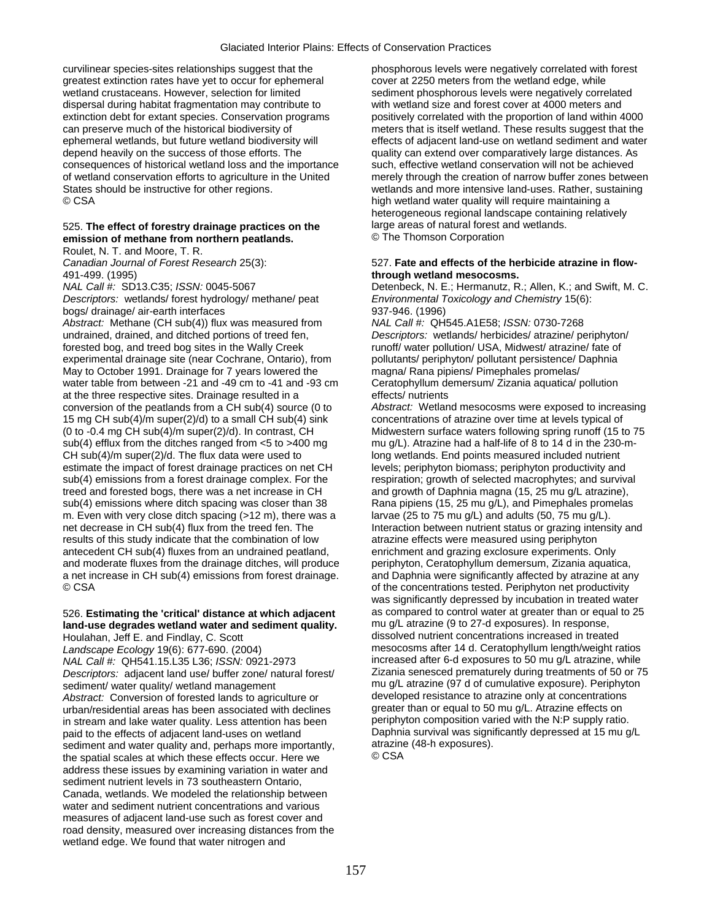curvilinear species-sites relationships suggest that the greatest extinction rates have yet to occur for ephemeral wetland crustaceans. However, selection for limited dispersal during habitat fragmentation may contribute to extinction debt for extant species. Conservation programs can preserve much of the historical biodiversity of ephemeral wetlands, but future wetland biodiversity will depend heavily on the success of those efforts. The consequences of historical wetland loss and the importance of wetland conservation efforts to agriculture in the United States should be instructive for other regions.
© CSA

### 525. **The effect of forestry drainage practices on the emission of methane from northern peatlands.**

Roulet, N. T. and Moore, T. R.
*Canadian Journal of Forest Research* 25(3): 491-499. (1995)
*NAL Call #:* SD13.C35; *ISSN:* 0045-5067
*Descriptors:* wetlands/ forest hydrology/ methane/ peat bogs/ drainage/ air-earth interfaces
*Abstract:* Methane ($CH_4$) flux was measured from undrained, drained, and ditched portions of treed fen, forested bog, and treed bog sites in the Wally Creek experimental drainage site (near Cochrane, Ontario), from May to October 1991. Drainage for 7 years lowered the water table from between -21 and -49 cm to -41 and -93 cm at the three respective sites. Drainage resulted in a conversion of the peatlands from a $CH_4$ source (0 to 15 mg $CH_4/m^2/d$) to a small $CH_4$ sink (0 to -0.4 mg $CH_4/m^2/d$). In contrast, $CH_4$ efflux from the ditches ranged from <5 to >400 mg $CH_4/m^2/d$. The flux data were used to estimate the impact of forest drainage practices on net $CH_4$ emissions from a forest drainage complex. For the treed and forested bogs, there was a net increase in $CH_4$ emissions where ditch spacing was closer than 38 m. Even with very close ditch spacing (>12 m), there was a net decrease in $CH_4$ flux from the treed fen. The results of this study indicate that the combination of low antecedent $CH_4$ fluxes from an undrained peatland, and moderate fluxes from the drainage ditches, will produce a net increase in $CH_4$ emissions from forest drainage.
© CSA

### 526. **Estimating the 'critical' distance at which adjacent land-use degrades wetland water and sediment quality.**

Houlahan, Jeff E. and Findlay, C. Scott
*Landscape Ecology* 19(6): 677-690. (2004)
*NAL Call #:* QH541.15.L35 L36; *ISSN:* 0921-2973
*Descriptors:* adjacent land use/ buffer zone/ natural forest/ sediment/ water quality/ wetland management
*Abstract:* Conversion of forested lands to agriculture or urban/residential areas has been associated with declines in stream and lake water quality. Less attention has been paid to the effects of adjacent land-uses on wetland sediment and water quality and, perhaps more importantly, the spatial scales at which these effects occur. Here we address these issues by examining variation in water and sediment nutrient levels in 73 southeastern Ontario, Canada, wetlands. We modeled the relationship between water and sediment nutrient concentrations and various measures of adjacent land-use such as forest cover and road density, measured over increasing distances from the wetland edge. We found that water nitrogen and phosphorous levels were negatively correlated with forest cover at 2250 meters from the wetland edge, while sediment phosphorous levels were negatively correlated with wetland size and forest cover at 4000 meters and positively correlated with the proportion of land within 4000 meters that is itself wetland. These results suggest that the effects of adjacent land-use on wetland sediment and water quality can extend over comparatively large distances. As such, effective wetland conservation will not be achieved merely through the creation of narrow buffer zones between wetlands and more intensive land-uses. Rather, sustaining high wetland water quality will require maintaining a heterogeneous regional landscape containing relatively large areas of natural forest and wetlands.
© The Thomson Corporation

### 527. **Fate and effects of the herbicide atrazine in flow-through wetland mesocosms.**

Detenbeck, N. E.; Hermanutz, R.; Allen, K.; and Swift, M. C.
*Environmental Toxicology and Chemistry* 15(6): 937-946. (1996)
*NAL Call #:* QH545.A1E58; *ISSN:* 0730-7268
*Descriptors:* wetlands/ herbicides/ atrazine/ periphyton/ runoff/ water pollution/ USA, Midwest/ atrazine/ fate of pollutants/ periphyton/ pollutant persistence/ Daphnia magna/ Rana pipiens/ Pimephales promelas/ Ceratophyllum demersum/ Zizania aquatica/ pollution effects/ nutrients
*Abstract:* Wetland mesocosms were exposed to increasing concentrations of atrazine over time at levels typical of Midwestern surface waters following spring runoff (15 to 75 mu g/L). Atrazine had a half-life of 8 to 14 d in the 230-m-long wetlands. End points measured included nutrient levels; periphyton biomass; periphyton productivity and respiration; growth of selected macrophytes; and survival and growth of Daphnia magna (15, 25 mu g/L atrazine), Rana pipiens (15, 25 mu g/L), and Pimephales promelas larvae (25 to 75 mu g/L) and adults (50, 75 mu g/L). Interaction between nutrient status or grazing intensity and atrazine effects were measured using periphyton enrichment and grazing exclosure experiments. Only periphyton, Ceratophyllum demersum, Zizania aquatica, and Daphnia were significantly affected by atrazine at any of the concentrations tested. Periphyton net productivity was significantly depressed by incubation in treated water as compared to control water at greater than or equal to 25 mu g/L atrazine (9 to 27-d exposures). In response, dissolved nutrient concentrations increased in treated mesocosms after 14 d. Ceratophyllum length/weight ratios increased after 6-d exposures to 50 mu g/L atrazine, while Zizania senesced prematurely during treatments of 50 or 75 mu g/L atrazine (97 d of cumulative exposure). Periphyton developed resistance to atrazine only at concentrations greater than or equal to 50 mu g/L. Atrazine effects on periphyton composition varied with the N:P supply ratio. Daphnia survival was significantly depressed at 15 mu g/L atrazine (48-h exposures).
© CSA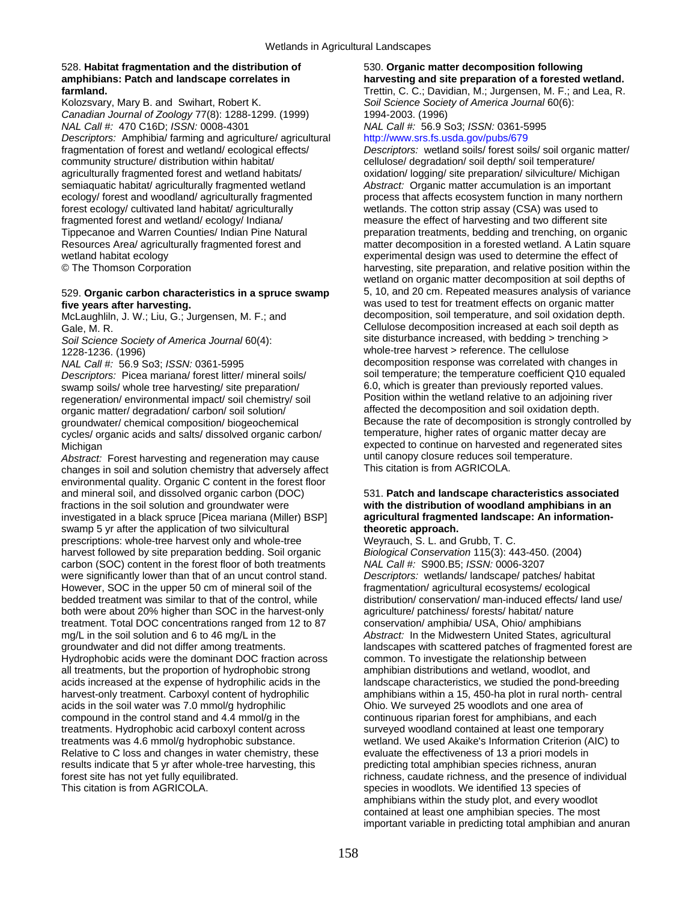528. **Habitat fragmentation and the distribution of amphibians: Patch and landscape correlates in farmland.**
Kolozsvary, Mary B. and Swihart, Robert K.
*Canadian Journal of Zoology* 77(8): 1288-1299. (1999)
*NAL Call #:* 470 C16D; *ISSN:* 0008-4301
*Descriptors:* Amphibia/ farming and agriculture/ agricultural fragmentation of forest and wetland/ ecological effects/ community structure/ distribution within habitat/ agriculturally fragmented forest and wetland habitats/ semiaquatic habitat/ agriculturally fragmented wetland ecology/ forest and woodland/ agriculturally fragmented forest ecology/ cultivated land habitat/ agriculturally fragmented forest and wetland/ ecology/ Indiana/ Tippecanoe and Warren Counties/ Indian Pine Natural Resources Area/ agriculturally fragmented forest and wetland habitat ecology
© The Thomson Corporation

529. **Organic carbon characteristics in a spruce swamp five years after harvesting.**
McLaughliln, J. W.; Liu, G.; Jurgensen, M. F.; and Gale, M. R.
*Soil Science Society of America Journal* 60(4): 1228-1236. (1996)
*NAL Call #:* 56.9 So3; *ISSN:* 0361-5995
*Descriptors:* Picea mariana/ forest litter/ mineral soils/ swamp soils/ whole tree harvesting/ site preparation/ regeneration/ environmental impact/ soil chemistry/ soil organic matter/ degradation/ carbon/ soil solution/ groundwater/ chemical composition/ biogeochemical cycles/ organic acids and salts/ dissolved organic carbon/ Michigan
*Abstract:* Forest harvesting and regeneration may cause changes in soil and solution chemistry that adversely affect environmental quality. Organic C content in the forest floor and mineral soil, and dissolved organic carbon (DOC) fractions in the soil solution and groundwater were investigated in a black spruce [Picea mariana (Miller) BSP] swamp 5 yr after the application of two silvicultural prescriptions: whole-tree harvest only and whole-tree harvest followed by site preparation bedding. Soil organic carbon (SOC) content in the forest floor of both treatments were significantly lower than that of an uncut control stand. However, SOC in the upper 50 cm of mineral soil of the bedded treatment was similar to that of the control, while both were about 20% higher than SOC in the harvest-only treatment. Total DOC concentrations ranged from 12 to 87 mg/L in the soil solution and 6 to 46 mg/L in the groundwater and did not differ among treatments. Hydrophobic acids were the dominant DOC fraction across all treatments, but the proportion of hydrophobic strong acids increased at the expense of hydrophilic acids in the harvest-only treatment. Carboxyl content of hydrophilic acids in the soil water was 7.0 mmol/g hydrophilic compound in the control stand and 4.4 mmol/g in the treatments. Hydrophobic acid carboxyl content across treatments was 4.6 mmol/g hydrophobic substance. Relative to C loss and changes in water chemistry, these results indicate that 5 yr after whole-tree harvesting, this forest site has not yet fully equilibrated.
This citation is from AGRICOLA.

530. **Organic matter decomposition following harvesting and site preparation of a forested wetland.**
Trettin, C. C.; Davidian, M.; Jurgensen, M. F.; and Lea, R.
*Soil Science Society of America Journal* 60(6): 1994-2003. (1996)
*NAL Call #:* 56.9 So3; *ISSN:* 0361-5995
http://www.srs.fs.usda.gov/pubs/679
*Descriptors:* wetland soils/ forest soils/ soil organic matter/ cellulose/ degradation/ soil depth/ soil temperature/ oxidation/ logging/ site preparation/ silviculture/ Michigan
*Abstract:* Organic matter accumulation is an important process that affects ecosystem function in many northern wetlands. The cotton strip assay (CSA) was used to measure the effect of harvesting and two different site preparation treatments, bedding and trenching, on organic matter decomposition in a forested wetland. A Latin square experimental design was used to determine the effect of harvesting, site preparation, and relative position within the wetland on organic matter decomposition at soil depths of 5, 10, and 20 cm. Repeated measures analysis of variance was used to test for treatment effects on organic matter decomposition, soil temperature, and soil oxidation depth. Cellulose decomposition increased at each soil depth as site disturbance increased, with bedding > trenching > whole-tree harvest > reference. The cellulose decomposition response was correlated with changes in soil temperature; the temperature coefficient $Q_{10}$ equaled 6.0, which is greater than previously reported values. Position within the wetland relative to an adjoining river affected the decomposition and soil oxidation depth. Because the rate of decomposition is strongly controlled by temperature, higher rates of organic matter decay are expected to continue on harvested and regenerated sites until canopy closure reduces soil temperature.
This citation is from AGRICOLA.

531. **Patch and landscape characteristics associated with the distribution of woodland amphibians in an agricultural fragmented landscape: An information-theoretic approach.**
Weyrauch, S. L. and Grubb, T. C.
*Biological Conservation* 115(3): 443-450. (2004)
*NAL Call #:* S900.B5; *ISSN:* 0006-3207
*Descriptors:* wetlands/ landscape/ patches/ habitat fragmentation/ agricultural ecosystems/ ecological distribution/ conservation/ man-induced effects/ land use/ agriculture/ patchiness/ forests/ habitat/ nature conservation/ amphibia/ USA, Ohio/ amphibians
*Abstract:* In the Midwestern United States, agricultural landscapes with scattered patches of fragmented forest are common. To investigate the relationship between amphibian distributions and wetland, woodlot, and landscape characteristics, we studied the pond-breeding amphibians within a 15, 450-ha plot in rural north- central Ohio. We surveyed 25 woodlots and one area of continuous riparian forest for amphibians, and each surveyed woodland contained at least one temporary wetland. We used Akaike's Information Criterion (AIC) to evaluate the effectiveness of 13 a priori models in predicting total amphibian species richness, anuran richness, caudate richness, and the presence of individual species in woodlots. We identified 13 species of amphibians within the study plot, and every woodlot contained at least one amphibian species. The most important variable in predicting total amphibian and anuran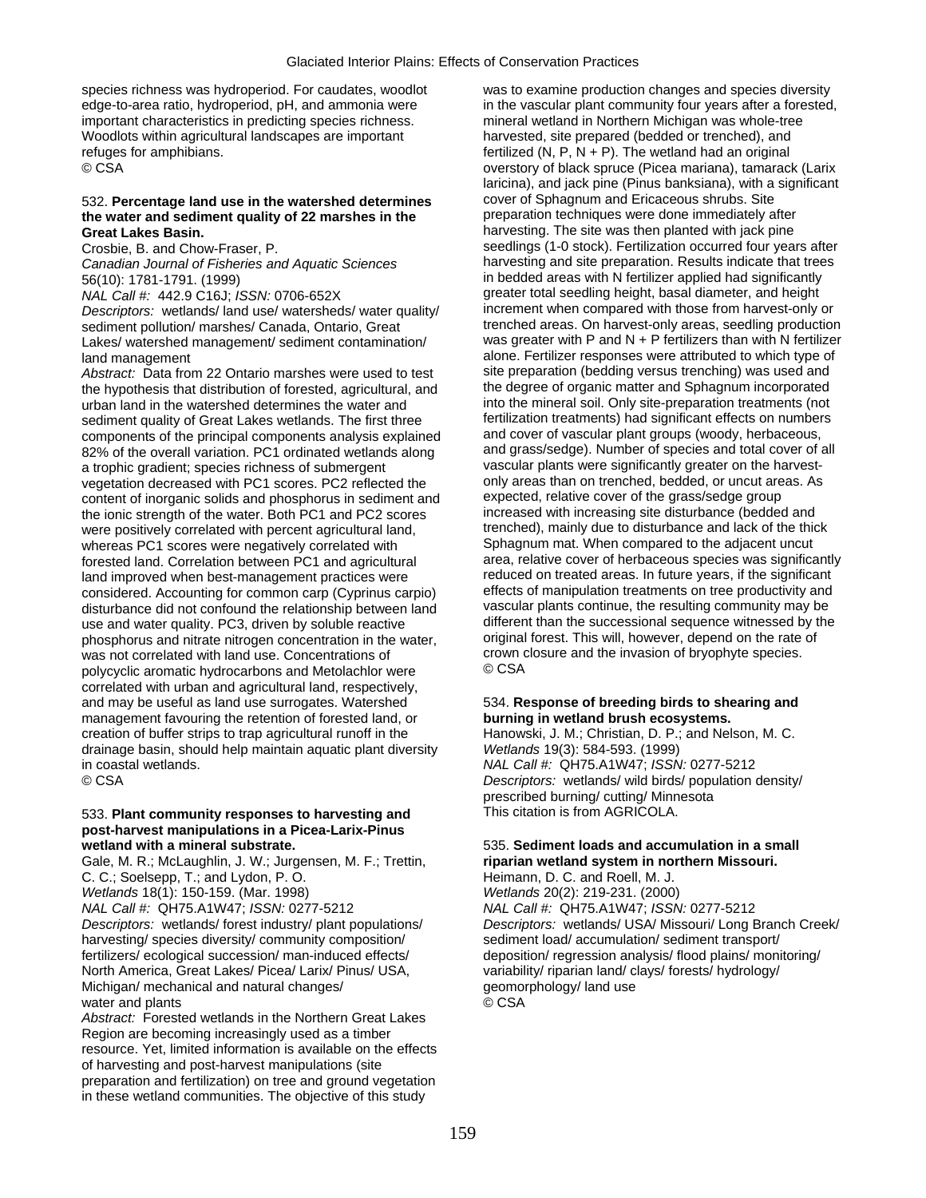species richness was hydroperiod. For caudates, woodlot edge-to-area ratio, hydroperiod, pH, and ammonia were important characteristics in predicting species richness. Woodlots within agricultural landscapes are important refuges for amphibians.
© CSA

532. **Percentage land use in the watershed determines the water and sediment quality of 22 marshes in the Great Lakes Basin.**
Crosbie, B. and Chow-Fraser, P.
*Canadian Journal of Fisheries and Aquatic Sciences* 56(10): 1781-1791. (1999)
*NAL Call #:* 442.9 C16J; *ISSN:* 0706-652X
*Descriptors:* wetlands/ land use/ watersheds/ water quality/ sediment pollution/ marshes/ Canada, Ontario, Great Lakes/ watershed management/ sediment contamination/ land management
*Abstract:* Data from 22 Ontario marshes were used to test the hypothesis that distribution of forested, agricultural, and urban land in the watershed determines the water and sediment quality of Great Lakes wetlands. The first three components of the principal components analysis explained 82% of the overall variation. PC1 ordinated wetlands along a trophic gradient; species richness of submergent vegetation decreased with PC1 scores. PC2 reflected the content of inorganic solids and phosphorus in sediment and the ionic strength of the water. Both PC1 and PC2 scores were positively correlated with percent agricultural land, whereas PC1 scores were negatively correlated with forested land. Correlation between PC1 and agricultural land improved when best-management practices were considered. Accounting for common carp (Cyprinus carpio) disturbance did not confound the relationship between land use and water quality. PC3, driven by soluble reactive phosphorus and nitrate nitrogen concentration in the water, was not correlated with land use. Concentrations of polycyclic aromatic hydrocarbons and Metolachlor were correlated with urban and agricultural land, respectively, and may be useful as land use surrogates. Watershed management favouring the retention of forested land, or creation of buffer strips to trap agricultural runoff in the drainage basin, should help maintain aquatic plant diversity in coastal wetlands.
© CSA

533. **Plant community responses to harvesting and post-harvest manipulations in a Picea-Larix-Pinus wetland with a mineral substrate.**
Gale, M. R.; McLaughlin, J. W.; Jurgensen, M. F.; Trettin, C. C.; Soelsepp, T.; and Lydon, P. O.
*Wetlands* 18(1): 150-159. (Mar. 1998)
*NAL Call #:* QH75.A1W47; *ISSN:* 0277-5212
*Descriptors:* wetlands/ forest industry/ plant populations/ harvesting/ species diversity/ community composition/ fertilizers/ ecological succession/ man-induced effects/ North America, Great Lakes/ Picea/ Larix/ Pinus/ USA, Michigan/ mechanical and natural changes/ water and plants
*Abstract:* Forested wetlands in the Northern Great Lakes Region are becoming increasingly used as a timber resource. Yet, limited information is available on the effects of harvesting and post-harvest manipulations (site preparation and fertilization) on tree and ground vegetation in these wetland communities. The objective of this study was to examine production changes and species diversity in the vascular plant community four years after a forested, mineral wetland in Northern Michigan was whole-tree harvested, site prepared (bedded or trenched), and fertilized (N, P, N + P). The wetland had an original overstory of black spruce (Picea mariana), tamarack (Larix laricina), and jack pine (Pinus banksiana), with a significant cover of Sphagnum and Ericaceous shrubs. Site preparation techniques were done immediately after harvesting. The site was then planted with jack pine seedlings (1-0 stock). Fertilization occurred four years after harvesting and site preparation. Results indicate that trees in bedded areas with N fertilizer applied had significantly greater total seedling height, basal diameter, and height increment when compared with those from harvest-only or trenched areas. On harvest-only areas, seedling production was greater with P and N + P fertilizers than with N fertilizer alone. Fertilizer responses were attributed to which type of site preparation (bedding versus trenching) was used and the degree of organic matter and Sphagnum incorporated into the mineral soil. Only site-preparation treatments (not fertilization treatments) had significant effects on numbers and cover of vascular plant groups (woody, herbaceous, and grass/sedge). Number of species and total cover of all vascular plants were significantly greater on the harvest-only areas than on trenched, bedded, or uncut areas. As expected, relative cover of the grass/sedge group increased with increasing site disturbance (bedded and trenched), mainly due to disturbance and lack of the thick Sphagnum mat. When compared to the adjacent uncut area, relative cover of herbaceous species was significantly reduced on treated areas. In future years, if the significant effects of manipulation treatments on tree productivity and vascular plants continue, the resulting community may be different than the successional sequence witnessed by the original forest. This will, however, depend on the rate of crown closure and the invasion of bryophyte species.
© CSA

534. **Response of breeding birds to shearing and burning in wetland brush ecosystems.**
Hanowski, J. M.; Christian, D. P.; and Nelson, M. C.
*Wetlands* 19(3): 584-593. (1999)
*NAL Call #:* QH75.A1W47; *ISSN:* 0277-5212
*Descriptors:* wetlands/ wild birds/ population density/ prescribed burning/ cutting/ Minnesota
This citation is from AGRICOLA.

535. **Sediment loads and accumulation in a small riparian wetland system in northern Missouri.**
Heimann, D. C. and Roell, M. J.
*Wetlands* 20(2): 219-231. (2000)
*NAL Call #:* QH75.A1W47; *ISSN:* 0277-5212
*Descriptors:* wetlands/ USA/ Missouri/ Long Branch Creek/ sediment load/ accumulation/ sediment transport/ deposition/ regression analysis/ flood plains/ monitoring/ variability/ riparian land/ clays/ forests/ hydrology/ geomorphology/ land use
© CSA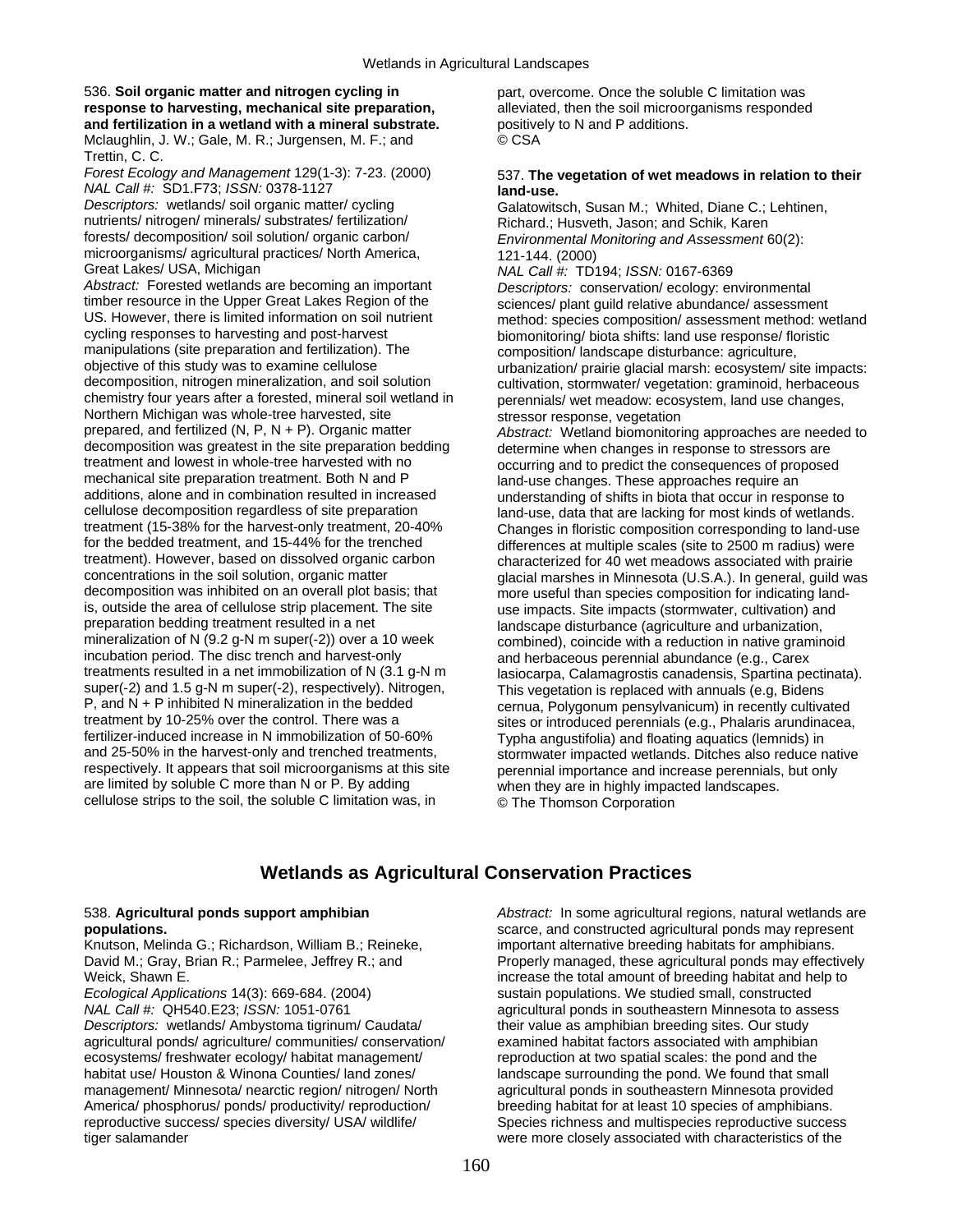536. **Soil organic matter and nitrogen cycling in response to harvesting, mechanical site preparation, and fertilization in a wetland with a mineral substrate.**
Mclaughlin, J. W.; Gale, M. R.; Jurgensen, M. F.; and Trettin, C. C.
*Forest Ecology and Management* 129(1-3): 7-23. (2000)
*NAL Call #:* SD1.F73; *ISSN:* 0378-1127
*Descriptors:* wetlands/ soil organic matter/ cycling nutrients/ nitrogen/ minerals/ substrates/ fertilization/ forests/ decomposition/ soil solution/ organic carbon/ microorganisms/ agricultural practices/ North America, Great Lakes/ USA, Michigan
*Abstract:* Forested wetlands are becoming an important timber resource in the Upper Great Lakes Region of the US. However, there is limited information on soil nutrient cycling responses to harvesting and post-harvest manipulations (site preparation and fertilization). The objective of this study was to examine cellulose decomposition, nitrogen mineralization, and soil solution chemistry four years after a forested, mineral soil wetland in Northern Michigan was whole-tree harvested, site prepared, and fertilized (N, P, N + P). Organic matter decomposition was greatest in the site preparation bedding treatment and lowest in whole-tree harvested with no mechanical site preparation treatment. Both N and P additions, alone and in combination resulted in increased cellulose decomposition regardless of site preparation treatment (15-38% for the harvest-only treatment, 20-40% for the bedded treatment, and 15-44% for the trenched treatment). However, based on dissolved organic carbon concentrations in the soil solution, organic matter decomposition was inhibited on an overall plot basis; that is, outside the area of cellulose strip placement. The site preparation bedding treatment resulted in a net mineralization of N (9.2 g-N m super(-2)) over a 10 week incubation period. The disc trench and harvest-only treatments resulted in a net immobilization of N (3.1 g-N m super(-2) and 1.5 g-N m super(-2), respectively). Nitrogen, P, and N + P inhibited N mineralization in the bedded treatment by 10-25% over the control. There was a fertilizer-induced increase in N immobilization of 50-60% and 25-50% in the harvest-only and trenched treatments, respectively. It appears that soil microorganisms at this site are limited by soluble C more than N or P. By adding cellulose strips to the soil, the soluble C limitation was, in part, overcome. Once the soluble C limitation was alleviated, then the soil microorganisms responded positively to N and P additions.
© CSA

537. **The vegetation of wet meadows in relation to their land-use.**
Galatowitsch, Susan M.; Whited, Diane C.; Lehtinen, Richard.; Husveth, Jason; and Schik, Karen
*Environmental Monitoring and Assessment* 60(2): 121-144. (2000)
*NAL Call #:* TD194; *ISSN:* 0167-6369
*Descriptors:* conservation/ ecology: environmental sciences/ plant guild relative abundance/ assessment method: species composition/ assessment method: wetland biomonitoring/ biota shifts: land use response/ floristic composition/ landscape disturbance: agriculture, urbanization/ prairie glacial marsh: ecosystem/ site impacts: cultivation, stormwater/ vegetation: graminoid, herbaceous perennials/ wet meadow: ecosystem, land use changes, stressor response, vegetation
*Abstract:* Wetland biomonitoring approaches are needed to determine when changes in response to stressors are occurring and to predict the consequences of proposed land-use changes. These approaches require an understanding of shifts in biota that occur in response to land-use, data that are lacking for most kinds of wetlands. Changes in floristic composition corresponding to land-use differences at multiple scales (site to 2500 m radius) were characterized for 40 wet meadows associated with prairie glacial marshes in Minnesota (U.S.A.). In general, guild was more useful than species composition for indicating land-use impacts. Site impacts (stormwater, cultivation) and landscape disturbance (agriculture and urbanization, combined), coincide with a reduction in native graminoid and herbaceous perennial abundance (e.g., Carex lasiocarpa, Calamagrostis canadensis, Spartina pectinata). This vegetation is replaced with annuals (e.g, Bidens cernua, Polygonum pensylvanicum) in recently cultivated sites or introduced perennials (e.g., Phalaris arundinacea, Typha angustifolia) and floating aquatics (lemnids) in stormwater impacted wetlands. Ditches also reduce native perennial importance and increase perennials, but only when they are in highly impacted landscapes.
© The Thomson Corporation

## Wetlands as Agricultural Conservation Practices

538. **Agricultural ponds support amphibian populations.**
Knutson, Melinda G.; Richardson, William B.; Reineke, David M.; Gray, Brian R.; Parmelee, Jeffrey R.; and Weick, Shawn E.
*Ecological Applications* 14(3): 669-684. (2004)
*NAL Call #:* QH540.E23; *ISSN:* 1051-0761
*Descriptors:* wetlands/ Ambystoma tigrinum/ Caudata/ agricultural ponds/ agriculture/ communities/ conservation/ ecosystems/ freshwater ecology/ habitat management/ habitat use/ Houston & Winona Counties/ land zones/ management/ Minnesota/ nearctic region/ nitrogen/ North America/ phosphorus/ ponds/ productivity/ reproduction/ reproductive success/ species diversity/ USA/ wildlife/ tiger salamander
*Abstract:* In some agricultural regions, natural wetlands are scarce, and constructed agricultural ponds may represent important alternative breeding habitats for amphibians. Properly managed, these agricultural ponds may effectively increase the total amount of breeding habitat and help to sustain populations. We studied small, constructed agricultural ponds in southeastern Minnesota to assess their value as amphibian breeding sites. Our study examined habitat factors associated with amphibian reproduction at two spatial scales: the pond and the landscape surrounding the pond. We found that small agricultural ponds in southeastern Minnesota provided breeding habitat for at least 10 species of amphibians. Species richness and multispecies reproductive success were more closely associated with characteristics of the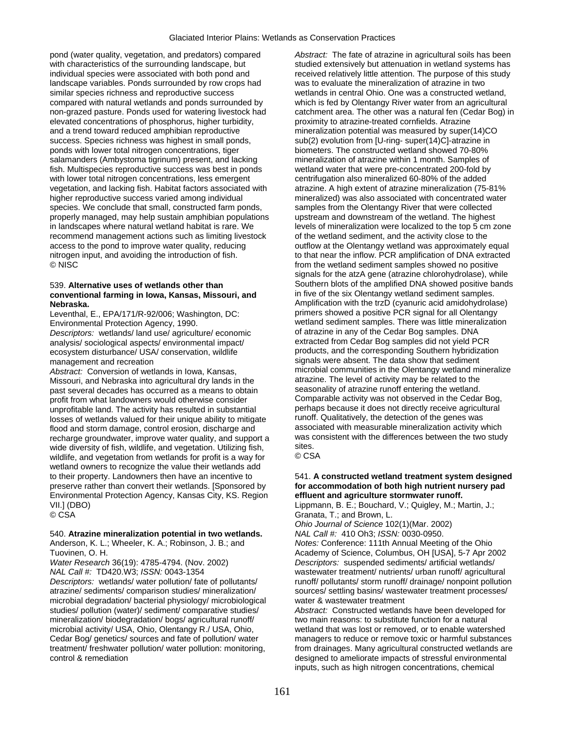pond (water quality, vegetation, and predators) compared with characteristics of the surrounding landscape, but individual species were associated with both pond and landscape variables. Ponds surrounded by row crops had similar species richness and reproductive success compared with natural wetlands and ponds surrounded by non-grazed pasture. Ponds used for watering livestock had elevated concentrations of phosphorus, higher turbidity, and a trend toward reduced amphibian reproductive success. Species richness was highest in small ponds, ponds with lower total nitrogen concentrations, tiger salamanders (Ambystoma tigrinum) present, and lacking fish. Multispecies reproductive success was best in ponds with lower total nitrogen concentrations, less emergent vegetation, and lacking fish. Habitat factors associated with higher reproductive success varied among individual species. We conclude that small, constructed farm ponds, properly managed, may help sustain amphibian populations in landscapes where natural wetland habitat is rare. We recommend management actions such as limiting livestock access to the pond to improve water quality, reducing nitrogen input, and avoiding the introduction of fish.
© NISC

539. **Alternative uses of wetlands other than conventional farming in Iowa, Kansas, Missouri, and Nebraska.**
Leventhal, E., EPA/171/R-92/006; Washington, DC: Environmental Protection Agency, 1990.
*Descriptors:* wetlands/ land use/ agriculture/ economic analysis/ sociological aspects/ environmental impact/ ecosystem disturbance/ USA/ conservation, wildlife management and recreation
*Abstract:* Conversion of wetlands in Iowa, Kansas, Missouri, and Nebraska into agricultural dry lands in the past several decades has occurred as a means to obtain profit from what landowners would otherwise consider unprofitable land. The activity has resulted in substantial losses of wetlands valued for their unique ability to mitigate flood and storm damage, control erosion, discharge and recharge groundwater, improve water quality, and support a wide diversity of fish, wildlife, and vegetation. Utilizing fish, wildlife, and vegetation from wetlands for profit is a way for wetland owners to recognize the value their wetlands add to their property. Landowners then have an incentive to preserve rather than convert their wetlands. [Sponsored by Environmental Protection Agency, Kansas City, KS. Region VII.] (DBO)
© CSA

540. **Atrazine mineralization potential in two wetlands.**
Anderson, K. L.; Wheeler, K. A.; Robinson, J. B.; and Tuovinen, O. H.
*Water Research* 36(19): 4785-4794. (Nov. 2002)
*NAL Call #:* TD420.W3; *ISSN:* 0043-1354
*Descriptors:* wetlands/ water pollution/ fate of pollutants/ atrazine/ sediments/ comparison studies/ mineralization/ microbial degradation/ bacterial physiology/ microbiological studies/ pollution (water)/ sediment/ comparative studies/ mineralization/ biodegradation/ bogs/ agricultural runoff/ microbial activity/ USA, Ohio, Olentangy R./ USA, Ohio, Cedar Bog/ genetics/ sources and fate of pollution/ water treatment/ freshwater pollution/ water pollution: monitoring, control & remediation
*Abstract:* The fate of atrazine in agricultural soils has been studied extensively but attenuation in wetland systems has received relatively little attention. The purpose of this study was to evaluate the mineralization of atrazine in two wetlands in central Ohio. One was a constructed wetland, which is fed by Olentangy River water from an agricultural catchment area. The other was a natural fen (Cedar Bog) in proximity to atrazine-treated cornfields. Atrazine mineralization potential was measured by $^{14}CO_2$ evolution from [U-ring-$^{14}$C]-atrazine in biometers. The constructed wetland showed 70-80% mineralization of atrazine within 1 month. Samples of wetland water that were pre-concentrated 200-fold by centrifugation also mineralized 60-80% of the added atrazine. A high extent of atrazine mineralization (75-81% mineralized) was also associated with concentrated water samples from the Olentangy River that were collected upstream and downstream of the wetland. The highest levels of mineralization were localized to the top 5 cm zone of the wetland sediment, and the activity close to the outflow at the Olentangy wetland was approximately equal to that near the inflow. PCR amplification of DNA extracted from the wetland sediment samples showed no positive signals for the atzA gene (atrazine chlorohydrolase), while Southern blots of the amplified DNA showed positive bands in five of the six Olentangy wetland sediment samples. Amplification with the trzD (cyanuric acid amidohydrolase) primers showed a positive PCR signal for all Olentangy wetland sediment samples. There was little mineralization of atrazine in any of the Cedar Bog samples. DNA extracted from Cedar Bog samples did not yield PCR products, and the corresponding Southern hybridization signals were absent. The data show that sediment microbial communities in the Olentangy wetland mineralize atrazine. The level of activity may be related to the seasonality of atrazine runoff entering the wetland. Comparable activity was not observed in the Cedar Bog, perhaps because it does not directly receive agricultural runoff. Qualitatively, the detection of the genes was associated with measurable mineralization activity which was consistent with the differences between the two study sites.
© CSA

541. **A constructed wetland treatment system designed for accommodation of both high nutrient nursery pad effluent and agriculture stormwater runoff.**
Lippmann, B. E.; Bouchard, V.; Quigley, M.; Martin, J.; Granata, T.; and Brown, L.
*Ohio Journal of Science* 102(1)(Mar. 2002)
*NAL Call #:* 410 Oh3; *ISSN:* 0030-0950.
*Notes:* Conference: 111th Annual Meeting of the Ohio Academy of Science, Columbus, OH [USA], 5-7 Apr 2002
*Descriptors:* suspended sediments/ artificial wetlands/ wastewater treatment/ nutrients/ urban runoff/ agricultural runoff/ pollutants/ storm runoff/ drainage/ nonpoint pollution sources/ settling basins/ wastewater treatment processes/ water & wastewater treatment
*Abstract:* Constructed wetlands have been developed for two main reasons: to substitute function for a natural wetland that was lost or removed, or to enable watershed managers to reduce or remove toxic or harmful substances from drainages. Many agricultural constructed wetlands are designed to ameliorate impacts of stressful environmental inputs, such as high nitrogen concentrations, chemical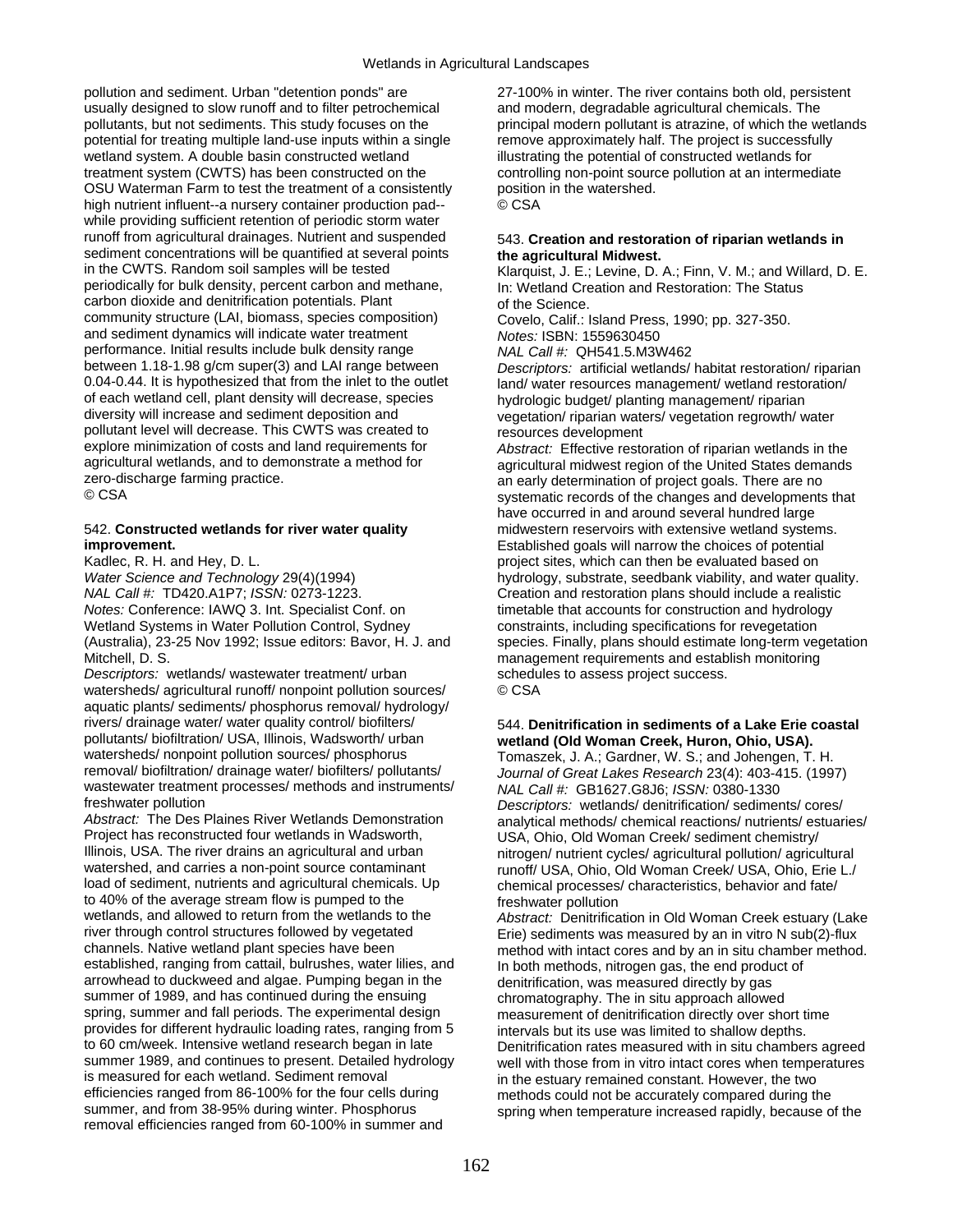pollution and sediment. Urban "detention ponds" are usually designed to slow runoff and to filter petrochemical pollutants, but not sediments. This study focuses on the potential for treating multiple land-use inputs within a single wetland system. A double basin constructed wetland treatment system (CWTS) has been constructed on the OSU Waterman Farm to test the treatment of a consistently high nutrient influent--a nursery container production pad--while providing sufficient retention of periodic storm water runoff from agricultural drainages. Nutrient and suspended sediment concentrations will be quantified at several points in the CWTS. Random soil samples will be tested periodically for bulk density, percent carbon and methane, carbon dioxide and denitrification potentials. Plant community structure (LAI, biomass, species composition) and sediment dynamics will indicate water treatment performance. Initial results include bulk density range between 1.18-1.98 g/cm super(3) and LAI range between 0.04-0.44. It is hypothesized that from the inlet to the outlet of each wetland cell, plant density will decrease, species diversity will increase and sediment deposition and pollutant level will decrease. This CWTS was created to explore minimization of costs and land requirements for agricultural wetlands, and to demonstrate a method for zero-discharge farming practice.
© CSA

542. **Constructed wetlands for river water quality improvement.**
Kadlec, R. H. and Hey, D. L.
*Water Science and Technology* 29(4)(1994)
*NAL Call #:* TD420.A1P7; *ISSN:* 0273-1223.
*Notes:* Conference: IAWQ 3. Int. Specialist Conf. on Wetland Systems in Water Pollution Control, Sydney (Australia), 23-25 Nov 1992; Issue editors: Bavor, H. J. and Mitchell, D. S.
*Descriptors:* wetlands/ wastewater treatment/ urban watersheds/ agricultural runoff/ nonpoint pollution sources/ aquatic plants/ sediments/ phosphorus removal/ hydrology/ rivers/ drainage water/ water quality control/ biofilters/ pollutants/ biofiltration/ USA, Illinois, Wadsworth/ urban watersheds/ nonpoint pollution sources/ phosphorus removal/ biofiltration/ drainage water/ biofilters/ pollutants/ wastewater treatment processes/ methods and instruments/ freshwater pollution
*Abstract:* The Des Plaines River Wetlands Demonstration Project has reconstructed four wetlands in Wadsworth, Illinois, USA. The river drains an agricultural and urban watershed, and carries a non-point source contaminant load of sediment, nutrients and agricultural chemicals. Up to 40% of the average stream flow is pumped to the wetlands, and allowed to return from the wetlands to the river through control structures followed by vegetated channels. Native wetland plant species have been established, ranging from cattail, bulrushes, water lilies, and arrowhead to duckweed and algae. Pumping began in the summer of 1989, and has continued during the ensuing spring, summer and fall periods. The experimental design provides for different hydraulic loading rates, ranging from 5 to 60 cm/week. Intensive wetland research began in late summer 1989, and continues to present. Detailed hydrology is measured for each wetland. Sediment removal efficiencies ranged from 86-100% for the four cells during summer, and from 38-95% during winter. Phosphorus removal efficiencies ranged from 60-100% in summer and 27-100% in winter. The river contains both old, persistent and modern, degradable agricultural chemicals. The principal modern pollutant is atrazine, of which the wetlands remove approximately half. The project is successfully illustrating the potential of constructed wetlands for controlling non-point source pollution at an intermediate position in the watershed.
© CSA

543. **Creation and restoration of riparian wetlands in the agricultural Midwest.**
Klarquist, J. E.; Levine, D. A.; Finn, V. M.; and Willard, D. E.
In: Wetland Creation and Restoration: The Status of the Science.
Covelo, Calif.: Island Press, 1990; pp. 327-350.
*Notes:* ISBN: 1559630450
*NAL Call #:* QH541.5.M3W462
*Descriptors:* artificial wetlands/ habitat restoration/ riparian land/ water resources management/ wetland restoration/ hydrologic budget/ planting management/ riparian vegetation/ riparian waters/ vegetation regrowth/ water resources development
*Abstract:* Effective restoration of riparian wetlands in the agricultural midwest region of the United States demands an early determination of project goals. There are no systematic records of the changes and developments that have occurred in and around several hundred large midwestern reservoirs with extensive wetland systems. Established goals will narrow the choices of potential project sites, which can then be evaluated based on hydrology, substrate, seedbank viability, and water quality. Creation and restoration plans should include a realistic timetable that accounts for construction and hydrology constraints, including specifications for revegetation species. Finally, plans should estimate long-term vegetation management requirements and establish monitoring schedules to assess project success.
© CSA

544. **Denitrification in sediments of a Lake Erie coastal wetland (Old Woman Creek, Huron, Ohio, USA).**
Tomaszek, J. A.; Gardner, W. S.; and Johengen, T. H.
*Journal of Great Lakes Research* 23(4): 403-415. (1997)
*NAL Call #:* GB1627.G8J6; *ISSN:* 0380-1330
*Descriptors:* wetlands/ denitrification/ sediments/ cores/ analytical methods/ chemical reactions/ nutrients/ estuaries/ USA, Ohio, Old Woman Creek/ sediment chemistry/ nitrogen/ nutrient cycles/ agricultural pollution/ agricultural runoff/ USA, Ohio, Old Woman Creek/ USA, Ohio, Erie L./ chemical processes/ characteristics, behavior and fate/ freshwater pollution
*Abstract:* Denitrification in Old Woman Creek estuary (Lake Erie) sediments was measured by an in vitro N sub(2)-flux method with intact cores and by an in situ chamber method. In both methods, nitrogen gas, the end product of denitrification, was measured directly by gas chromatography. The in situ approach allowed measurement of denitrification directly over short time intervals but its use was limited to shallow depths. Denitrification rates measured with in situ chambers agreed well with those from in vitro intact cores when temperatures in the estuary remained constant. However, the two methods could not be accurately compared during the spring when temperature increased rapidly, because of the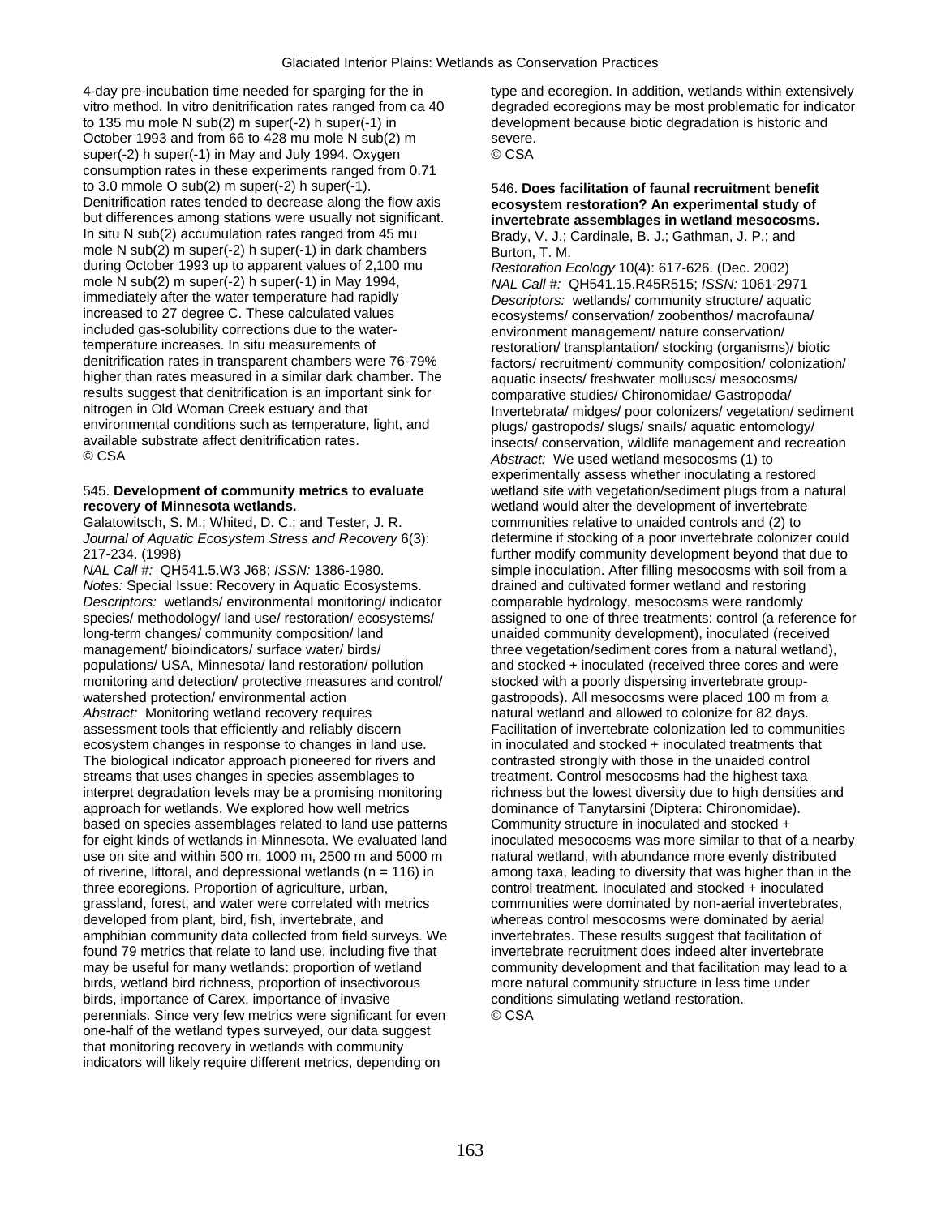4-day pre-incubation time needed for sparging for the in vitro method. In vitro denitrification rates ranged from ca 40 to 135 mu mole N sub(2) m super(-2) h super(-1) in October 1993 and from 66 to 428 mu mole N sub(2) m super(-2) h super(-1) in May and July 1994. Oxygen consumption rates in these experiments ranged from 0.71 to 3.0 mmole O sub(2) m super(-2) h super(-1). Denitrification rates tended to decrease along the flow axis but differences among stations were usually not significant. In situ N sub(2) accumulation rates ranged from 45 mu mole N sub(2) m super(-2) h super(-1) in dark chambers during October 1993 up to apparent values of 2,100 mu mole N sub(2) m super(-2) h super(-1) in May 1994, immediately after the water temperature had rapidly increased to 27 degree C. These calculated values included gas-solubility corrections due to the water-temperature increases. In situ measurements of denitrification rates in transparent chambers were 76-79% higher than rates measured in a similar dark chamber. The results suggest that denitrification is an important sink for nitrogen in Old Woman Creek estuary and that environmental conditions such as temperature, light, and available substrate affect denitrification rates.
© CSA

545. **Development of community metrics to evaluate recovery of Minnesota wetlands.**
Galatowitsch, S. M.; Whited, D. C.; and Tester, J. R.
*Journal of Aquatic Ecosystem Stress and Recovery* 6(3): 217-234. (1998)
*NAL Call #:* QH541.5.W3 J68; *ISSN:* 1386-1980.
*Notes:* Special Issue: Recovery in Aquatic Ecosystems.
*Descriptors:* wetlands/ environmental monitoring/ indicator species/ methodology/ land use/ restoration/ ecosystems/ long-term changes/ community composition/ land management/ bioindicators/ surface water/ birds/ populations/ USA, Minnesota/ land restoration/ pollution monitoring and detection/ protective measures and control/ watershed protection/ environmental action
*Abstract:* Monitoring wetland recovery requires assessment tools that efficiently and reliably discern ecosystem changes in response to changes in land use. The biological indicator approach pioneered for rivers and streams that uses changes in species assemblages to interpret degradation levels may be a promising monitoring approach for wetlands. We explored how well metrics based on species assemblages related to land use patterns for eight kinds of wetlands in Minnesota. We evaluated land use on site and within 500 m, 1000 m, 2500 m and 5000 m of riverine, littoral, and depressional wetlands (n = 116) in three ecoregions. Proportion of agriculture, urban, grassland, forest, and water were correlated with metrics developed from plant, bird, fish, invertebrate, and amphibian community data collected from field surveys. We found 79 metrics that relate to land use, including five that may be useful for many wetlands: proportion of wetland birds, wetland bird richness, proportion of insectivorous birds, importance of Carex, importance of invasive perennials. Since very few metrics were significant for even one-half of the wetland types surveyed, our data suggest that monitoring recovery in wetlands with community indicators will likely require different metrics, depending on type and ecoregion. In addition, wetlands within extensively degraded ecoregions may be most problematic for indicator development because biotic degradation is historic and severe.
© CSA

546. **Does facilitation of faunal recruitment benefit ecosystem restoration? An experimental study of invertebrate assemblages in wetland mesocosms.**
Brady, V. J.; Cardinale, B. J.; Gathman, J. P.; and Burton, T. M.
*Restoration Ecology* 10(4): 617-626. (Dec. 2002)
*NAL Call #:* QH541.15.R45R515; *ISSN:* 1061-2971
*Descriptors:* wetlands/ community structure/ aquatic ecosystems/ conservation/ zoobenthos/ macrofauna/ environment management/ nature conservation/ restoration/ transplantation/ stocking (organisms)/ biotic factors/ recruitment/ community composition/ colonization/ aquatic insects/ freshwater molluscs/ mesocosms/ comparative studies/ Chironomidae/ Gastropoda/ Invertebrata/ midges/ poor colonizers/ vegetation/ sediment plugs/ gastropods/ slugs/ snails/ aquatic entomology/ insects/ conservation, wildlife management and recreation
*Abstract:* We used wetland mesocosms (1) to experimentally assess whether inoculating a restored wetland site with vegetation/sediment plugs from a natural wetland would alter the development of invertebrate communities relative to unaided controls and (2) to determine if stocking of a poor invertebrate colonizer could further modify community development beyond that due to simple inoculation. After filling mesocosms with soil from a drained and cultivated former wetland and restoring comparable hydrology, mesocosms were randomly assigned to one of three treatments: control (a reference for unaided community development), inoculated (received three vegetation/sediment cores from a natural wetland), and stocked + inoculated (received three cores and were stocked with a poorly dispersing invertebrate group-gastropods). All mesocosms were placed 100 m from a natural wetland and allowed to colonize for 82 days. Facilitation of invertebrate colonization led to communities in inoculated and stocked + inoculated treatments that contrasted strongly with those in the unaided control treatment. Control mesocosms had the highest taxa richness but the lowest diversity due to high densities and dominance of Tanytarsini (Diptera: Chironomidae). Community structure in inoculated and stocked + inoculated mesocosms was more similar to that of a nearby natural wetland, with abundance more evenly distributed among taxa, leading to diversity that was higher than in the control treatment. Inoculated and stocked + inoculated communities were dominated by non-aerial invertebrates, whereas control mesocosms were dominated by aerial invertebrates. These results suggest that facilitation of invertebrate recruitment does indeed alter invertebrate community development and that facilitation may lead to a more natural community structure in less time under conditions simulating wetland restoration.
© CSA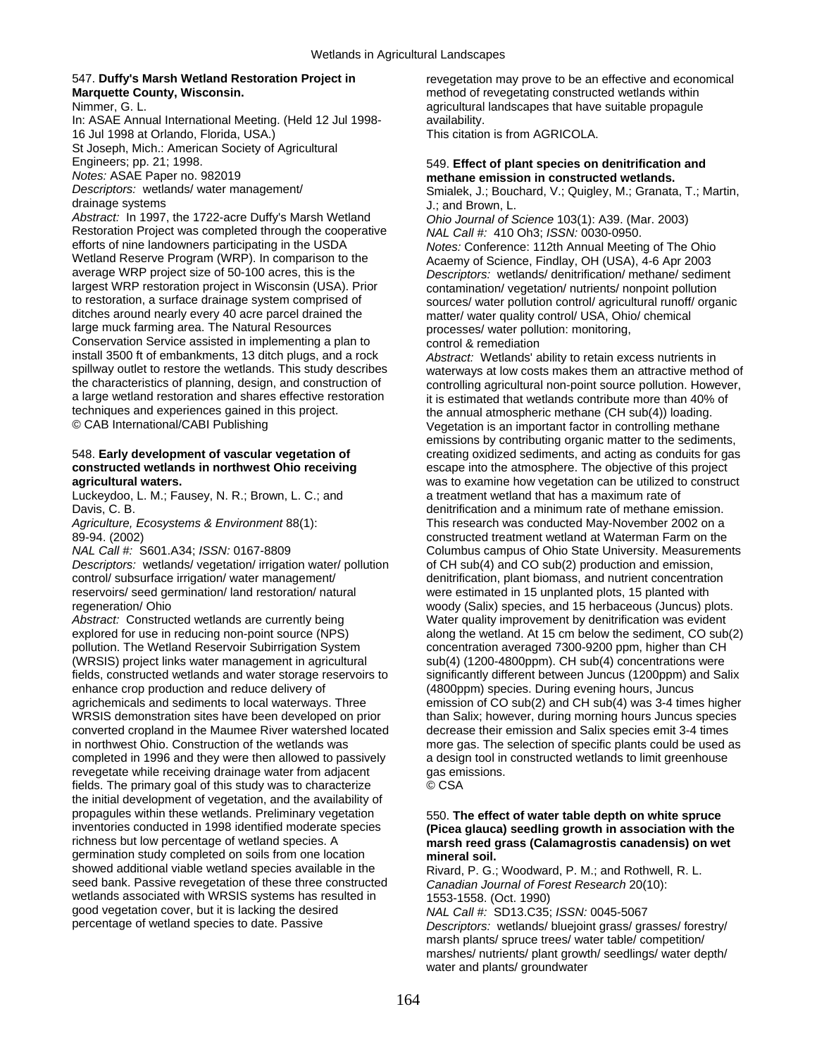547. **Duffy's Marsh Wetland Restoration Project in Marquette County, Wisconsin.**
Nimmer, G. L.
In: ASAE Annual International Meeting. (Held 12 Jul 1998-16 Jul 1998 at Orlando, Florida, USA.)
St Joseph, Mich.: American Society of Agricultural Engineers; pp. 21; 1998.
*Notes:* ASAE Paper no. 982019
*Descriptors:* wetlands/ water management/ drainage systems
*Abstract:* In 1997, the 1722-acre Duffy's Marsh Wetland Restoration Project was completed through the cooperative efforts of nine landowners participating in the USDA Wetland Reserve Program (WRP). In comparison to the average WRP project size of 50-100 acres, this is the largest WRP restoration project in Wisconsin (USA). Prior to restoration, a surface drainage system comprised of ditches around nearly every 40 acre parcel drained the large muck farming area. The Natural Resources Conservation Service assisted in implementing a plan to install 3500 ft of embankments, 13 ditch plugs, and a rock spillway outlet to restore the wetlands. This study describes the characteristics of planning, design, and construction of a large wetland restoration and shares effective restoration techniques and experiences gained in this project.
© CAB International/CABI Publishing

548. **Early development of vascular vegetation of constructed wetlands in northwest Ohio receiving agricultural waters.**
Luckeydoo, L. M.; Fausey, N. R.; Brown, L. C.; and Davis, C. B.
*Agriculture, Ecosystems & Environment* 88(1): 89-94. (2002)
*NAL Call #:* S601.A34; *ISSN:* 0167-8809
*Descriptors:* wetlands/ vegetation/ irrigation water/ pollution control/ subsurface irrigation/ water management/ reservoirs/ seed germination/ land restoration/ natural regeneration/ Ohio
*Abstract:* Constructed wetlands are currently being explored for use in reducing non-point source (NPS) pollution. The Wetland Reservoir Subirrigation System (WRSIS) project links water management in agricultural fields, constructed wetlands and water storage reservoirs to enhance crop production and reduce delivery of agrichemicals and sediments to local waterways. Three WRSIS demonstration sites have been developed on prior converted cropland in the Maumee River watershed located in northwest Ohio. Construction of the wetlands was completed in 1996 and they were then allowed to passively revegetate while receiving drainage water from adjacent fields. The primary goal of this study was to characterize the initial development of vegetation, and the availability of propagules within these wetlands. Preliminary vegetation inventories conducted in 1998 identified moderate species richness but low percentage of wetland species. A germination study completed on soils from one location showed additional viable wetland species available in the seed bank. Passive revegetation of these three constructed wetlands associated with WRSIS systems has resulted in good vegetation cover, but it is lacking the desired percentage of wetland species to date. Passive revegetation may prove to be an effective and economical method of revegetating constructed wetlands within agricultural landscapes that have suitable propagule availability.
This citation is from AGRICOLA.

549. **Effect of plant species on denitrification and methane emission in constructed wetlands.**
Smialek, J.; Bouchard, V.; Quigley, M.; Granata, T.; Martin, J.; and Brown, L.
*Ohio Journal of Science* 103(1): A39. (Mar. 2003)
*NAL Call #:* 410 Oh3; *ISSN:* 0030-0950.
*Notes:* Conference: 112th Annual Meeting of The Ohio Acaemy of Science, Findlay, OH (USA), 4-6 Apr 2003
*Descriptors:* wetlands/ denitrification/ methane/ sediment contamination/ vegetation/ nutrients/ nonpoint pollution sources/ water pollution control/ agricultural runoff/ organic matter/ water quality control/ USA, Ohio/ chemical processes/ water pollution: monitoring, control & remediation
*Abstract:* Wetlands' ability to retain excess nutrients in waterways at low costs makes them an attractive method of controlling agricultural non-point source pollution. However, it is estimated that wetlands contribute more than 40% of the annual atmospheric methane (CH sub(4)) loading. Vegetation is an important factor in controlling methane emissions by contributing organic matter to the sediments, creating oxidized sediments, and acting as conduits for gas escape into the atmosphere. The objective of this project was to examine how vegetation can be utilized to construct a treatment wetland that has a maximum rate of denitrification and a minimum rate of methane emission. This research was conducted May-November 2002 on a constructed treatment wetland at Waterman Farm on the Columbus campus of Ohio State University. Measurements of CH sub(4) and CO sub(2) production and emission, denitrification, plant biomass, and nutrient concentration were estimated in 15 unplanted plots, 15 planted with woody (Salix) species, and 15 herbaceous (Juncus) plots. Water quality improvement by denitrification was evident along the wetland. At 15 cm below the sediment, CO sub(2) concentration averaged 7300-9200 ppm, higher than CH sub(4) (1200-4800ppm). CH sub(4) concentrations were significantly different between Juncus (1200ppm) and Salix (4800ppm) species. During evening hours, Juncus emission of CO sub(2) and CH sub(4) was 3-4 times higher than Salix; however, during morning hours Juncus species decrease their emission and Salix species emit 3-4 times more gas. The selection of specific plants could be used as a design tool in constructed wetlands to limit greenhouse gas emissions.
© CSA

550. **The effect of water table depth on white spruce (Picea glauca) seedling growth in association with the marsh reed grass (Calamagrostis canadensis) on wet mineral soil.**
Rivard, P. G.; Woodward, P. M.; and Rothwell, R. L.
*Canadian Journal of Forest Research* 20(10): 1553-1558. (Oct. 1990)
*NAL Call #:* SD13.C35; *ISSN:* 0045-5067
*Descriptors:* wetlands/ bluejoint grass/ grasses/ forestry/ marsh plants/ spruce trees/ water table/ competition/ marshes/ nutrients/ plant growth/ seedlings/ water depth/ water and plants/ groundwater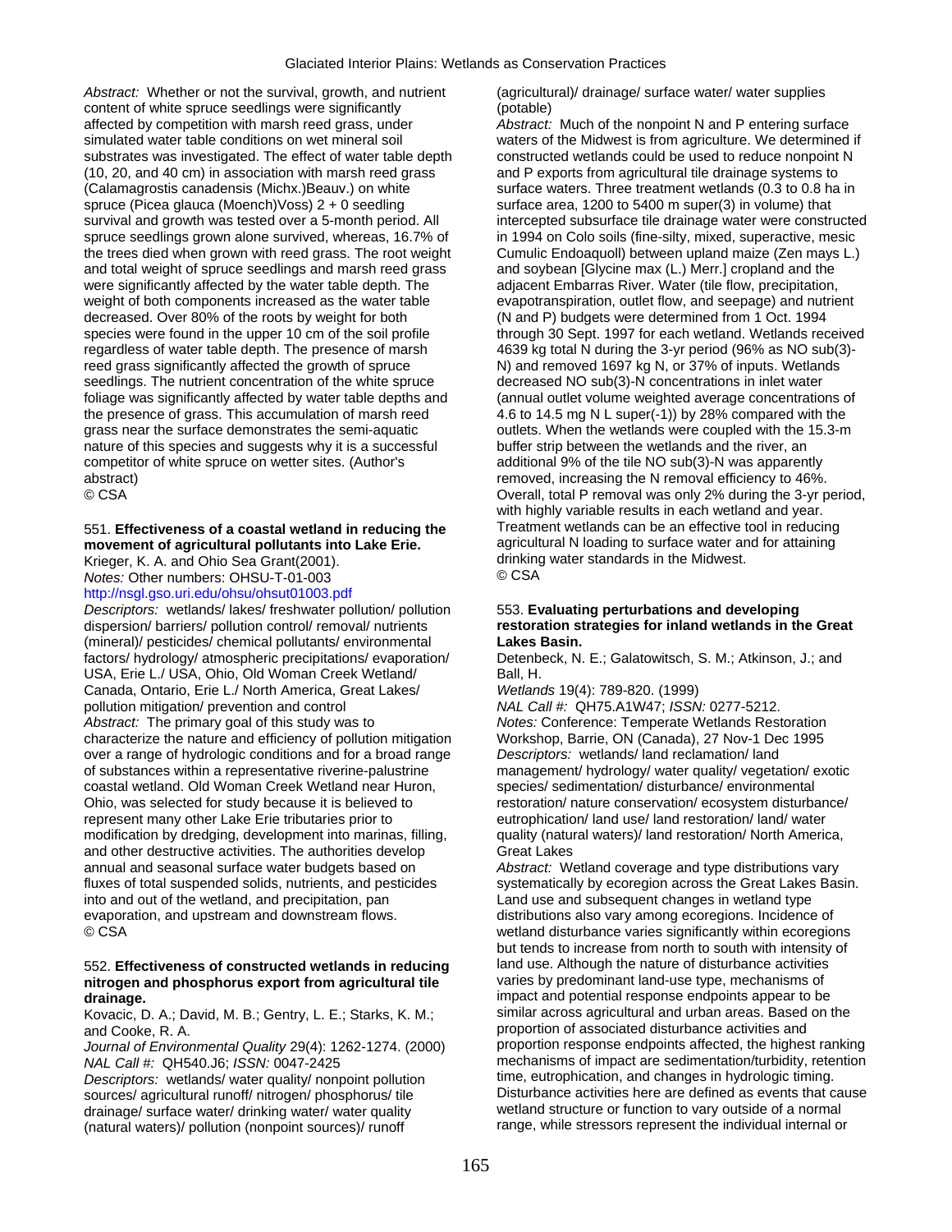*Abstract:* Whether or not the survival, growth, and nutrient content of white spruce seedlings were significantly affected by competition with marsh reed grass, under simulated water table conditions on wet mineral soil substrates was investigated. The effect of water table depth (10, 20, and 40 cm) in association with marsh reed grass (Calamagrostis canadensis (Michx.)Beauv.) on white spruce (Picea glauca (Moench)Voss) 2 + 0 seedling survival and growth was tested over a 5-month period. All spruce seedlings grown alone survived, whereas, 16.7% of the trees died when grown with reed grass. The root weight and total weight of spruce seedlings and marsh reed grass were significantly affected by the water table depth. The weight of both components increased as the water table decreased. Over 80% of the roots by weight for both species were found in the upper 10 cm of the soil profile regardless of water table depth. The presence of marsh reed grass significantly affected the growth of spruce seedlings. The nutrient concentration of the white spruce foliage was significantly affected by water table depths and the presence of grass. This accumulation of marsh reed grass near the surface demonstrates the semi-aquatic nature of this species and suggests why it is a successful competitor of white spruce on wetter sites. (Author's abstract)
© CSA

551. **Effectiveness of a coastal wetland in reducing the movement of agricultural pollutants into Lake Erie.**
Krieger, K. A. and Ohio Sea Grant(2001).
*Notes:* Other numbers: OHSU-T-01-003
http://nsgl.gso.uri.edu/ohsu/ohsut01003.pdf
*Descriptors:* wetlands/ lakes/ freshwater pollution/ pollution dispersion/ barriers/ pollution control/ removal/ nutrients (mineral)/ pesticides/ chemical pollutants/ environmental factors/ hydrology/ atmospheric precipitations/ evaporation/ USA, Erie L./ USA, Ohio, Old Woman Creek Wetland/ Canada, Ontario, Erie L./ North America, Great Lakes/ pollution mitigation/ prevention and control
*Abstract:* The primary goal of this study was to characterize the nature and efficiency of pollution mitigation over a range of hydrologic conditions and for a broad range of substances within a representative riverine-palustrine coastal wetland. Old Woman Creek Wetland near Huron, Ohio, was selected for study because it is believed to represent many other Lake Erie tributaries prior to modification by dredging, development into marinas, filling, and other destructive activities. The authorities develop annual and seasonal surface water budgets based on fluxes of total suspended solids, nutrients, and pesticides into and out of the wetland, and precipitation, pan evaporation, and upstream and downstream flows.
© CSA

552. **Effectiveness of constructed wetlands in reducing nitrogen and phosphorus export from agricultural tile drainage.**
Kovacic, D. A.; David, M. B.; Gentry, L. E.; Starks, K. M.; and Cooke, R. A.
*Journal of Environmental Quality* 29(4): 1262-1274. (2000)
*NAL Call #:* QH540.J6; *ISSN:* 0047-2425
*Descriptors:* wetlands/ water quality/ nonpoint pollution sources/ agricultural runoff/ nitrogen/ phosphorus/ tile drainage/ surface water/ drinking water/ water quality (natural waters)/ pollution (nonpoint sources)/ runoff (agricultural)/ drainage/ surface water/ water supplies (potable)
*Abstract:* Much of the nonpoint N and P entering surface waters of the Midwest is from agriculture. We determined if constructed wetlands could be used to reduce nonpoint N and P exports from agricultural tile drainage systems to surface waters. Three treatment wetlands (0.3 to 0.8 ha in surface area, 1200 to 5400 m super(3) in volume) that intercepted subsurface tile drainage water were constructed in 1994 on Colo soils (fine-silty, mixed, superactive, mesic Cumulic Endoaquoll) between upland maize (Zen mays L.) and soybean [Glycine max (L.) Merr.] cropland and the adjacent Embarras River. Water (tile flow, precipitation, evapotranspiration, outlet flow, and seepage) and nutrient (N and P) budgets were determined from 1 Oct. 1994 through 30 Sept. 1997 for each wetland. Wetlands received 4639 kg total N during the 3-yr period (96% as NO sub(3)-N) and removed 1697 kg N, or 37% of inputs. Wetlands decreased NO sub(3)-N concentrations in inlet water (annual outlet volume weighted average concentrations of 4.6 to 14.5 mg N L super(-1)) by 28% compared with the outlets. When the wetlands were coupled with the 15.3-m buffer strip between the wetlands and the river, an additional 9% of the tile NO sub(3)-N was apparently removed, increasing the N removal efficiency to 46%. Overall, total P removal was only 2% during the 3-yr period, with highly variable results in each wetland and year. Treatment wetlands can be an effective tool in reducing agricultural N loading to surface water and for attaining drinking water standards in the Midwest.
© CSA

553. **Evaluating perturbations and developing restoration strategies for inland wetlands in the Great Lakes Basin.**
Detenbeck, N. E.; Galatowitsch, S. M.; Atkinson, J.; and Ball, H.
*Wetlands* 19(4): 789-820. (1999)
*NAL Call #:* QH75.A1W47; *ISSN:* 0277-5212.
*Notes:* Conference: Temperate Wetlands Restoration Workshop, Barrie, ON (Canada), 27 Nov-1 Dec 1995
*Descriptors:* wetlands/ land reclamation/ land management/ hydrology/ water quality/ vegetation/ exotic species/ sedimentation/ disturbance/ environmental restoration/ nature conservation/ ecosystem disturbance/ eutrophication/ land use/ land restoration/ land/ water quality (natural waters)/ land restoration/ North America, Great Lakes
*Abstract:* Wetland coverage and type distributions vary systematically by ecoregion across the Great Lakes Basin. Land use and subsequent changes in wetland type distributions also vary among ecoregions. Incidence of wetland disturbance varies significantly within ecoregions but tends to increase from north to south with intensity of land use. Although the nature of disturbance activities varies by predominant land-use type, mechanisms of impact and potential response endpoints appear to be similar across agricultural and urban areas. Based on the proportion of associated disturbance activities and proportion response endpoints affected, the highest ranking mechanisms of impact are sedimentation/turbidity, retention time, eutrophication, and changes in hydrologic timing. Disturbance activities here are defined as events that cause wetland structure or function to vary outside of a normal range, while stressors represent the individual internal or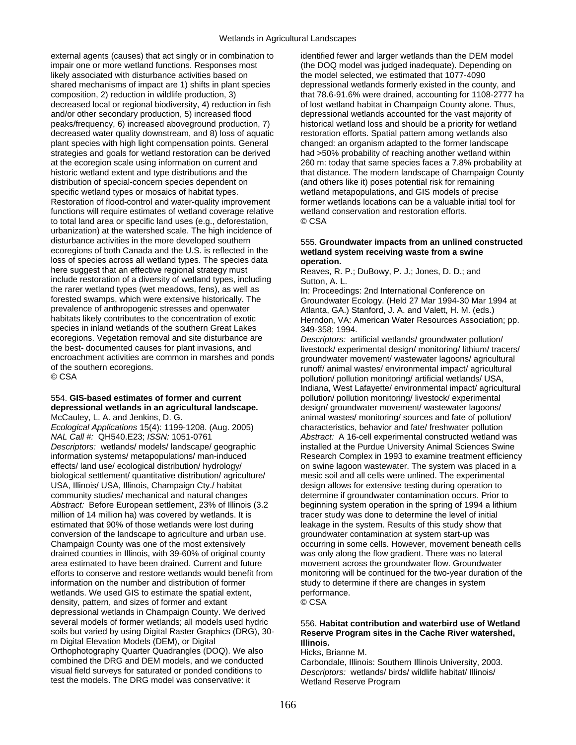external agents (causes) that act singly or in combination to impair one or more wetland functions. Responses most likely associated with disturbance activities based on shared mechanisms of impact are 1) shifts in plant species composition, 2) reduction in wildlife production, 3) decreased local or regional biodiversity, 4) reduction in fish and/or other secondary production, 5) increased flood peaks/frequency, 6) increased aboveground production, 7) decreased water quality downstream, and 8) loss of aquatic plant species with high light compensation points. General strategies and goals for wetland restoration can be derived at the ecoregion scale using information on current and historic wetland extent and type distributions and the distribution of special-concern species dependent on specific wetland types or mosaics of habitat types. Restoration of flood-control and water-quality improvement functions will require estimates of wetland coverage relative to total land area or specific land uses (e.g., deforestation, urbanization) at the watershed scale. The high incidence of disturbance activities in the more developed southern ecoregions of both Canada and the U.S. is reflected in the loss of species across all wetland types. The species data here suggest that an effective regional strategy must include restoration of a diversity of wetland types, including the rarer wetland types (wet meadows, fens), as well as forested swamps, which were extensive historically. The prevalence of anthropogenic stresses and openwater habitats likely contributes to the concentration of exotic species in inland wetlands of the southern Great Lakes ecoregions. Vegetation removal and site disturbance are the best- documented causes for plant invasions, and encroachment activities are common in marshes and ponds of the southern ecoregions.
© CSA

554. **GIS-based estimates of former and current depressional wetlands in an agricultural landscape.**
McCauley, L. A. and Jenkins, D. G.
*Ecological Applications* 15(4): 1199-1208. (Aug. 2005)
*NAL Call #:* QH540.E23; *ISSN:* 1051-0761
*Descriptors:* wetlands/ models/ landscape/ geographic information systems/ metapopulations/ man-induced effects/ land use/ ecological distribution/ hydrology/ biological settlement/ quantitative distribution/ agriculture/ USA, Illinois/ USA, Illinois, Champaign Cty./ habitat community studies/ mechanical and natural changes
*Abstract:* Before European settlement, 23% of Illinois (3.2 million of 14 million ha) was covered by wetlands. It is estimated that 90% of those wetlands were lost during conversion of the landscape to agriculture and urban use. Champaign County was one of the most extensively drained counties in Illinois, with 39-60% of original county area estimated to have been drained. Current and future efforts to conserve and restore wetlands would benefit from information on the number and distribution of former wetlands. We used GIS to estimate the spatial extent, density, pattern, and sizes of former and extant depressional wetlands in Champaign County. We derived several models of former wetlands; all models used hydric soils but varied by using Digital Raster Graphics (DRG), 30-m Digital Elevation Models (DEM), or Digital Orthophotography Quarter Quadrangles (DOQ). We also combined the DRG and DEM models, and we conducted visual field surveys for saturated or ponded conditions to test the models. The DRG model was conservative: it identified fewer and larger wetlands than the DEM model (the DOQ model was judged inadequate). Depending on the model selected, we estimated that 1077-4090 depressional wetlands formerly existed in the county, and that 78.6-91.6% were drained, accounting for 1108-2777 ha of lost wetland habitat in Champaign County alone. Thus, depressional wetlands accounted for the vast majority of historical wetland loss and should be a priority for wetland restoration efforts. Spatial pattern among wetlands also changed: an organism adapted to the former landscape had >50% probability of reaching another wetland within 260 m: today that same species faces a 7.8% probability at that distance. The modern landscape of Champaign County (and others like it) poses potential risk for remaining wetland metapopulations, and GIS models of precise former wetlands locations can be a valuable initial tool for wetland conservation and restoration efforts.
© CSA

555. **Groundwater impacts from an unlined constructed wetland system receiving waste from a swine operation.**
Reaves, R. P.; DuBowy, P. J.; Jones, D. D.; and Sutton, A. L.
In: Proceedings: 2nd International Conference on Groundwater Ecology. (Held 27 Mar 1994-30 Mar 1994 at Atlanta, GA.) Stanford, J. A. and Valett, H. M. (eds.) Herndon, VA: American Water Resources Association; pp. 349-358; 1994.
*Descriptors:* artificial wetlands/ groundwater pollution/ livestock/ experimental design/ monitoring/ lithium/ tracers/ groundwater movement/ wastewater lagoons/ agricultural runoff/ animal wastes/ environmental impact/ agricultural pollution/ pollution monitoring/ artificial wetlands/ USA, Indiana, West Lafayette/ environmental impact/ agricultural pollution/ pollution monitoring/ livestock/ experimental design/ groundwater movement/ wastewater lagoons/ animal wastes/ monitoring/ sources and fate of pollution/ characteristics, behavior and fate/ freshwater pollution
*Abstract:* A 16-cell experimental constructed wetland was installed at the Purdue University Animal Sciences Swine Research Complex in 1993 to examine treatment efficiency on swine lagoon wastewater. The system was placed in a mesic soil and all cells were unlined. The experimental design allows for extensive testing during operation to determine if groundwater contamination occurs. Prior to beginning system operation in the spring of 1994 a lithium tracer study was done to determine the level of initial leakage in the system. Results of this study show that groundwater contamination at system start-up was occurring in some cells. However, movement beneath cells was only along the flow gradient. There was no lateral movement across the groundwater flow. Groundwater monitoring will be continued for the two-year duration of the study to determine if there are changes in system performance.
© CSA

556. **Habitat contribution and waterbird use of Wetland Reserve Program sites in the Cache River watershed, Illinois.**
Hicks, Brianne M.
Carbondale, Illinois: Southern Illinois University, 2003.
*Descriptors:* wetlands/ birds/ wildlife habitat/ Illinois/ Wetland Reserve Program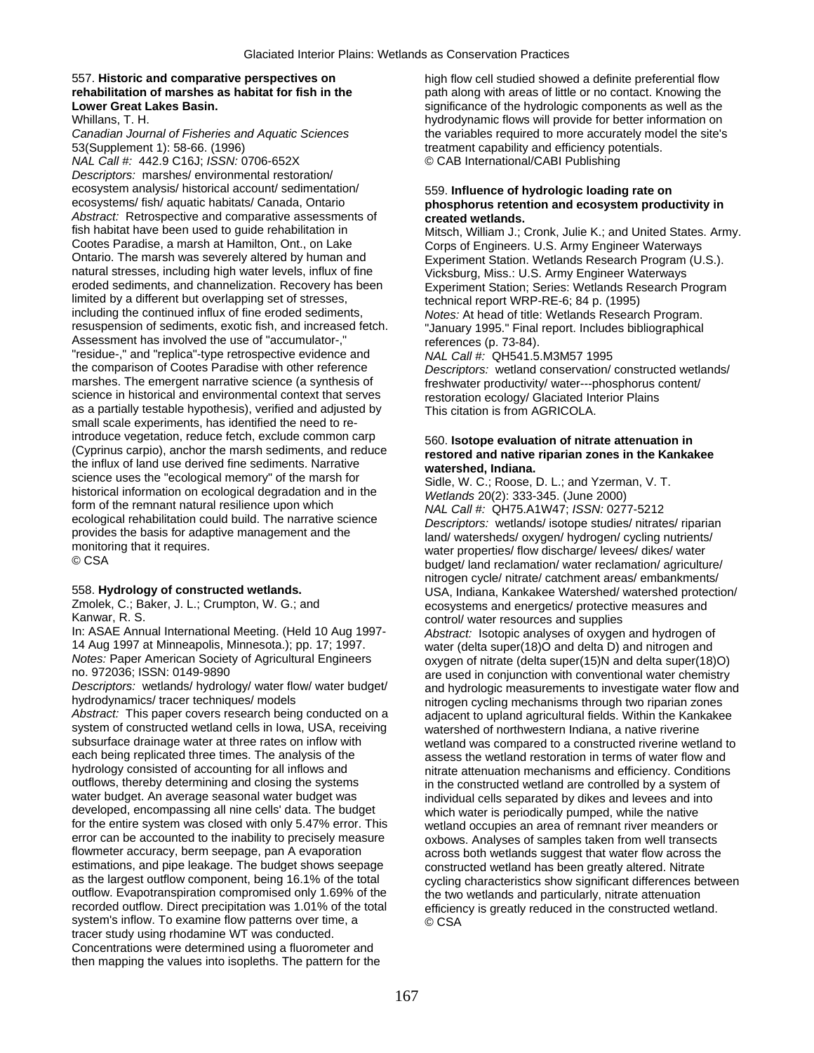557. **Historic and comparative perspectives on rehabilitation of marshes as habitat for fish in the Lower Great Lakes Basin.**
Whillans, T. H.
*Canadian Journal of Fisheries and Aquatic Sciences* 53(Supplement 1): 58-66. (1996)
*NAL Call #:* 442.9 C16J; *ISSN:* 0706-652X
*Descriptors:* marshes/ environmental restoration/ ecosystem analysis/ historical account/ sedimentation/ ecosystems/ fish/ aquatic habitats/ Canada, Ontario
*Abstract:* Retrospective and comparative assessments of fish habitat have been used to guide rehabilitation in Cootes Paradise, a marsh at Hamilton, Ont., on Lake Ontario. The marsh was severely altered by human and natural stresses, including high water levels, influx of fine eroded sediments, and channelization. Recovery has been limited by a different but overlapping set of stresses, including the continued influx of fine eroded sediments, resuspension of sediments, exotic fish, and increased fetch. Assessment has involved the use of "accumulator-," "residue-," and "replica"-type retrospective evidence and the comparison of Cootes Paradise with other reference marshes. The emergent narrative science (a synthesis of science in historical and environmental context that serves as a partially testable hypothesis), verified and adjusted by small scale experiments, has identified the need to re-introduce vegetation, reduce fetch, exclude common carp (Cyprinus carpio), anchor the marsh sediments, and reduce the influx of land use derived fine sediments. Narrative science uses the "ecological memory" of the marsh for historical information on ecological degradation and in the form of the remnant natural resilience upon which ecological rehabilitation could build. The narrative science provides the basis for adaptive management and the monitoring that it requires.
© CSA

558. **Hydrology of constructed wetlands.**
Zmolek, C.; Baker, J. L.; Crumpton, W. G.; and Kanwar, R. S.
In: ASAE Annual International Meeting. (Held 10 Aug 1997-14 Aug 1997 at Minneapolis, Minnesota.); pp. 17; 1997.
*Notes:* Paper American Society of Agricultural Engineers no. 972036; ISSN: 0149-9890
*Descriptors:* wetlands/ hydrology/ water flow/ water budget/ hydrodynamics/ tracer techniques/ models
*Abstract:* This paper covers research being conducted on a system of constructed wetland cells in Iowa, USA, receiving subsurface drainage water at three rates on inflow with each being replicated three times. The analysis of the hydrology consisted of accounting for all inflows and outflows, thereby determining and closing the systems water budget. An average seasonal water budget was developed, encompassing all nine cells' data. The budget for the entire system was closed with only 5.47% error. This error can be accounted to the inability to precisely measure flowmeter accuracy, berm seepage, pan A evaporation estimations, and pipe leakage. The budget shows seepage as the largest outflow component, being 16.1% of the total outflow. Evapotranspiration compromised only 1.69% of the recorded outflow. Direct precipitation was 1.01% of the total system's inflow. To examine flow patterns over time, a tracer study using rhodamine WT was conducted. Concentrations were determined using a fluorometer and then mapping the values into isopleths. The pattern for the high flow cell studied showed a definite preferential flow path along with areas of little or no contact. Knowing the significance of the hydrologic components as well as the hydrodynamic flows will provide for better information on the variables required to more accurately model the site's treatment capability and efficiency potentials.
© CAB International/CABI Publishing

559. **Influence of hydrologic loading rate on phosphorus retention and ecosystem productivity in created wetlands.**
Mitsch, William J.; Cronk, Julie K.; and United States. Army. Corps of Engineers. U.S. Army Engineer Waterways Experiment Station. Wetlands Research Program (U.S.).
Vicksburg, Miss.: U.S. Army Engineer Waterways Experiment Station; Series: Wetlands Research Program technical report WRP-RE-6; 84 p. (1995)
*Notes:* At head of title: Wetlands Research Program. "January 1995." Final report. Includes bibliographical references (p. 73-84).
*NAL Call #:* QH541.5.M3M57 1995
*Descriptors:* wetland conservation/ constructed wetlands/ freshwater productivity/ water---phosphorus content/ restoration ecology/ Glaciated Interior Plains
This citation is from AGRICOLA.

560. **Isotope evaluation of nitrate attenuation in restored and native riparian zones in the Kankakee watershed, Indiana.**
Sidle, W. C.; Roose, D. L.; and Yzerman, V. T.
*Wetlands* 20(2): 333-345. (June 2000)
*NAL Call #:* QH75.A1W47; *ISSN:* 0277-5212
*Descriptors:* wetlands/ isotope studies/ nitrates/ riparian land/ watersheds/ oxygen/ hydrogen/ cycling nutrients/ water properties/ flow discharge/ levees/ dikes/ water budget/ land reclamation/ water reclamation/ agriculture/ nitrogen cycle/ nitrate/ catchment areas/ embankments/ USA, Indiana, Kankakee Watershed/ watershed protection/ ecosystems and energetics/ protective measures and control/ water resources and supplies
*Abstract:* Isotopic analyses of oxygen and hydrogen of water (delta super(18)O and delta D) and nitrogen and oxygen of nitrate (delta super(15)N and delta super(18)O) are used in conjunction with conventional water chemistry and hydrologic measurements to investigate water flow and nitrogen cycling mechanisms through two riparian zones adjacent to upland agricultural fields. Within the Kankakee watershed of northwestern Indiana, a native riverine wetland was compared to a constructed riverine wetland to assess the wetland restoration in terms of water flow and nitrate attenuation mechanisms and efficiency. Conditions in the constructed wetland are controlled by a system of individual cells separated by dikes and levees and into which water is periodically pumped, while the native wetland occupies an area of remnant river meanders or oxbows. Analyses of samples taken from well transects across both wetlands suggest that water flow across the constructed wetland has been greatly altered. Nitrate cycling characteristics show significant differences between the two wetlands and particularly, nitrate attenuation efficiency is greatly reduced in the constructed wetland.
© CSA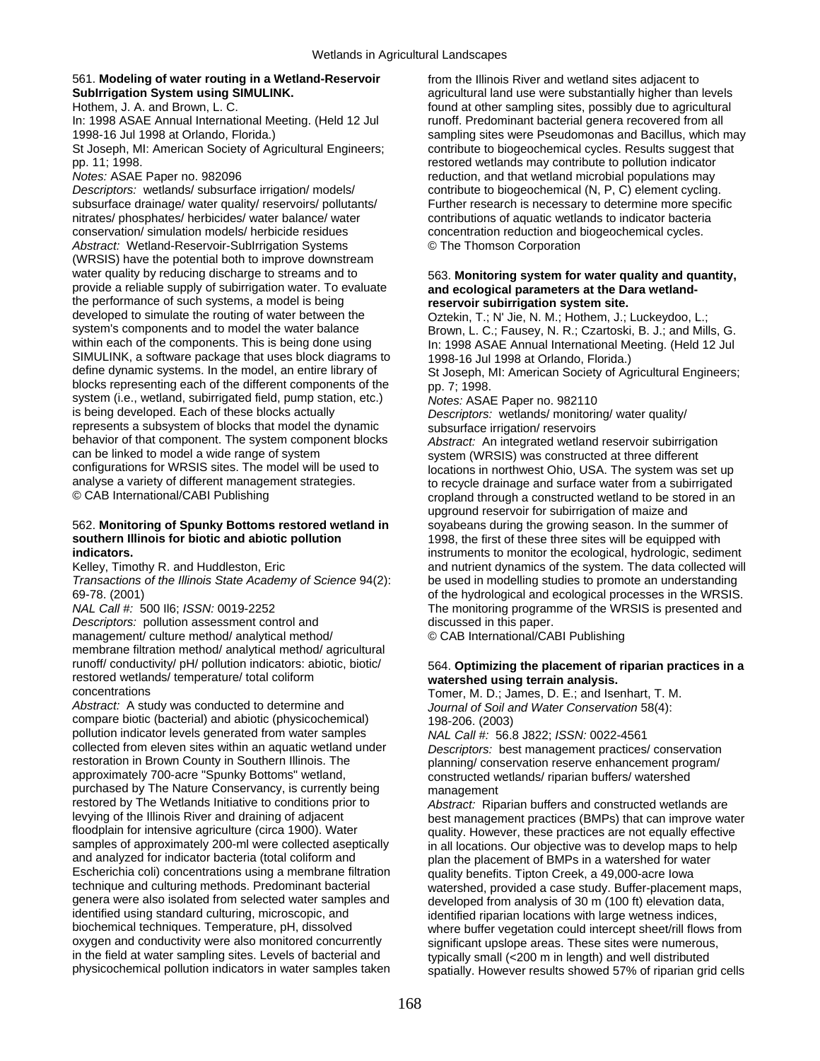**561. Modeling of water routing in a Wetland-Reservoir SubIrrigation System using SIMULINK.**

Hothem, J. A. and Brown, L. C.

In: 1998 ASAE Annual International Meeting. (Held 12 Jul 1998-16 Jul 1998 at Orlando, Florida.)

St Joseph, MI: American Society of Agricultural Engineers; pp. 11; 1998.

*Notes:* ASAE Paper no. 982096

*Descriptors:* wetlands/ subsurface irrigation/ models/ subsurface drainage/ water quality/ reservoirs/ pollutants/ nitrates/ phosphates/ herbicides/ water balance/ water conservation/ simulation models/ herbicide residues

*Abstract:* Wetland-Reservoir-SubIrrigation Systems (WRSIS) have the potential both to improve downstream water quality by reducing discharge to streams and to provide a reliable supply of subirrigation water. To evaluate the performance of such systems, a model is being developed to simulate the routing of water between the system's components and to model the water balance within each of the components. This is being done using SIMULINK, a software package that uses block diagrams to define dynamic systems. In the model, an entire library of blocks representing each of the different components of the system (i.e., wetland, subirrigated field, pump station, etc.) is being developed. Each of these blocks actually represents a subsystem of blocks that model the dynamic behavior of that component. The system component blocks can be linked to model a wide range of system configurations for WRSIS sites. The model will be used to analyse a variety of different management strategies.

© CAB International/CABI Publishing

**562. Monitoring of Spunky Bottoms restored wetland in southern Illinois for biotic and abiotic pollution indicators.**

Kelley, Timothy R. and Huddleston, Eric

*Transactions of the Illinois State Academy of Science* 94(2): 69-78. (2001)

*NAL Call #:* 500 Il6; *ISSN:* 0019-2252

*Descriptors:* pollution assessment control and management/ culture method/ analytical method/ membrane filtration method/ analytical method/ agricultural runoff/ conductivity/ pH/ pollution indicators: abiotic, biotic/ restored wetlands/ temperature/ total coliform concentrations

*Abstract:* A study was conducted to determine and compare biotic (bacterial) and abiotic (physicochemical) pollution indicator levels generated from water samples collected from eleven sites within an aquatic wetland under restoration in Brown County in Southern Illinois. The approximately 700-acre "Spunky Bottoms" wetland, purchased by The Nature Conservancy, is currently being restored by The Wetlands Initiative to conditions prior to levying of the Illinois River and draining of adjacent floodplain for intensive agriculture (circa 1900). Water samples of approximately 200-ml were collected aseptically and analyzed for indicator bacteria (total coliform and Escherichia coli) concentrations using a membrane filtration technique and culturing methods. Predominant bacterial genera were also isolated from selected water samples and identified using standard culturing, microscopic, and biochemical techniques. Temperature, pH, dissolved oxygen and conductivity were also monitored concurrently in the field at water sampling sites. Levels of bacterial and physicochemical pollution indicators in water samples taken from the Illinois River and wetland sites adjacent to agricultural land use were substantially higher than levels found at other sampling sites, possibly due to agricultural runoff. Predominant bacterial genera recovered from all sampling sites were Pseudomonas and Bacillus, which may contribute to biogeochemical cycles. Results suggest that restored wetlands may contribute to pollution indicator reduction, and that wetland microbial populations may contribute to biogeochemical (N, P, C) element cycling. Further research is necessary to determine more specific contributions of aquatic wetlands to indicator bacteria concentration reduction and biogeochemical cycles.

© The Thomson Corporation

**563. Monitoring system for water quality and quantity, and ecological parameters at the Dara wetland-reservoir subirrigation system site.**

Oztekin, T.; N' Jie, N. M.; Hothem, J.; Luckeydoo, L.; Brown, L. C.; Fausey, N. R.; Czartoski, B. J.; and Mills, G.

In: 1998 ASAE Annual International Meeting. (Held 12 Jul 1998-16 Jul 1998 at Orlando, Florida.)

St Joseph, MI: American Society of Agricultural Engineers; pp. 7; 1998.

*Notes:* ASAE Paper no. 982110

*Descriptors:* wetlands/ monitoring/ water quality/ subsurface irrigation/ reservoirs

*Abstract:* An integrated wetland reservoir subirrigation system (WRSIS) was constructed at three different locations in northwest Ohio, USA. The system was set up to recycle drainage and surface water from a subirrigated cropland through a constructed wetland to be stored in an upground reservoir for subirrigation of maize and soyabeans during the growing season. In the summer of 1998, the first of these three sites will be equipped with instruments to monitor the ecological, hydrologic, sediment and nutrient dynamics of the system. The data collected will be used in modelling studies to promote an understanding of the hydrological and ecological processes in the WRSIS. The monitoring programme of the WRSIS is presented and discussed in this paper.

© CAB International/CABI Publishing

**564. Optimizing the placement of riparian practices in a watershed using terrain analysis.**

Tomer, M. D.; James, D. E.; and Isenhart, T. M.

*Journal of Soil and Water Conservation* 58(4): 198-206. (2003)

*NAL Call #:* 56.8 J822; *ISSN:* 0022-4561

*Descriptors:* best management practices/ conservation planning/ conservation reserve enhancement program/ constructed wetlands/ riparian buffers/ watershed management

*Abstract:* Riparian buffers and constructed wetlands are best management practices (BMPs) that can improve water quality. However, these practices are not equally effective in all locations. Our objective was to develop maps to help plan the placement of BMPs in a watershed for water quality benefits. Tipton Creek, a 49,000-acre Iowa watershed, provided a case study. Buffer-placement maps, developed from analysis of 30 m (100 ft) elevation data, identified riparian locations with large wetness indices, where buffer vegetation could intercept sheet/rill flows from significant upslope areas. These sites were numerous, typically small (<200 m in length) and well distributed spatially. However results showed 57% of riparian grid cells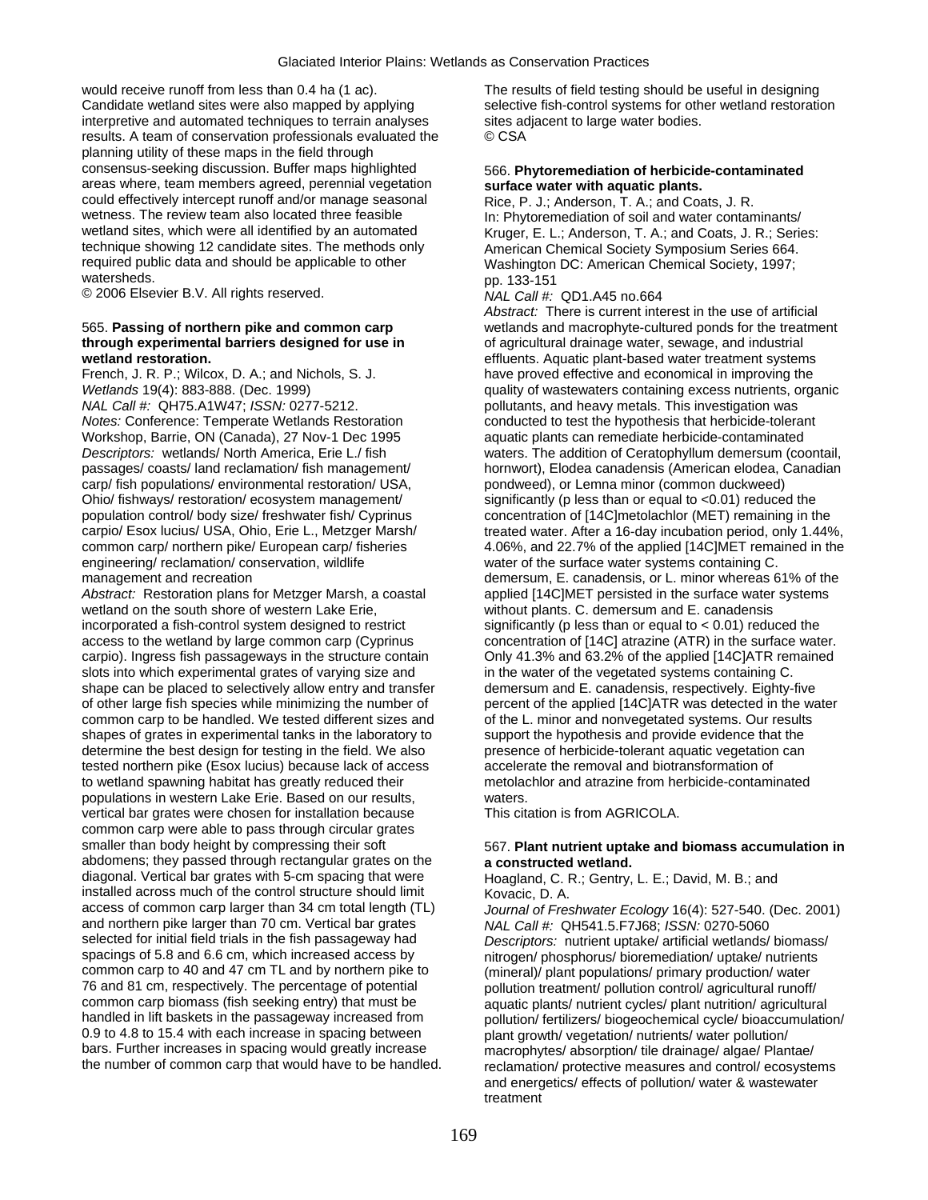would receive runoff from less than 0.4 ha (1 ac). Candidate wetland sites were also mapped by applying interpretive and automated techniques to terrain analyses results. A team of conservation professionals evaluated the planning utility of these maps in the field through consensus-seeking discussion. Buffer maps highlighted areas where, team members agreed, perennial vegetation could effectively intercept runoff and/or manage seasonal wetness. The review team also located three feasible wetland sites, which were all identified by an automated technique showing 12 candidate sites. The methods only required public data and should be applicable to other watersheds.
© 2006 Elsevier B.V. All rights reserved.

565. **Passing of northern pike and common carp through experimental barriers designed for use in wetland restoration.**
French, J. R. P.; Wilcox, D. A.; and Nichols, S. J.
*Wetlands* 19(4): 883-888. (Dec. 1999)
*NAL Call #:* QH75.A1W47; *ISSN:* 0277-5212.
*Notes:* Conference: Temperate Wetlands Restoration Workshop, Barrie, ON (Canada), 27 Nov-1 Dec 1995
*Descriptors:* wetlands/ North America, Erie L./ fish passages/ coasts/ land reclamation/ fish management/ carp/ fish populations/ environmental restoration/ USA, Ohio/ fishways/ restoration/ ecosystem management/ population control/ body size/ freshwater fish/ Cyprinus carpio/ Esox lucius/ USA, Ohio, Erie L., Metzger Marsh/ common carp/ northern pike/ European carp/ fisheries engineering/ reclamation/ conservation, wildlife management and recreation
*Abstract:* Restoration plans for Metzger Marsh, a coastal wetland on the south shore of western Lake Erie, incorporated a fish-control system designed to restrict access to the wetland by large common carp (Cyprinus carpio). Ingress fish passageways in the structure contain slots into which experimental grates of varying size and shape can be placed to selectively allow entry and transfer of other large fish species while minimizing the number of common carp to be handled. We tested different sizes and shapes of grates in experimental tanks in the laboratory to determine the best design for testing in the field. We also tested northern pike (Esox lucius) because lack of access to wetland spawning habitat has greatly reduced their populations in western Lake Erie. Based on our results, vertical bar grates were chosen for installation because common carp were able to pass through circular grates smaller than body height by compressing their soft abdomens; they passed through rectangular grates on the diagonal. Vertical bar grates with 5-cm spacing that were installed across much of the control structure should limit access of common carp larger than 34 cm total length (TL) and northern pike larger than 70 cm. Vertical bar grates selected for initial field trials in the fish passageway had spacings of 5.8 and 6.6 cm, which increased access by common carp to 40 and 47 cm TL and by northern pike to 76 and 81 cm, respectively. The percentage of potential common carp biomass (fish seeking entry) that must be handled in lift baskets in the passageway increased from 0.9 to 4.8 to 15.4 with each increase in spacing between bars. Further increases in spacing would greatly increase the number of common carp that would have to be handled. The results of field testing should be useful in designing selective fish-control systems for other wetland restoration sites adjacent to large water bodies.
© CSA

566. **Phytoremediation of herbicide-contaminated surface water with aquatic plants.**
Rice, P. J.; Anderson, T. A.; and Coats, J. R.
In: Phytoremediation of soil and water contaminants/ Kruger, E. L.; Anderson, T. A.; and Coats, J. R.; Series: American Chemical Society Symposium Series 664. Washington DC: American Chemical Society, 1997; pp. 133-151
*NAL Call #:* QD1.A45 no.664
*Abstract:* There is current interest in the use of artificial wetlands and macrophyte-cultured ponds for the treatment of agricultural drainage water, sewage, and industrial effluents. Aquatic plant-based water treatment systems have proved effective and economical in improving the quality of wastewaters containing excess nutrients, organic pollutants, and heavy metals. This investigation was conducted to test the hypothesis that herbicide-tolerant aquatic plants can remediate herbicide-contaminated waters. The addition of Ceratophyllum demersum (coontail, hornwort), Elodea canadensis (American elodea, Canadian pondweed), or Lemna minor (common duckweed) significantly (p less than or equal to <0.01) reduced the concentration of [14C]metolachlor (MET) remaining in the treated water. After a 16-day incubation period, only 1.44%, 4.06%, and 22.7% of the applied [14C]MET remained in the water of the surface water systems containing C. demersum, E. canadensis, or L. minor whereas 61% of the applied [14C]MET persisted in the surface water systems without plants. C. demersum and E. canadensis significantly (p less than or equal to < 0.01) reduced the concentration of [14C] atrazine (ATR) in the surface water. Only 41.3% and 63.2% of the applied [14C]ATR remained in the water of the vegetated systems containing C. demersum and E. canadensis, respectively. Eighty-five percent of the applied [14C]ATR was detected in the water of the L. minor and nonvegetated systems. Our results support the hypothesis and provide evidence that the presence of herbicide-tolerant aquatic vegetation can accelerate the removal and biotransformation of metolachlor and atrazine from herbicide-contaminated waters.
This citation is from AGRICOLA.

567. **Plant nutrient uptake and biomass accumulation in a constructed wetland.**
Hoagland, C. R.; Gentry, L. E.; David, M. B.; and Kovacic, D. A.
*Journal of Freshwater Ecology* 16(4): 527-540. (Dec. 2001)
*NAL Call #:* QH541.5.F7J68; *ISSN:* 0270-5060
*Descriptors:* nutrient uptake/ artificial wetlands/ biomass/ nitrogen/ phosphorus/ bioremediation/ uptake/ nutrients (mineral)/ plant populations/ primary production/ water pollution treatment/ pollution control/ agricultural runoff/ aquatic plants/ nutrient cycles/ plant nutrition/ agricultural pollution/ fertilizers/ biogeochemical cycle/ bioaccumulation/ plant growth/ vegetation/ nutrients/ water pollution/ macrophytes/ absorption/ tile drainage/ algae/ Plantae/ reclamation/ protective measures and control/ ecosystems and energetics/ effects of pollution/ water & wastewater treatment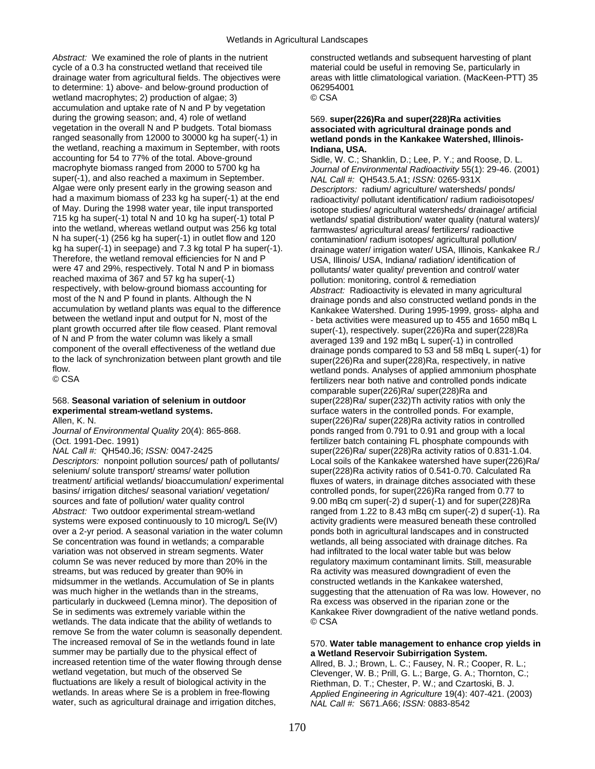*Abstract:* We examined the role of plants in the nutrient cycle of a 0.3 ha constructed wetland that received tile drainage water from agricultural fields. The objectives were to determine: 1) above- and below-ground production of wetland macrophytes; 2) production of algae; 3) accumulation and uptake rate of N and P by vegetation during the growing season; and, 4) role of wetland vegetation in the overall N and P budgets. Total biomass ranged seasonally from 12000 to 30000 kg ha super(-1) in the wetland, reaching a maximum in September, with roots accounting for 54 to 77% of the total. Above-ground macrophyte biomass ranged from 2000 to 5700 kg ha super(-1), and also reached a maximum in September. Algae were only present early in the growing season and had a maximum biomass of 233 kg ha super(-1) at the end of May. During the 1998 water year, tile input transported 715 kg ha super(-1) total N and 10 kg ha super(-1) total P into the wetland, whereas wetland output was 256 kg total N ha super(-1) (256 kg ha super(-1) in outlet flow and 120 kg ha super(-1) in seepage) and 7.3 kg total P ha super(-1). Therefore, the wetland removal efficiencies for N and P were 47 and 29%, respectively. Total N and P in biomass reached maxima of 367 and 57 kg ha super(-1) respectively, with below-ground biomass accounting for most of the N and P found in plants. Although the N accumulation by wetland plants was equal to the difference between the wetland input and output for N, most of the plant growth occurred after tile flow ceased. Plant removal of N and P from the water column was likely a small component of the overall effectiveness of the wetland due to the lack of synchronization between plant growth and tile flow.
© CSA

568. **Seasonal variation of selenium in outdoor experimental stream-wetland systems.**
Allen, K. N.
*Journal of Environmental Quality* 20(4): 865-868. (Oct. 1991-Dec. 1991)
*NAL Call #:* QH540.J6; *ISSN:* 0047-2425
*Descriptors:* nonpoint pollution sources/ path of pollutants/ selenium/ solute transport/ streams/ water pollution treatment/ artificial wetlands/ bioaccumulation/ experimental basins/ irrigation ditches/ seasonal variation/ vegetation/ sources and fate of pollution/ water quality control
*Abstract:* Two outdoor experimental stream-wetland systems were exposed continuously to 10 microg/L Se(IV) over a 2-yr period. A seasonal variation in the water column Se concentration was found in wetlands; a comparable variation was not observed in stream segments. Water column Se was never reduced by more than 20% in the streams, but was reduced by greater than 90% in midsummer in the wetlands. Accumulation of Se in plants was much higher in the wetlands than in the streams, particularly in duckweed (Lemna minor). The deposition of Se in sediments was extremely variable within the wetlands. The data indicate that the ability of wetlands to remove Se from the water column is seasonally dependent. The increased removal of Se in the wetlands found in late summer may be partially due to the physical effect of increased retention time of the water flowing through dense wetland vegetation, but much of the observed Se fluctuations are likely a result of biological activity in the wetlands. In areas where Se is a problem in free-flowing water, such as agricultural drainage and irrigation ditches, constructed wetlands and subsequent harvesting of plant material could be useful in removing Se, particularly in areas with little climatological variation. (MacKeen-PTT) 35 062954001
© CSA

569. **super(226)Ra and super(228)Ra activities associated with agricultural drainage ponds and wetland ponds in the Kankakee Watershed, Illinois-Indiana, USA.**
Sidle, W. C.; Shanklin, D.; Lee, P. Y.; and Roose, D. L.
*Journal of Environmental Radioactivity* 55(1): 29-46. (2001)
*NAL Call #:* QH543.5.A1; *ISSN:* 0265-931X
*Descriptors:* radium/ agriculture/ watersheds/ ponds/ radioactivity/ pollutant identification/ radium radioisotopes/ isotope studies/ agricultural watersheds/ drainage/ artificial wetlands/ spatial distribution/ water quality (natural waters)/ farmwastes/ agricultural areas/ fertilizers/ radioactive contamination/ radium isotopes/ agricultural pollution/ drainage water/ irrigation water/ USA, Illinois, Kankakee R./ USA, Illinois/ USA, Indiana/ radiation/ identification of pollutants/ water quality/ prevention and control/ water pollution: monitoring, control & remediation
*Abstract:* Radioactivity is elevated in many agricultural drainage ponds and also constructed wetland ponds in the Kankakee Watershed. During 1995-1999, gross- alpha and - beta activities were measured up to 455 and 1650 mBq L super(-1), respectively. super(226)Ra and super(228)Ra averaged 139 and 192 mBq L super(-1) in controlled drainage ponds compared to 53 and 58 mBq L super(-1) for super(226)Ra and super(228)Ra, respectively, in native wetland ponds. Analyses of applied ammonium phosphate fertilizers near both native and controlled ponds indicate comparable super(226)Ra/ super(228)Ra and super(228)Ra/ super(232)Th activity ratios with only the surface waters in the controlled ponds. For example, super(226)Ra/ super(228)Ra activity ratios in controlled ponds ranged from 0.791 to 0.91 and group with a local fertilizer batch containing FL phosphate compounds with super(226)Ra/ super(228)Ra activity ratios of 0.831-1.04. Local soils of the Kankakee watershed have super(226)Ra/ super(228)Ra activity ratios of 0.541-0.70. Calculated Ra fluxes of waters, in drainage ditches associated with these controlled ponds, for super(226)Ra ranged from 0.77 to 9.00 mBq cm super(-2) d super(-1) and for super(228)Ra ranged from 1.22 to 8.43 mBq cm super(-2) d super(-1). Ra activity gradients were measured beneath these controlled ponds both in agricultural landscapes and in constructed wetlands, all being associated with drainage ditches. Ra had infiltrated to the local water table but was below regulatory maximum contaminant limits. Still, measurable Ra activity was measured downgradient of even the constructed wetlands in the Kankakee watershed, suggesting that the attenuation of Ra was low. However, no Ra excess was observed in the riparian zone or the Kankakee River downgradient of the native wetland ponds.
© CSA

570. **Water table management to enhance crop yields in a Wetland Reservoir Subirrigation System.**
Allred, B. J.; Brown, L. C.; Fausey, N. R.; Cooper, R. L.; Clevenger, W. B.; Prill, G. L.; Barge, G. A.; Thornton, C.; Riethman, D. T.; Chester, P. W.; and Czartoski, B. J.
*Applied Engineering in Agriculture* 19(4): 407-421. (2003)
*NAL Call #:* S671.A66; *ISSN:* 0883-8542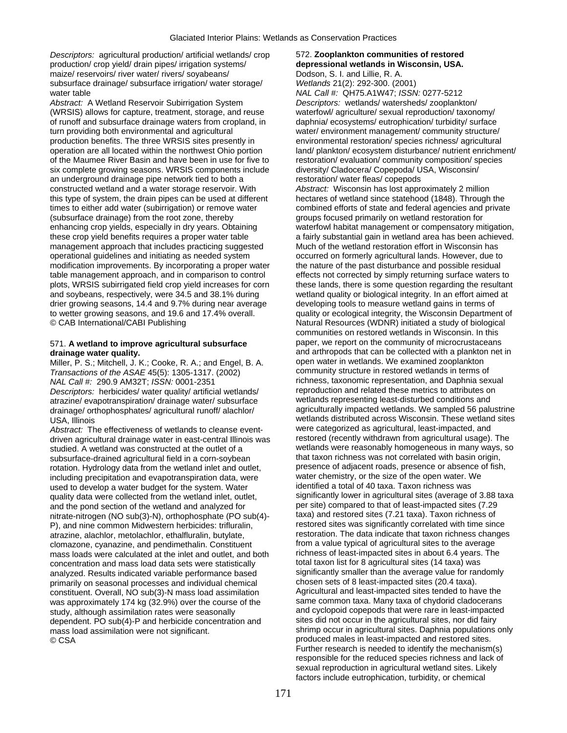*Descriptors:* agricultural production/ artificial wetlands/ crop production/ crop yield/ drain pipes/ irrigation systems/ maize/ reservoirs/ river water/ rivers/ soyabeans/ subsurface drainage/ subsurface irrigation/ water storage/ water table

*Abstract:* A Wetland Reservoir Subirrigation System (WRSIS) allows for capture, treatment, storage, and reuse of runoff and subsurface drainage waters from cropland, in turn providing both environmental and agricultural production benefits. The three WRSIS sites presently in operation are all located within the northwest Ohio portion of the Maumee River Basin and have been in use for five to six complete growing seasons. WRSIS components include an underground drainage pipe network tied to both a constructed wetland and a water storage reservoir. With this type of system, the drain pipes can be used at different times to either add water (subirrigation) or remove water (subsurface drainage) from the root zone, thereby enhancing crop yields, especially in dry years. Obtaining these crop yield benefits requires a proper water table management approach that includes practicing suggested operational guidelines and initiating as needed system modification improvements. By incorporating a proper water table management approach, and in comparison to control plots, WRSIS subirrigated field crop yield increases for corn and soybeans, respectively, were 34.5 and 38.1% during drier growing seasons, 14.4 and 9.7% during near average to wetter growing seasons, and 19.6 and 17.4% overall.
© CAB International/CABI Publishing

571. **A wetland to improve agricultural subsurface drainage water quality.**
Miller, P. S.; Mitchell, J. K.; Cooke, R. A.; and Engel, B. A.
*Transactions of the ASAE* 45(5): 1305-1317. (2002)
*NAL Call #:* 290.9 AM32T; *ISSN:* 0001-2351
*Descriptors:* herbicides/ water quality/ artificial wetlands/ atrazine/ evapotranspiration/ drainage water/ subsurface drainage/ orthophosphates/ agricultural runoff/ alachlor/ USA, Illinois
*Abstract:* The effectiveness of wetlands to cleanse event-driven agricultural drainage water in east-central Illinois was studied. A wetland was constructed at the outlet of a subsurface-drained agricultural field in a corn-soybean rotation. Hydrology data from the wetland inlet and outlet, including precipitation and evapotranspiration data, were used to develop a water budget for the system. Water quality data were collected from the wetland inlet, outlet, and the pond section of the wetland and analyzed for nitrate-nitrogen (NO sub(3)-N), orthophosphate (PO sub(4)-P), and nine common Midwestern herbicides: trifluralin, atrazine, alachlor, metolachlor, ethalfluralin, butylate, clomazone, cyanazine, and pendimethalin. Constituent mass loads were calculated at the inlet and outlet, and both concentration and mass load data sets were statistically analyzed. Results indicated variable performance based primarily on seasonal processes and individual chemical constituent. Overall, NO sub(3)-N mass load assimilation was approximately 174 kg (32.9%) over the course of the study, although assimilation rates were seasonally dependent. PO sub(4)-P and herbicide concentration and mass load assimilation were not significant.
© CSA

572. **Zooplankton communities of restored depressional wetlands in Wisconsin, USA.**
Dodson, S. I. and Lillie, R. A.
*Wetlands* 21(2): 292-300. (2001)
*NAL Call #:* QH75.A1W47; *ISSN:* 0277-5212
*Descriptors:* wetlands/ watersheds/ zooplankton/ waterfowl/ agriculture/ sexual reproduction/ taxonomy/ daphnia/ ecosystems/ eutrophication/ turbidity/ surface water/ environment management/ community structure/ environmental restoration/ species richness/ agricultural land/ plankton/ ecosystem disturbance/ nutrient enrichment/ restoration/ evaluation/ community composition/ species diversity/ Cladocera/ Copepoda/ USA, Wisconsin/ restoration/ water fleas/ copepods
*Abstract:* Wisconsin has lost approximately 2 million hectares of wetland since statehood (1848). Through the combined efforts of state and federal agencies and private groups focused primarily on wetland restoration for waterfowl habitat management or compensatory mitigation, a fairly substantial gain in wetland area has been achieved. Much of the wetland restoration effort in Wisconsin has occurred on formerly agricultural lands. However, due to the nature of the past disturbance and possible residual effects not corrected by simply returning surface waters to these lands, there is some question regarding the resultant wetland quality or biological integrity. In an effort aimed at developing tools to measure wetland gains in terms of quality or ecological integrity, the Wisconsin Department of Natural Resources (WDNR) initiated a study of biological communities on restored wetlands in Wisconsin. In this paper, we report on the community of microcrustaceans and arthropods that can be collected with a plankton net in open water in wetlands. We examined zooplankton community structure in restored wetlands in terms of richness, taxonomic representation, and Daphnia sexual reproduction and related these metrics to attributes on wetlands representing least-disturbed conditions and agriculturally impacted wetlands. We sampled 56 palustrine wetlands distributed across Wisconsin. These wetland sites were categorized as agricultural, least-impacted, and restored (recently withdrawn from agricultural usage). The wetlands were reasonably homogeneous in many ways, so that taxon richness was not correlated with basin origin, presence of adjacent roads, presence or absence of fish, water chemistry, or the size of the open water. We identified a total of 40 taxa. Taxon richness was significantly lower in agricultural sites (average of 3.88 taxa per site) compared to that of least-impacted sites (7.29 taxa) and restored sites (7.21 taxa). Taxon richness of restored sites was significantly correlated with time since restoration. The data indicate that taxon richness changes from a value typical of agricultural sites to the average richness of least-impacted sites in about 6.4 years. The total taxon list for 8 agricultural sites (14 taxa) was significantly smaller than the average value for randomly chosen sets of 8 least-impacted sites (20.4 taxa). Agricultural and least-impacted sites tended to have the same common taxa. Many taxa of chydorid cladocerans and cyclopoid copepods that were rare in least-impacted sites did not occur in the agricultural sites, nor did fairy shrimp occur in agricultural sites. Daphnia populations only produced males in least-impacted and restored sites. Further research is needed to identify the mechanism(s) responsible for the reduced species richness and lack of sexual reproduction in agricultural wetland sites. Likely factors include eutrophication, turbidity, or chemical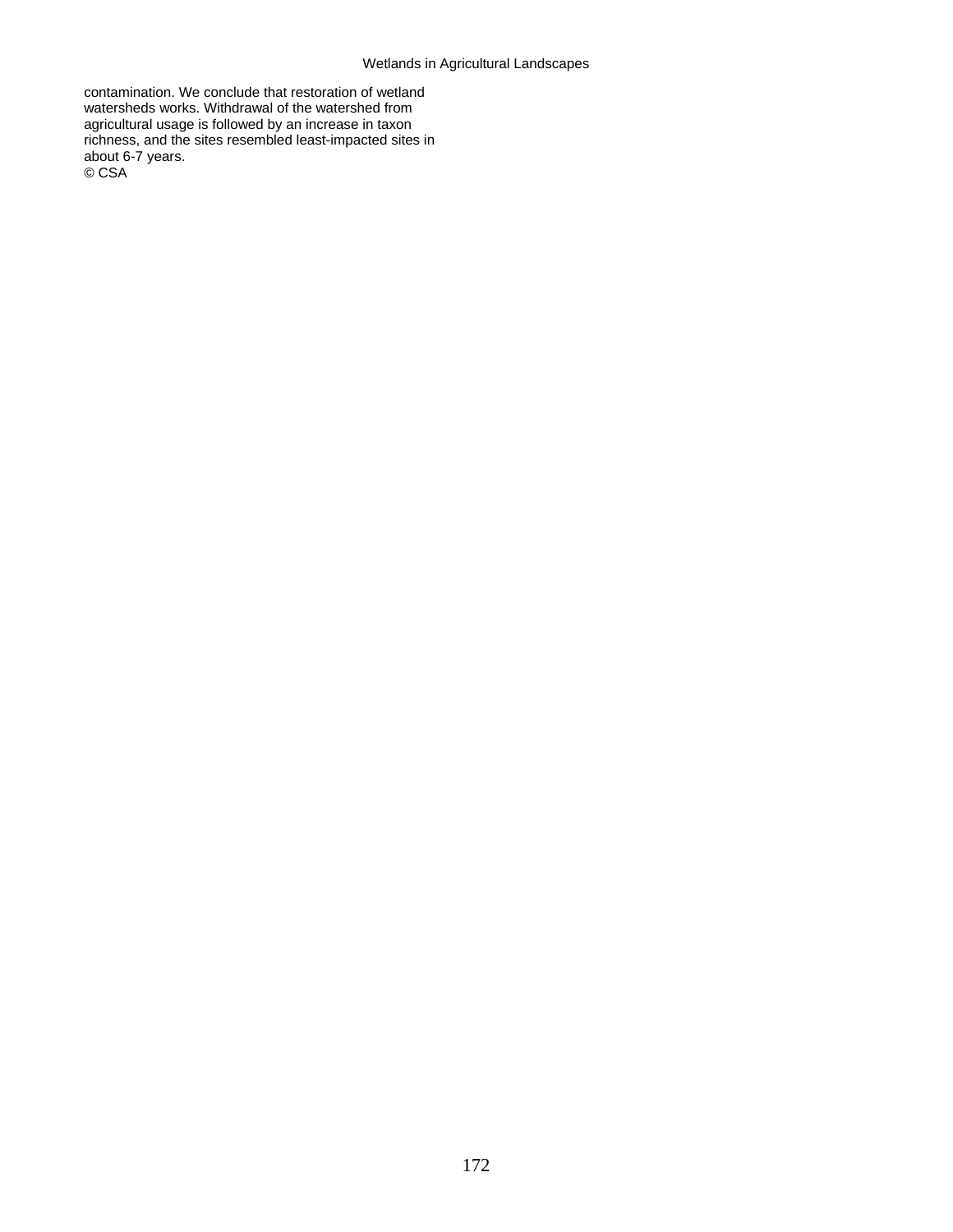contamination. We conclude that restoration of wetland watersheds works. Withdrawal of the watershed from agricultural usage is followed by an increase in taxon richness, and the sites resembled least-impacted sites in about 6-7 years.
© CSA